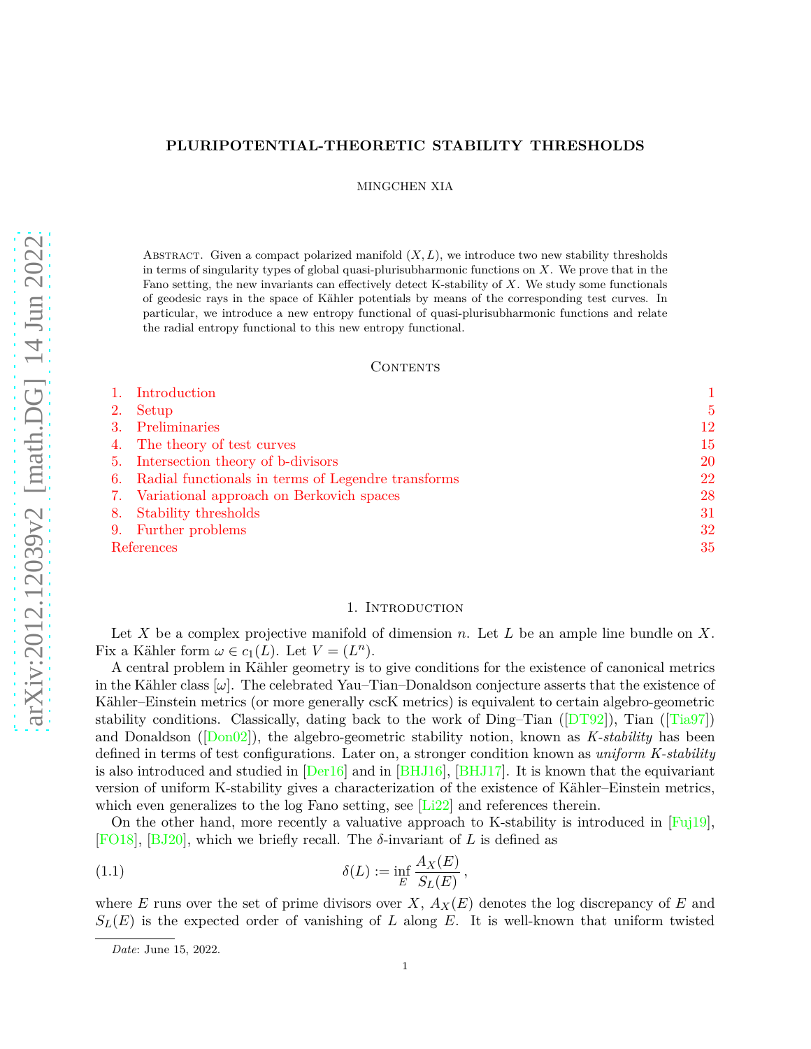# PLURIPOTENTIAL-THEORETIC STABILITY THRESHOLDS

MINGCHEN XIA

Abstract. Given a compact polarized manifold $(X, L)$, we introduce two new stability thresholds in terms of singularity types of global quasi-plurisubharmonic functions on $X$. We prove that in the Fano setting, the new invariants can effectively detect K-stability of $X$. We study some functionals of geodesic rays in the space of Kähler potentials by means of the corresponding test curves. In particular, we introduce a new entropy functional of quasi-plurisubharmonic functions and relate the radial entropy functional to this new entropy functional.

## Contents

1. Introduction 1
2. Setup 5
3. Preliminaries 12
4. The theory of test curves 15
5. Intersection theory of b-divisors 20
6. Radial functionals in terms of Legendre transforms 22
7. Variational approach on Berkovich spaces 28
8. Stability thresholds 31
9. Further problems 32

References 35

## 1. Introduction

Let $X$ be a complex projective manifold of dimension $n$. Let $L$ be an ample line bundle on $X$. Fix a Kähler form $\omega \in c_1(L)$. Let $V = (L^n)$.

A central problem in Kähler geometry is to give conditions for the existence of canonical metrics in the Kähler class $[\omega]$. The celebrated Yau–Tian–Donaldson conjecture asserts that the existence of Kähler–Einstein metrics (or more generally cscK metrics) is equivalent to certain algebro-geometric stability conditions. Classically, dating back to the work of Ding–Tian ([DT92]), Tian ([Tia97]) and Donaldson ([Don02]), the algebro-geometric stability notion, known as *K-stability* has been defined in terms of test configurations. Later on, a stronger condition known as *uniform K-stability* is also introduced and studied in [Der16] and in [BHJ16], [BHJ17]. It is known that the equivariant version of uniform K-stability gives a characterization of the existence of Kähler–Einstein metrics, which even generalizes to the log Fano setting, see [Li22] and references therein.

On the other hand, more recently a valuative approach to K-stability is introduced in [Fuj19], [FO18], [BJ20], which we briefly recall. The $\delta$-invariant of $L$ is defined as

$$\delta(L) := \inf_{E} \frac{A_X(E)}{S_L(E)}, \tag{1.1}$$

where $E$ runs over the set of prime divisors over $X$, $A_X(E)$ denotes the log discrepancy of $E$ and $S_L(E)$ is the expected order of vanishing of $L$ along $E$. It is well-known that uniform twisted

Date: June 15, 2022.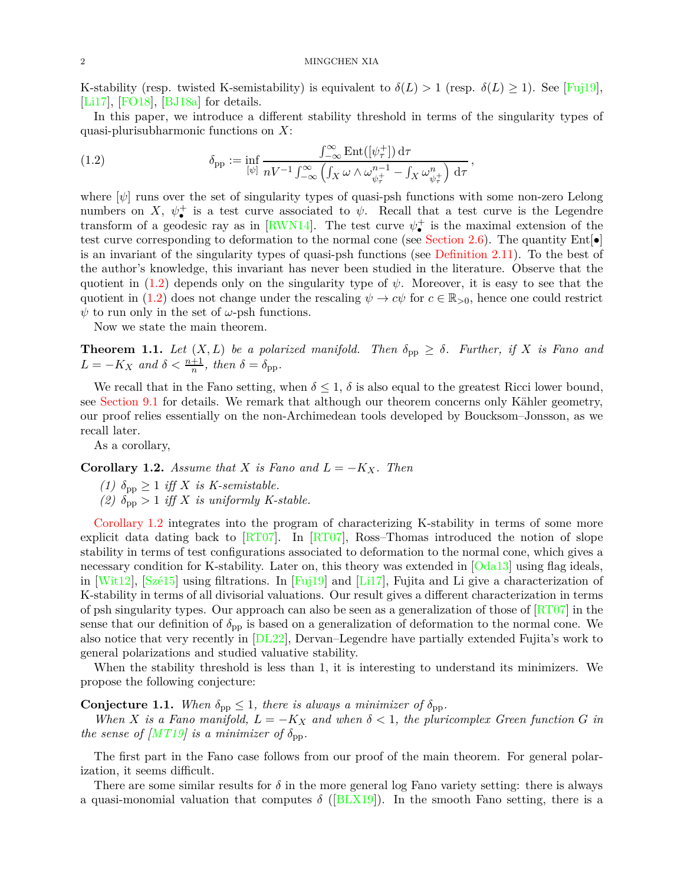K-stability (resp. twisted K-semistability) is equivalent to $\delta(L) > 1$ (resp. $\delta(L) \geq 1$). See [Fuj19], [Li17], [FO18], [BJ18a] for details.

In this paper, we introduce a different stability threshold in terms of the singularity types of quasi-plurisubharmonic functions on $X$:

$$\delta_{\mathrm{pp}} := \inf_{[\psi]} \frac{\int_{-\infty}^{\infty} \mathrm{Ent}([\psi_\tau^+])\,\mathrm{d}\tau}{nV^{-1}\int_{-\infty}^{\infty}\left(\int_X \omega \wedge \omega_{\psi_\tau^+}^{n-1} - \int_X \omega_{\psi_\tau^+}^n\right)\,\mathrm{d}\tau}\,, \tag{1.2}$$

where $[\psi]$ runs over the set of singularity types of quasi-psh functions with some non-zero Lelong numbers on $X$, $\psi_\bullet^+$ is a test curve associated to $\psi$. Recall that a test curve is the Legendre transform of a geodesic ray as in [RWN14]. The test curve $\psi_\bullet^+$ is the maximal extension of the test curve corresponding to deformation to the normal cone (see Section 2.6). The quantity $\mathrm{Ent}[\bullet]$ is an invariant of the singularity types of quasi-psh functions (see Definition 2.11). To the best of the author's knowledge, this invariant has never been studied in the literature. Observe that the quotient in (1.2) depends only on the singularity type of $\psi$. Moreover, it is easy to see that the quotient in (1.2) does not change under the rescaling $\psi \to c\psi$ for $c \in \mathbb{R}_{>0}$, hence one could restrict $\psi$ to run only in the set of $\omega$-psh functions.

Now we state the main theorem.

**Theorem 1.1.** *Let $(X, L)$ be a polarized manifold. Then $\delta_{\mathrm{pp}} \geq \delta$. Further, if $X$ is Fano and $L = -K_X$ and $\delta < \frac{n+1}{n}$, then $\delta = \delta_{\mathrm{pp}}$.*

We recall that in the Fano setting, when $\delta \leq 1$, $\delta$ is also equal to the greatest Ricci lower bound, see Section 9.1 for details. We remark that although our theorem concerns only Kähler geometry, our proof relies essentially on the non-Archimedean tools developed by Boucksom–Jonsson, as we recall later.

As a corollary,

**Corollary 1.2.** *Assume that $X$ is Fano and $L = -K_X$. Then*

*(1) $\delta_{\mathrm{pp}} \geq 1$ iff $X$ is K-semistable.*
*(2) $\delta_{\mathrm{pp}} > 1$ iff $X$ is uniformly K-stable.*

Corollary 1.2 integrates into the program of characterizing K-stability in terms of some more explicit data dating back to [RT07]. In [RT07], Ross–Thomas introduced the notion of slope stability in terms of test configurations associated to deformation to the normal cone, which gives a necessary condition for K-stability. Later on, this theory was extended in [Oda13] using flag ideals, in [Wit12], [Szé15] using filtrations. In [Fuj19] and [Li17], Fujita and Li give a characterization of K-stability in terms of all divisorial valuations. Our result gives a different characterization in terms of psh singularity types. Our approach can also be seen as a generalization of those of [RT07] in the sense that our definition of $\delta_{\mathrm{pp}}$ is based on a generalization of deformation to the normal cone. We also notice that very recently in [DL22], Dervan–Legendre have partially extended Fujita's work to general polarizations and studied valuative stability.

When the stability threshold is less than 1, it is interesting to understand its minimizers. We propose the following conjecture:

**Conjecture 1.1.** *When $\delta_{\mathrm{pp}} \leq 1$, there is always a minimizer of $\delta_{\mathrm{pp}}$.*

*When $X$ is a Fano manifold, $L = -K_X$ and when $\delta < 1$, the pluricomplex Green function $G$ in the sense of [MT19] is a minimizer of $\delta_{\mathrm{pp}}$.*

The first part in the Fano case follows from our proof of the main theorem. For general polarization, it seems difficult.

There are some similar results for $\delta$ in the more general log Fano variety setting: there is always a quasi-monomial valuation that computes $\delta$ ([BLX19]). In the smooth Fano setting, there is a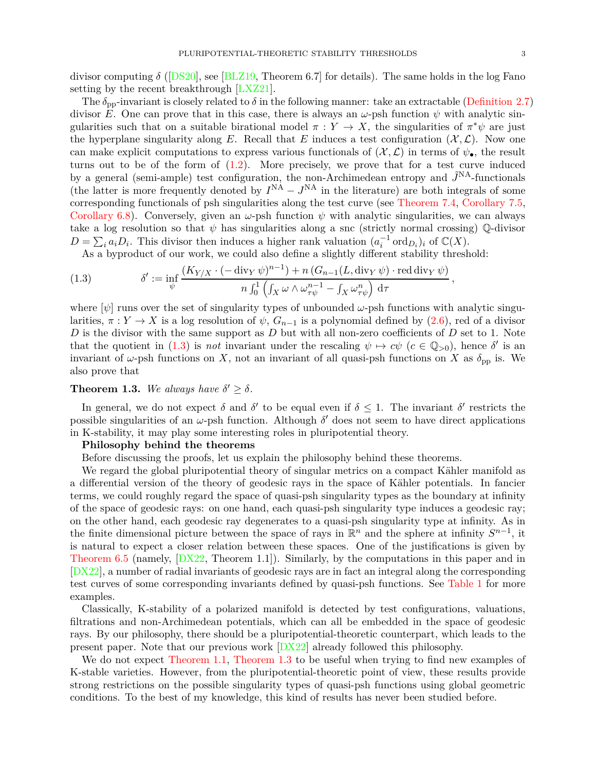divisor computing $\delta$ ([DS20], see [BLZ19, Theorem 6.7] for details). The same holds in the log Fano setting by the recent breakthrough [LXZ21].

The $\delta_{\mathrm{pp}}$-invariant is closely related to $\delta$ in the following manner: take an extractable (Definition 2.7) divisor $E$. One can prove that in this case, there is always an $\omega$-psh function $\psi$ with analytic singularities such that on a suitable birational model $\pi : Y \to X$, the singularities of $\pi^*\psi$ are just the hyperplane singularity along $E$. Recall that $E$ induces a test configuration $(\mathcal{X}, \mathcal{L})$. Now one can make explicit computations to express various functionals of $(\mathcal{X}, \mathcal{L})$ in terms of $\psi_\bullet$, the result turns out to be of the form of (1.2). More precisely, we prove that for a test curve induced by a general (semi-ample) test configuration, the non-Archimedean entropy and $\tilde{J}^{\mathrm{NA}}$-functionals (the latter is more frequently denoted by $I^{\mathrm{NA}} - J^{\mathrm{NA}}$ in the literature) are both integrals of some corresponding functionals of psh singularities along the test curve (see Theorem 7.4, Corollary 7.5, Corollary 6.8). Conversely, given an $\omega$-psh function $\psi$ with analytic singularities, we can always take a log resolution so that $\psi$ has singularities along a snc (strictly normal crossing) $\mathbb{Q}$-divisor $D = \sum_i a_i D_i$. This divisor then induces a higher rank valuation $(a_i^{-1} \operatorname{ord}_{D_i})_i$ of $\mathbb{C}(X)$.

As a byproduct of our work, we could also define a slightly different stability threshold:

$$
\delta' := \inf_{\psi} \frac{\left(K_{Y/X} \cdot (-\operatorname{div}_Y \psi)^{n-1}\right) + n\left(G_{n-1}(L, \operatorname{div}_Y \psi) \cdot \operatorname{red} \operatorname{div}_Y \psi\right)}{n \int_0^1 \left(\int_X \omega \wedge \omega_{\tau\psi}^{n-1} - \int_X \omega_{\tau\psi}^n\right) \mathrm{d}\tau}, \tag{1.3}
$$

where $[\psi]$ runs over the set of singularity types of unbounded $\omega$-psh functions with analytic singularities, $\pi : Y \to X$ is a log resolution of $\psi$, $G_{n-1}$ is a polynomial defined by (2.6), red of a divisor $D$ is the divisor with the same support as $D$ but with all non-zero coefficients of $D$ set to 1. Note that the quotient in (1.3) is *not* invariant under the rescaling $\psi \mapsto c\psi$ ($c \in \mathbb{Q}_{>0}$), hence $\delta'$ is an invariant of $\omega$-psh functions on $X$, not an invariant of all quasi-psh functions on $X$ as $\delta_{\mathrm{pp}}$ is. We also prove that

**Theorem 1.3.** *We always have $\delta' \geq \delta$.*

In general, we do not expect $\delta$ and $\delta'$ to be equal even if $\delta \leq 1$. The invariant $\delta'$ restricts the possible singularities of an $\omega$-psh function. Although $\delta'$ does not seem to have direct applications in K-stability, it may play some interesting roles in pluripotential theory.

**Philosophy behind the theorems**

Before discussing the proofs, let us explain the philosophy behind these theorems.

We regard the global pluripotential theory of singular metrics on a compact Kähler manifold as a differential version of the theory of geodesic rays in the space of Kähler potentials. In fancier terms, we could roughly regard the space of quasi-psh singularity types as the boundary at infinity of the space of geodesic rays: on one hand, each quasi-psh singularity type induces a geodesic ray; on the other hand, each geodesic ray degenerates to a quasi-psh singularity type at infinity. As in the finite dimensional picture between the space of rays in $\mathbb{R}^n$ and the sphere at infinity $S^{n-1}$, it is natural to expect a closer relation between these spaces. One of the justifications is given by Theorem 6.5 (namely, [DX22, Theorem 1.1]). Similarly, by the computations in this paper and in [DX22], a number of radial invariants of geodesic rays are in fact an integral along the corresponding test curves of some corresponding invariants defined by quasi-psh functions. See Table 1 for more examples.

Classically, K-stability of a polarized manifold is detected by test configurations, valuations, filtrations and non-Archimedean potentials, which can all be embedded in the space of geodesic rays. By our philosophy, there should be a pluripotential-theoretic counterpart, which leads to the present paper. Note that our previous work [DX22] already followed this philosophy.

We do not expect Theorem 1.1, Theorem 1.3 to be useful when trying to find new examples of K-stable varieties. However, from the pluripotential-theoretic point of view, these results provide strong restrictions on the possible singularity types of quasi-psh functions using global geometric conditions. To the best of my knowledge, this kind of results has never been studied before.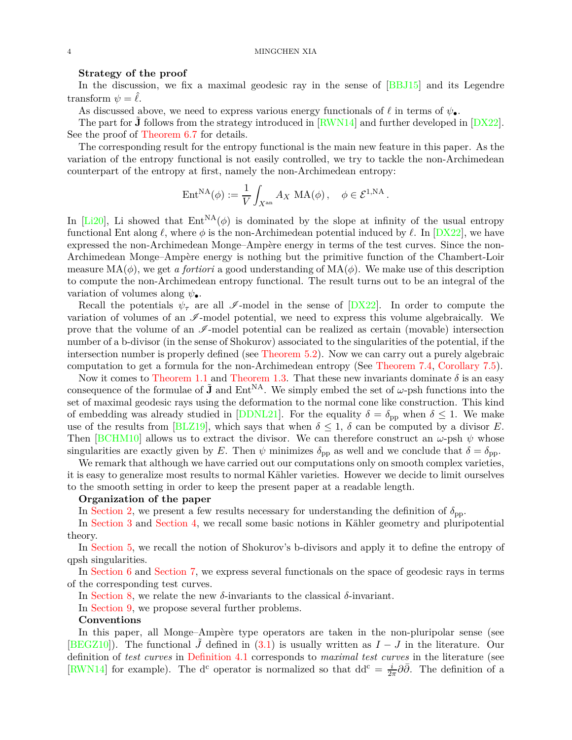**Strategy of the proof**

In the discussion, we fix a maximal geodesic ray in the sense of [BBJ15] and its Legendre transform $\psi = \hat{\ell}$.

As discussed above, we need to express various energy functionals of $\ell$ in terms of $\psi_\bullet$.

The part for $\tilde{\mathbf{J}}$ follows from the strategy introduced in [RWN14] and further developed in [DX22]. See the proof of Theorem 6.7 for details.

The corresponding result for the entropy functional is the main new feature in this paper. As the variation of the entropy functional is not easily controlled, we try to tackle the non-Archimedean counterpart of the entropy at first, namely the non-Archimedean entropy:

$$\mathrm{Ent}^{\mathrm{NA}}(\phi) := \frac{1}{V}\int_{X^{\mathrm{an}}} A_X \ \mathrm{MA}(\phi)\,, \quad \phi \in \mathcal{E}^{1,\mathrm{NA}}\,.$$

In [Li20], Li showed that $\mathrm{Ent}^{\mathrm{NA}}(\phi)$ is dominated by the slope at infinity of the usual entropy functional Ent along $\ell$, where $\phi$ is the non-Archimedean potential induced by $\ell$. In [DX22], we have expressed the non-Archimedean Monge–Ampère energy in terms of the test curves. Since the non-Archimedean Monge–Ampère energy is nothing but the primitive function of the Chambert-Loir measure $\mathrm{MA}(\phi)$, we get *a fortiori* a good understanding of $\mathrm{MA}(\phi)$. We make use of this description to compute the non-Archimedean entropy functional. The result turns out to be an integral of the variation of volumes along $\psi_\bullet$.

Recall the potentials $\psi_\tau$ are all $\mathscr{I}$-model in the sense of [DX22]. In order to compute the variation of volumes of an $\mathscr{I}$-model potential, we need to express this volume algebraically. We prove that the volume of an $\mathscr{I}$-model potential can be realized as certain (movable) intersection number of a b-divisor (in the sense of Shokurov) associated to the singularities of the potential, if the intersection number is properly defined (see Theorem 5.2). Now we can carry out a purely algebraic computation to get a formula for the non-Archimedean entropy (See Theorem 7.4, Corollary 7.5).

Now it comes to Theorem 1.1 and Theorem 1.3. That these new invariants dominate $\delta$ is an easy consequence of the formulae of $\tilde{\mathbf{J}}$ and $\mathrm{Ent}^{\mathrm{NA}}$. We simply embed the set of $\omega$-psh functions into the set of maximal geodesic rays using the deformation to the normal cone like construction. This kind of embedding was already studied in [DDNL21]. For the equality $\delta = \delta_{\mathrm{pp}}$ when $\delta \leq 1$. We make use of the results from [BLZ19], which says that when $\delta \leq 1$, $\delta$ can be computed by a divisor $E$. Then [BCHM10] allows us to extract the divisor. We can therefore construct an $\omega$-psh $\psi$ whose singularities are exactly given by $E$. Then $\psi$ minimizes $\delta_{\mathrm{pp}}$ as well and we conclude that $\delta = \delta_{\mathrm{pp}}$.

We remark that although we have carried out our computations only on smooth complex varieties, it is easy to generalize most results to normal Kähler varieties. However we decide to limit ourselves to the smooth setting in order to keep the present paper at a readable length.

**Organization of the paper**

In Section 2, we present a few results necessary for understanding the definition of $\delta_{\mathrm{pp}}$.

In Section 3 and Section 4, we recall some basic notions in Kähler geometry and pluripotential theory.

In Section 5, we recall the notion of Shokurov's b-divisors and apply it to define the entropy of qpsh singularities.

In Section 6 and Section 7, we express several functionals on the space of geodesic rays in terms of the corresponding test curves.

In Section 8, we relate the new $\delta$-invariants to the classical $\delta$-invariant.

In Section 9, we propose several further problems.

**Conventions**

In this paper, all Monge–Ampère type operators are taken in the non-pluripolar sense (see [BEGZ10]). The functional $\tilde{J}$ defined in (3.1) is usually written as $I - J$ in the literature. Our definition of *test curves* in Definition 4.1 corresponds to *maximal test curves* in the literature (see [RWN14] for example). The $\mathrm{d}^{\mathrm{c}}$ operator is normalized so that $\mathrm{dd}^{\mathrm{c}} = \frac{i}{2\pi}\partial\bar{\partial}$. The definition of a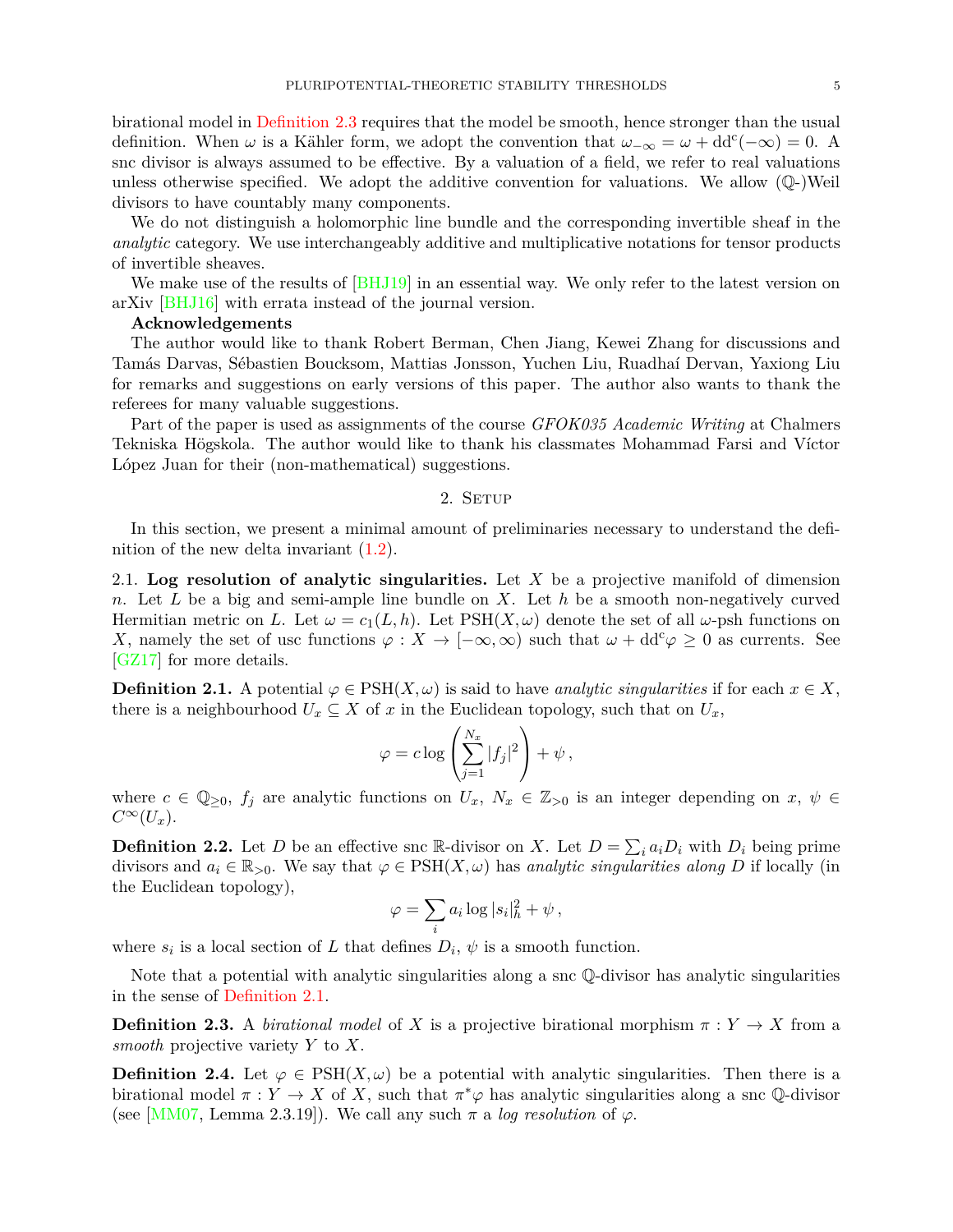birational model in Definition 2.3 requires that the model be smooth, hence stronger than the usual definition. When $\omega$ is a Kähler form, we adopt the convention that $\omega_{-\infty} = \omega + \mathrm{dd}^{\mathrm{c}}(-\infty) = 0$. A snc divisor is always assumed to be effective. By a valuation of a field, we refer to real valuations unless otherwise specified. We adopt the additive convention for valuations. We allow ($\mathbb{Q}$-)Weil divisors to have countably many components.

We do not distinguish a holomorphic line bundle and the corresponding invertible sheaf in the *analytic* category. We use interchangeably additive and multiplicative notations for tensor products of invertible sheaves.

We make use of the results of [BHJ19] in an essential way. We only refer to the latest version on arXiv [BHJ16] with errata instead of the journal version.

**Acknowledgements**

The author would like to thank Robert Berman, Chen Jiang, Kewei Zhang for discussions and Tamás Darvas, Sébastien Boucksom, Mattias Jonsson, Yuchen Liu, Ruadhaí Dervan, Yaxiong Liu for remarks and suggestions on early versions of this paper. The author also wants to thank the referees for many valuable suggestions.

Part of the paper is used as assignments of the course *GFOK035 Academic Writing* at Chalmers Tekniska Högskola. The author would like to thank his classmates Mohammad Farsi and Víctor López Juan for their (non-mathematical) suggestions.

## 2. Setup

In this section, we present a minimal amount of preliminaries necessary to understand the definition of the new delta invariant (1.2).

### 2.1. Log resolution of analytic singularities.

Let $X$ be a projective manifold of dimension $n$. Let $L$ be a big and semi-ample line bundle on $X$. Let $h$ be a smooth non-negatively curved Hermitian metric on $L$. Let $\omega = c_1(L, h)$. Let $\mathrm{PSH}(X, \omega)$ denote the set of all $\omega$-psh functions on $X$, namely the set of usc functions $\varphi : X \to [-\infty, \infty)$ such that $\omega + \mathrm{dd}^{\mathrm{c}}\varphi \geq 0$ as currents. See [GZ17] for more details.

**Definition 2.1.** A potential $\varphi \in \mathrm{PSH}(X, \omega)$ is said to have *analytic singularities* if for each $x \in X$, there is a neighbourhood $U_x \subseteq X$ of $x$ in the Euclidean topology, such that on $U_x$,

$$\varphi = c \log \left( \sum_{j=1}^{N_x} |f_j|^2 \right) + \psi \,,$$

where $c \in \mathbb{Q}_{\geq 0}$, $f_j$ are analytic functions on $U_x$, $N_x \in \mathbb{Z}_{>0}$ is an integer depending on $x$, $\psi \in C^\infty(U_x)$.

**Definition 2.2.** Let $D$ be an effective snc $\mathbb{R}$-divisor on $X$. Let $D = \sum_i a_i D_i$ with $D_i$ being prime divisors and $a_i \in \mathbb{R}_{>0}$. We say that $\varphi \in \mathrm{PSH}(X, \omega)$ has *analytic singularities along* $D$ if locally (in the Euclidean topology),

$$\varphi = \sum_i a_i \log |s_i|_h^2 + \psi \,,$$

where $s_i$ is a local section of $L$ that defines $D_i$, $\psi$ is a smooth function.

Note that a potential with analytic singularities along a snc $\mathbb{Q}$-divisor has analytic singularities in the sense of Definition 2.1.

**Definition 2.3.** A *birational model* of $X$ is a projective birational morphism $\pi : Y \to X$ from a *smooth* projective variety $Y$ to $X$.

**Definition 2.4.** Let $\varphi \in \mathrm{PSH}(X, \omega)$ be a potential with analytic singularities. Then there is a birational model $\pi : Y \to X$ of $X$, such that $\pi^*\varphi$ has analytic singularities along a snc $\mathbb{Q}$-divisor (see [MM07, Lemma 2.3.19]). We call any such $\pi$ a *log resolution* of $\varphi$.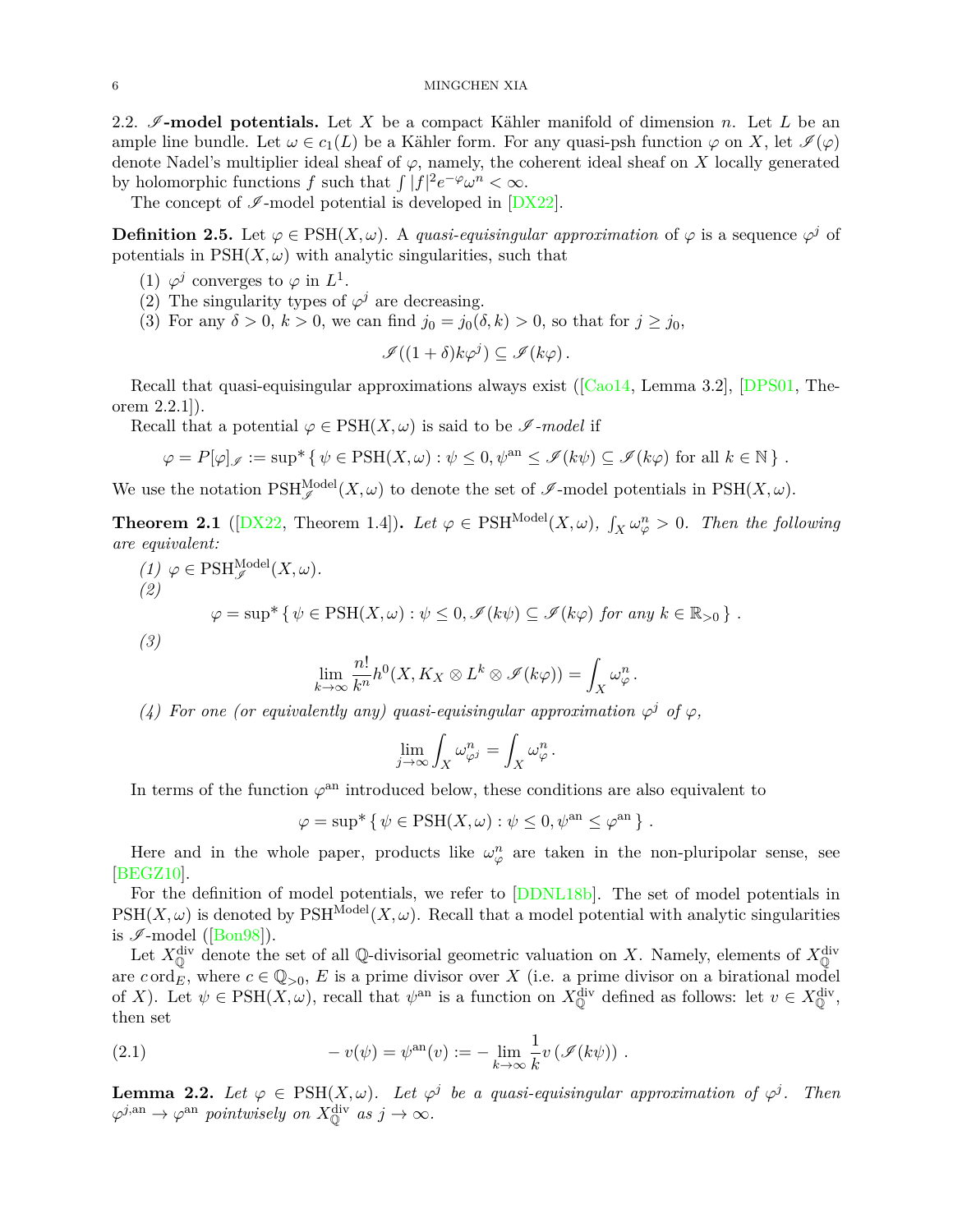### 2.2. $\mathscr{I}$-model potentials.

Let $X$ be a compact Kähler manifold of dimension $n$. Let $L$ be an ample line bundle. Let $\omega \in c_1(L)$ be a Kähler form. For any quasi-psh function $\varphi$ on $X$, let $\mathscr{I}(\varphi)$ denote Nadel's multiplier ideal sheaf of $\varphi$, namely, the coherent ideal sheaf on $X$ locally generated by holomorphic functions $f$ such that $\int |f|^2 e^{-\varphi}\omega^n < \infty$.

The concept of $\mathscr{I}$-model potential is developed in [DX22].

**Definition 2.5.** Let $\varphi \in \mathrm{PSH}(X,\omega)$. A *quasi-equisingular approximation* of $\varphi$ is a sequence $\varphi^j$ of potentials in $\mathrm{PSH}(X,\omega)$ with analytic singularities, such that

(1) $\varphi^j$ converges to $\varphi$ in $L^1$.
(2) The singularity types of $\varphi^j$ are decreasing.
(3) For any $\delta > 0$, $k > 0$, we can find $j_0 = j_0(\delta, k) > 0$, so that for $j \geq j_0$,

$$\mathscr{I}((1+\delta)k\varphi^j) \subseteq \mathscr{I}(k\varphi)\,.$$

Recall that quasi-equisingular approximations always exist ([Cao14, Lemma 3.2], [DPS01, Theorem 2.2.1]).

Recall that a potential $\varphi \in \mathrm{PSH}(X,\omega)$ is said to be *$\mathscr{I}$-model* if

$$\varphi = P[\varphi]_{\mathscr{I}} := \sup{}^*\left\{\, \psi \in \mathrm{PSH}(X,\omega) : \psi \leq 0, \psi^{\mathrm{an}} \leq \mathscr{I}(k\psi) \subseteq \mathscr{I}(k\varphi) \text{ for all } k \in \mathbb{N} \,\right\}.$$

We use the notation $\mathrm{PSH}^{\mathrm{Model}}_{\mathscr{I}}(X,\omega)$ to denote the set of $\mathscr{I}$-model potentials in $\mathrm{PSH}(X,\omega)$.

**Theorem 2.1** ([DX22, Theorem 1.4]). *Let $\varphi \in \mathrm{PSH}^{\mathrm{Model}}(X,\omega)$, $\int_X \omega_\varphi^n > 0$. Then the following are equivalent:*

*(1) $\varphi \in \mathrm{PSH}^{\mathrm{Model}}_{\mathscr{I}}(X,\omega)$.*
*(2)*

$$\varphi = \sup{}^*\left\{\, \psi \in \mathrm{PSH}(X,\omega) : \psi \leq 0, \mathscr{I}(k\psi) \subseteq \mathscr{I}(k\varphi) \text{ for any } k \in \mathbb{R}_{>0} \,\right\}.$$

*(3)*

$$\lim_{k\to\infty} \frac{n!}{k^n} h^0(X, K_X \otimes L^k \otimes \mathscr{I}(k\varphi)) = \int_X \omega_\varphi^n\,.$$

*(4) For one (or equivalently any) quasi-equisingular approximation $\varphi^j$ of $\varphi$,*

$$\lim_{j\to\infty} \int_X \omega_{\varphi^j}^n = \int_X \omega_\varphi^n\,.$$

In terms of the function $\varphi^{\mathrm{an}}$ introduced below, these conditions are also equivalent to

$$\varphi = \sup{}^*\left\{\, \psi \in \mathrm{PSH}(X,\omega) : \psi \leq 0, \psi^{\mathrm{an}} \leq \varphi^{\mathrm{an}} \,\right\}.$$

Here and in the whole paper, products like $\omega_\varphi^n$ are taken in the non-pluripolar sense, see [BEGZ10].

For the definition of model potentials, we refer to [DDNL18b]. The set of model potentials in $\mathrm{PSH}(X,\omega)$ is denoted by $\mathrm{PSH}^{\mathrm{Model}}(X,\omega)$. Recall that a model potential with analytic singularities is $\mathscr{I}$-model ([Bon98]).

Let $X^{\mathrm{div}}_{\mathbb{Q}}$ denote the set of all $\mathbb{Q}$-divisorial geometric valuation on $X$. Namely, elements of $X^{\mathrm{div}}_{\mathbb{Q}}$ are $c \operatorname{ord}_E$, where $c \in \mathbb{Q}_{>0}$, $E$ is a prime divisor over $X$ (i.e. a prime divisor on a birational model of $X$). Let $\psi \in \mathrm{PSH}(X,\omega)$, recall that $\psi^{\mathrm{an}}$ is a function on $X^{\mathrm{div}}_{\mathbb{Q}}$ defined as follows: let $v \in X^{\mathrm{div}}_{\mathbb{Q}}$, then set

$$-v(\psi) = \psi^{\mathrm{an}}(v) := -\lim_{k\to\infty} \frac{1}{k} v\left(\mathscr{I}(k\psi)\right). \tag{2.1}$$

**Lemma 2.2.** *Let $\varphi \in \mathrm{PSH}(X,\omega)$. Let $\varphi^j$ be a quasi-equisingular approximation of $\varphi^j$. Then $\varphi^{j,\mathrm{an}} \to \varphi^{\mathrm{an}}$ pointwisely on $X^{\mathrm{div}}_{\mathbb{Q}}$ as $j \to \infty$.*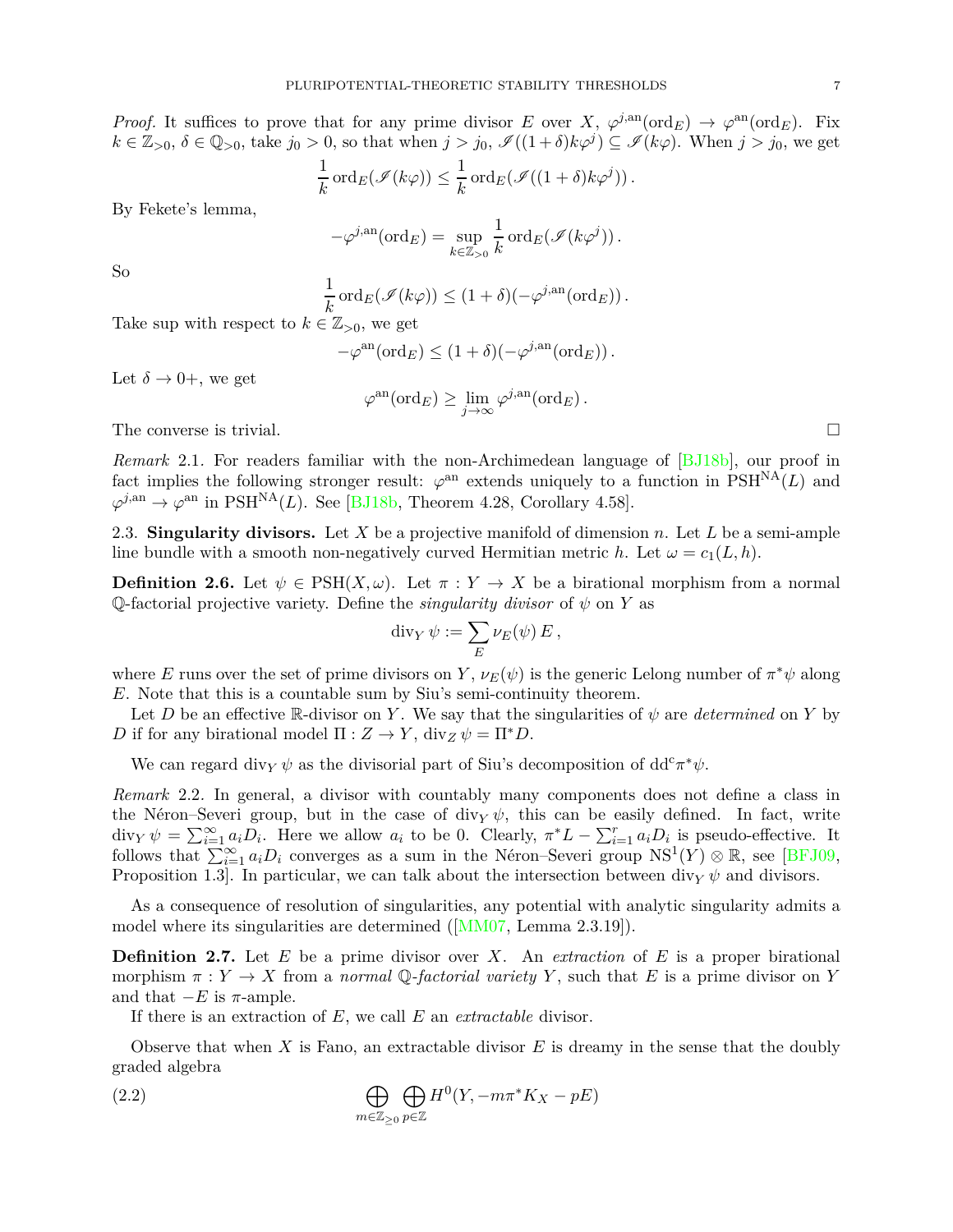*Proof.* It suffices to prove that for any prime divisor $E$ over $X$, $\varphi^{j,\mathrm{an}}(\mathrm{ord}_E) \to \varphi^{\mathrm{an}}(\mathrm{ord}_E)$. Fix $k \in \mathbb{Z}_{>0}$, $\delta \in \mathbb{Q}_{>0}$, take $j_0 > 0$, so that when $j > j_0$, $\mathscr{I}((1+\delta)k\varphi^j) \subseteq \mathscr{I}(k\varphi)$. When $j > j_0$, we get

$$\frac{1}{k}\,\mathrm{ord}_E(\mathscr{I}(k\varphi)) \leq \frac{1}{k}\,\mathrm{ord}_E(\mathscr{I}((1+\delta)k\varphi^j))\,.$$

By Fekete's lemma,

$$-\varphi^{j,\mathrm{an}}(\mathrm{ord}_E) = \sup_{k\in\mathbb{Z}_{>0}} \frac{1}{k}\,\mathrm{ord}_E(\mathscr{I}(k\varphi^j))\,.$$

So

$$\frac{1}{k}\,\mathrm{ord}_E(\mathscr{I}(k\varphi)) \leq (1+\delta)(-\varphi^{j,\mathrm{an}}(\mathrm{ord}_E))\,.$$

Take sup with respect to $k \in \mathbb{Z}_{>0}$, we get

$$-\varphi^{\mathrm{an}}(\mathrm{ord}_E) \leq (1+\delta)(-\varphi^{j,\mathrm{an}}(\mathrm{ord}_E))\,.$$

Let $\delta \to 0+$, we get

$$\varphi^{\mathrm{an}}(\mathrm{ord}_E) \geq \varlimsup_{j\to\infty} \varphi^{j,\mathrm{an}}(\mathrm{ord}_E)\,.$$

The converse is trivial. □

*Remark* 2.1. For readers familiar with the non-Archimedean language of [BJ18b], our proof in fact implies the following stronger result: $\varphi^{\mathrm{an}}$ extends uniquely to a function in $\mathrm{PSH}^{\mathrm{NA}}(L)$ and $\varphi^{j,\mathrm{an}} \to \varphi^{\mathrm{an}}$ in $\mathrm{PSH}^{\mathrm{NA}}(L)$. See [BJ18b, Theorem 4.28, Corollary 4.58].

## 2.3. Singularity divisors.

Let $X$ be a projective manifold of dimension $n$. Let $L$ be a semi-ample line bundle with a smooth non-negatively curved Hermitian metric $h$. Let $\omega = c_1(L, h)$.

**Definition 2.6.** Let $\psi \in \mathrm{PSH}(X, \omega)$. Let $\pi : Y \to X$ be a birational morphism from a normal $\mathbb{Q}$-factorial projective variety. Define the *singularity divisor* of $\psi$ on $Y$ as

$$\mathrm{div}_Y\,\psi := \sum_E \nu_E(\psi)\,E\,,$$

where $E$ runs over the set of prime divisors on $Y$, $\nu_E(\psi)$ is the generic Lelong number of $\pi^*\psi$ along $E$. Note that this is a countable sum by Siu's semi-continuity theorem.

Let $D$ be an effective $\mathbb{R}$-divisor on $Y$. We say that the singularities of $\psi$ are *determined* on $Y$ by $D$ if for any birational model $\Pi : Z \to Y$, $\mathrm{div}_Z\,\psi = \Pi^* D$.

We can regard $\mathrm{div}_Y\,\psi$ as the divisorial part of Siu's decomposition of $\mathrm{dd^c}\pi^*\psi$.

*Remark* 2.2. In general, a divisor with countably many components does not define a class in the Néron–Severi group, but in the case of $\mathrm{div}_Y\,\psi$, this can be easily defined. In fact, write $\mathrm{div}_Y\,\psi = \sum_{i=1}^{\infty} a_i D_i$. Here we allow $a_i$ to be 0. Clearly, $\pi^*L - \sum_{i=1}^{r} a_i D_i$ is pseudo-effective. It follows that $\sum_{i=1}^{\infty} a_i D_i$ converges as a sum in the Néron–Severi group $\mathrm{NS}^1(Y) \otimes \mathbb{R}$, see [BFJ09, Proposition 1.3]. In particular, we can talk about the intersection between $\mathrm{div}_Y\,\psi$ and divisors.

As a consequence of resolution of singularities, any potential with analytic singularity admits a model where its singularities are determined ([MM07, Lemma 2.3.19]).

**Definition 2.7.** Let $E$ be a prime divisor over $X$. An *extraction* of $E$ is a proper birational morphism $\pi : Y \to X$ from a *normal $\mathbb{Q}$-factorial variety* $Y$, such that $E$ is a prime divisor on $Y$ and that $-E$ is $\pi$-ample.

If there is an extraction of $E$, we call $E$ an *extractable* divisor.

Observe that when $X$ is Fano, an extractable divisor $E$ is dreamy in the sense that the doubly graded algebra

$$\bigoplus_{m\in\mathbb{Z}_{\geq 0}} \bigoplus_{p\in\mathbb{Z}} H^0(Y, -m\pi^*K_X - pE) \tag{2.2}$$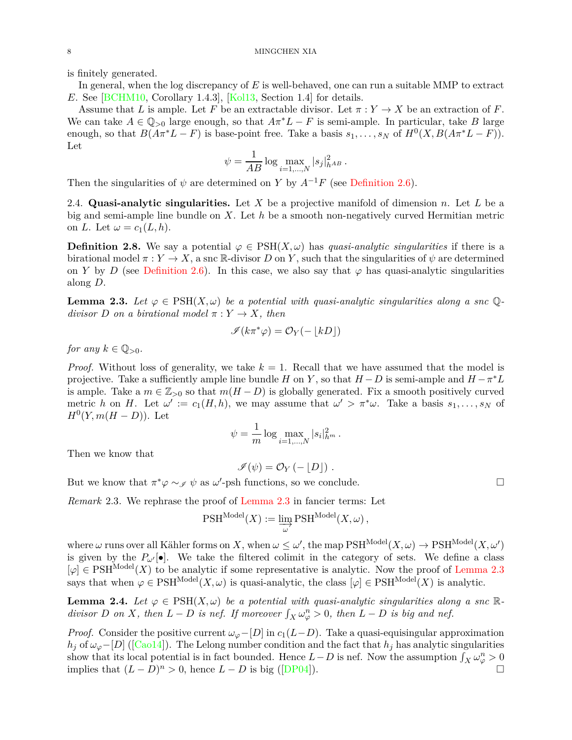is finitely generated.

In general, when the log discrepancy of $E$ is well-behaved, one can run a suitable MMP to extract $E$. See [BCHM10, Corollary 1.4.3], [Kol13, Section 1.4] for details.

Assume that $L$ is ample. Let $F$ be an extractable divisor. Let $\pi : Y \to X$ be an extraction of $F$. We can take $A \in \mathbb{Q}_{>0}$ large enough, so that $A\pi^*L - F$ is semi-ample. In particular, take $B$ large enough, so that $B(A\pi^*L - F)$ is base-point free. Take a basis $s_1, \dots, s_N$ of $H^0(X, B(A\pi^*L - F))$. Let

$$\psi = \frac{1}{AB} \log \max_{i=1,\dots,N} |s_j|^2_{h^{AB}}\,.$$

Then the singularities of $\psi$ are determined on $Y$ by $A^{-1}F$ (see Definition 2.6).

## 2.4. Quasi-analytic singularities.

Let $X$ be a projective manifold of dimension $n$. Let $L$ be a big and semi-ample line bundle on $X$. Let $h$ be a smooth non-negatively curved Hermitian metric on $L$. Let $\omega = c_1(L, h)$.

**Definition 2.8.** We say a potential $\varphi \in \mathrm{PSH}(X, \omega)$ has *quasi-analytic singularities* if there is a birational model $\pi : Y \to X$, a snc $\mathbb{R}$-divisor $D$ on $Y$, such that the singularities of $\psi$ are determined on $Y$ by $D$ (see Definition 2.6). In this case, we also say that $\varphi$ has quasi-analytic singularities along $D$.

**Lemma 2.3.** *Let $\varphi \in \mathrm{PSH}(X, \omega)$ be a potential with quasi-analytic singularities along a snc $\mathbb{Q}$-divisor $D$ on a birational model $\pi : Y \to X$, then*

$$\mathscr{I}(k\pi^*\varphi) = \mathcal{O}_Y(-\lfloor kD \rfloor)$$

*for any $k \in \mathbb{Q}_{>0}$.*

*Proof.* Without loss of generality, we take $k = 1$. Recall that we have assumed that the model is projective. Take a sufficiently ample line bundle $H$ on $Y$, so that $H - D$ is semi-ample and $H - \pi^*L$ is ample. Take a $m \in \mathbb{Z}_{>0}$ so that $m(H - D)$ is globally generated. Fix a smooth positively curved metric $h$ on $H$. Let $\omega' := c_1(H, h)$, we may assume that $\omega' > \pi^*\omega$. Take a basis $s_1, \dots, s_N$ of $H^0(Y, m(H - D))$. Let

$$\psi = \frac{1}{m} \log \max_{i=1,\dots,N} |s_i|^2_{h^m}\,.$$

Then we know that

$$\mathscr{I}(\psi) = \mathcal{O}_Y\left(-\lfloor D \rfloor\right)\,.$$

But we know that $\pi^*\varphi \sim_{\mathscr{I}} \psi$ as $\omega'$-psh functions, so we conclude. □

*Remark* 2.3. We rephrase the proof of Lemma 2.3 in fancier terms: Let

$$\mathrm{PSH}^{\mathrm{Model}}(X) := \varinjlim_{\omega} \mathrm{PSH}^{\mathrm{Model}}(X, \omega)\,,$$

where $\omega$ runs over all Kähler forms on $X$, when $\omega \le \omega'$, the map $\mathrm{PSH}^{\mathrm{Model}}(X, \omega) \to \mathrm{PSH}^{\mathrm{Model}}(X, \omega')$ is given by the $P_{\omega'}[\bullet]$. We take the filtered colimit in the category of sets. We define a class $[\varphi] \in \mathrm{PSH}^{\mathrm{Model}}(X)$ to be analytic if some representative is analytic. Now the proof of Lemma 2.3 says that when $\varphi \in \mathrm{PSH}^{\mathrm{Model}}(X, \omega)$ is quasi-analytic, the class $[\varphi] \in \mathrm{PSH}^{\mathrm{Model}}(X)$ is analytic.

**Lemma 2.4.** *Let $\varphi \in \mathrm{PSH}(X, \omega)$ be a potential with quasi-analytic singularities along a snc $\mathbb{R}$-divisor $D$ on $X$, then $L - D$ is nef. If moreover $\int_X \omega_\varphi^n > 0$, then $L - D$ is big and nef.*

*Proof.* Consider the positive current $\omega_\varphi - [D]$ in $c_1(L - D)$. Take a quasi-equisingular approximation $h_j$ of $\omega_\varphi - [D]$ ([Cao14]). The Lelong number condition and the fact that $h_j$ has analytic singularities show that its local potential is in fact bounded. Hence $L - D$ is nef. Now the assumption $\int_X \omega_\varphi^n > 0$ implies that $(L - D)^n > 0$, hence $L - D$ is big ([DP04]). □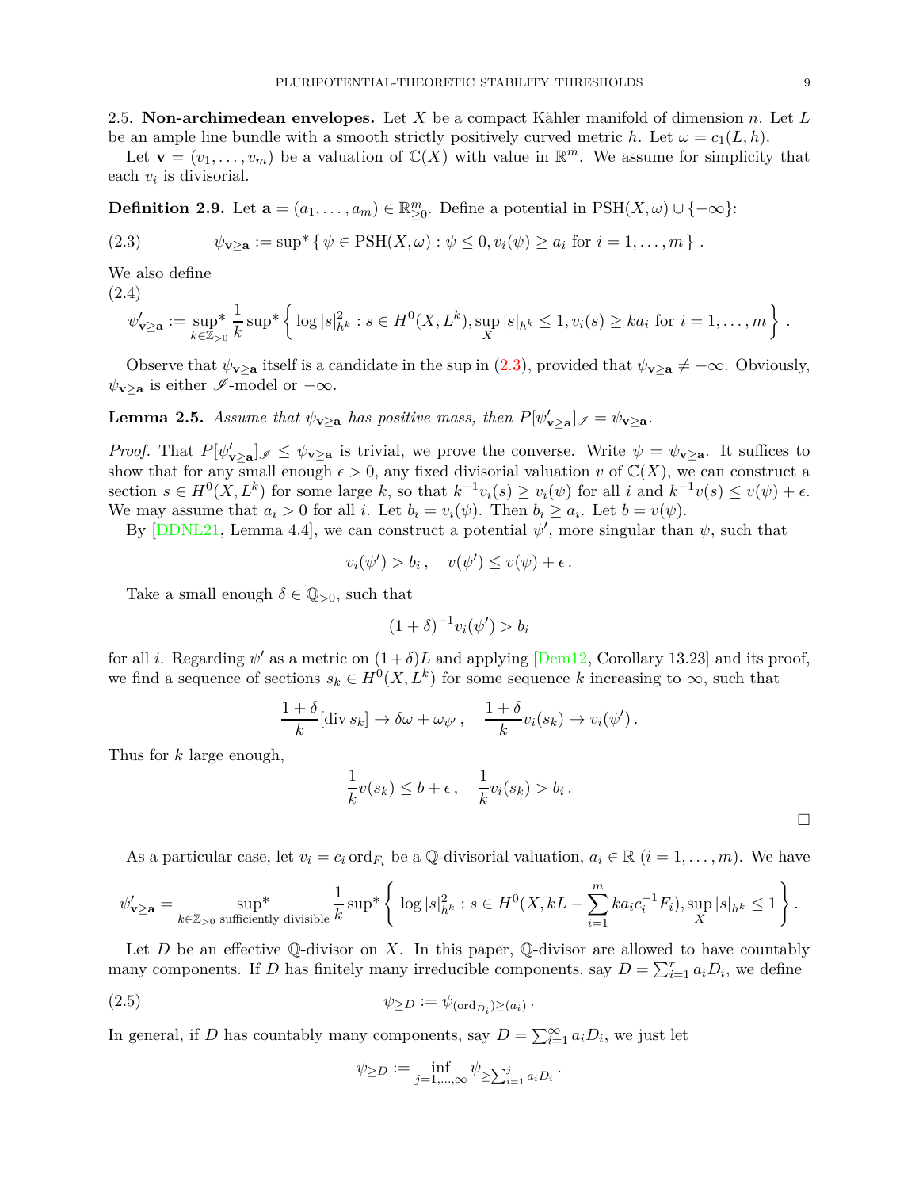## 2.5. Non-archimedean envelopes.

Let $X$ be a compact Kähler manifold of dimension $n$. Let $L$ be an ample line bundle with a smooth strictly positively curved metric $h$. Let $\omega = c_1(L,h)$.

Let $\mathbf{v} = (v_1,\dots,v_m)$ be a valuation of $\mathbb{C}(X)$ with value in $\mathbb{R}^m$. We assume for simplicity that each $v_i$ is divisorial.

**Definition 2.9.** Let $\mathbf{a} = (a_1,\dots,a_m) \in \mathbb{R}^m_{\geq 0}$. Define a potential in $\mathrm{PSH}(X,\omega) \cup \{-\infty\}$:

$$\psi_{\mathbf{v}\geq\mathbf{a}} := \sup{}^* \left\{ \psi \in \mathrm{PSH}(X,\omega) : \psi \leq 0, v_i(\psi) \geq a_i \text{ for } i = 1,\dots,m \right\} . \tag{2.3}$$

We also define

$$\psi'_{\mathbf{v}\geq\mathbf{a}} := \sup_{k\in\mathbb{Z}_{>0}}{}^* \frac{1}{k} \sup{}^* \left\{ \log|s|^2_{h^k} : s \in H^0(X,L^k), \sup_X |s|_{h^k} \leq 1, v_i(s) \geq k a_i \text{ for } i = 1,\dots,m \right\} . \tag{2.4}$$

Observe that $\psi_{\mathbf{v}\geq\mathbf{a}}$ itself is a candidate in the sup in (2.3), provided that $\psi_{\mathbf{v}\geq\mathbf{a}} \neq -\infty$. Obviously, $\psi_{\mathbf{v}\geq\mathbf{a}}$ is either $\mathscr{I}$-model or $-\infty$.

**Lemma 2.5.** *Assume that $\psi_{\mathbf{v}\geq\mathbf{a}}$ has positive mass, then $P[\psi'_{\mathbf{v}\geq\mathbf{a}}]_{\mathscr{I}} = \psi_{\mathbf{v}\geq\mathbf{a}}$.*

*Proof.* That $P[\psi'_{\mathbf{v}\geq\mathbf{a}}]_{\mathscr{I}} \leq \psi_{\mathbf{v}\geq\mathbf{a}}$ is trivial, we prove the converse. Write $\psi = \psi_{\mathbf{v}\geq\mathbf{a}}$. It suffices to show that for any small enough $\epsilon > 0$, any fixed divisorial valuation $v$ of $\mathbb{C}(X)$, we can construct a section $s \in H^0(X,L^k)$ for some large $k$, so that $k^{-1}v_i(s) \geq v_i(\psi)$ for all $i$ and $k^{-1}v(s) \leq v(\psi) + \epsilon$. We may assume that $a_i > 0$ for all $i$. Let $b_i = v_i(\psi)$. Then $b_i \geq a_i$. Let $b = v(\psi)$.

By [DDNL21, Lemma 4.4], we can construct a potential $\psi'$, more singular than $\psi$, such that

$$v_i(\psi') > b_i\,, \quad v(\psi') \leq v(\psi) + \epsilon\,.$$

Take a small enough $\delta \in \mathbb{Q}_{>0}$, such that

$$(1+\delta)^{-1} v_i(\psi') > b_i$$

for all $i$. Regarding $\psi'$ as a metric on $(1+\delta)L$ and applying [Dem12, Corollary 13.23] and its proof, we find a sequence of sections $s_k \in H^0(X,L^k)$ for some sequence $k$ increasing to $\infty$, such that

$$\frac{1+\delta}{k}[\operatorname{div} s_k] \to \delta\omega + \omega_{\psi'}\,, \quad \frac{1+\delta}{k} v_i(s_k) \to v_i(\psi')\,.$$

Thus for $k$ large enough,

$$\frac{1}{k} v(s_k) \leq b + \epsilon\,, \quad \frac{1}{k} v_i(s_k) > b_i\,.$$

$\square$

As a particular case, let $v_i = c_i \operatorname{ord}_{F_i}$ be a $\mathbb{Q}$-divisorial valuation, $a_i \in \mathbb{R}$ $(i = 1,\dots,m)$. We have

$$\psi'_{\mathbf{v}\geq\mathbf{a}} = \sup_{k\in\mathbb{Z}_{>0} \text{ sufficiently divisible}}{}^* \frac{1}{k} \sup{}^* \left\{ \log|s|^2_{h^k} : s \in H^0(X, kL - \sum_{i=1}^m k a_i c_i^{-1} F_i), \sup_X |s|_{h^k} \leq 1 \right\} .$$

Let $D$ be an effective $\mathbb{Q}$-divisor on $X$. In this paper, $\mathbb{Q}$-divisor are allowed to have countably many components. If $D$ has finitely many irreducible components, say $D = \sum_{i=1}^r a_i D_i$, we define

$$\psi_{\geq D} := \psi_{(\operatorname{ord}_{D_i})\geq(a_i)}\,. \tag{2.5}$$

In general, if $D$ has countably many components, say $D = \sum_{i=1}^\infty a_i D_i$, we just let

$$\psi_{\geq D} := \inf_{j=1,\dots,\infty} \psi_{\geq \sum_{i=1}^j a_i D_i}\,.$$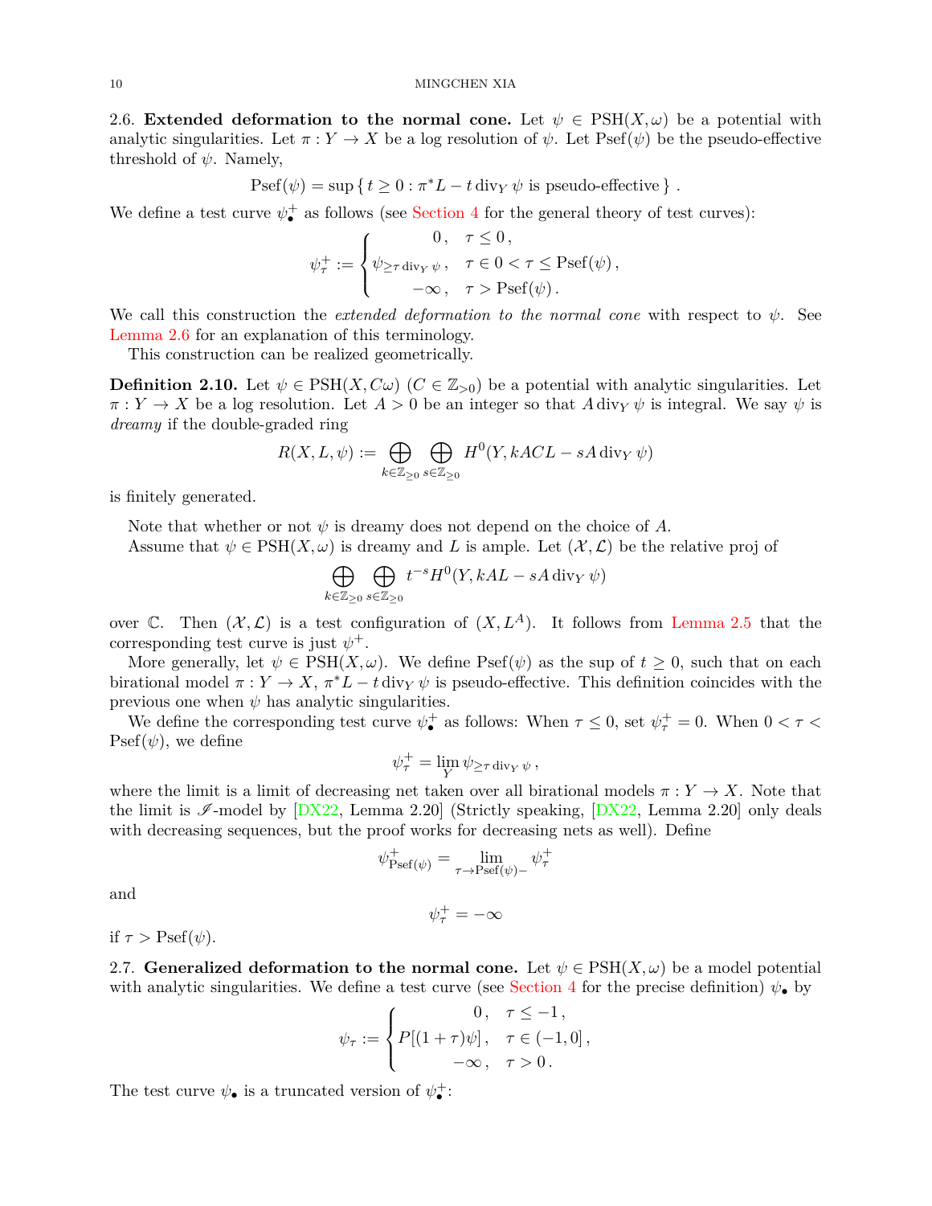2.6. **Extended deformation to the normal cone.** Let $\psi \in \mathrm{PSH}(X,\omega)$ be a potential with analytic singularities. Let $\pi : Y \to X$ be a log resolution of $\psi$. Let $\mathrm{Psef}(\psi)$ be the pseudo-effective threshold of $\psi$. Namely,

$$\mathrm{Psef}(\psi) = \sup \{ t \geq 0 : \pi^* L - t \operatorname{div}_Y \psi \text{ is pseudo-effective} \} .$$

We define a test curve $\psi^+_\bullet$ as follows (see Section 4 for the general theory of test curves):

$$\psi^+_\tau := \begin{cases} 0 , & \tau \leq 0 , \\ \psi_{\geq \tau \operatorname{div}_Y \psi} , & \tau \in 0 < \tau \leq \mathrm{Psef}(\psi) , \\ -\infty , & \tau > \mathrm{Psef}(\psi) . \end{cases}$$

We call this construction the *extended deformation to the normal cone* with respect to $\psi$. See Lemma 2.6 for an explanation of this terminology.

This construction can be realized geometrically.

**Definition 2.10.** Let $\psi \in \mathrm{PSH}(X, C\omega)$ ($C \in \mathbb{Z}_{>0}$) be a potential with analytic singularities. Let $\pi : Y \to X$ be a log resolution. Let $A > 0$ be an integer so that $A \operatorname{div}_Y \psi$ is integral. We say $\psi$ is *dreamy* if the double-graded ring

$$R(X, L, \psi) := \bigoplus_{k \in \mathbb{Z}_{\geq 0}} \bigoplus_{s \in \mathbb{Z}_{\geq 0}} H^0(Y, kACL - sA \operatorname{div}_Y \psi)$$

is finitely generated.

Note that whether or not $\psi$ is dreamy does not depend on the choice of $A$.

Assume that $\psi \in \mathrm{PSH}(X,\omega)$ is dreamy and $L$ is ample. Let $(\mathcal{X}, \mathcal{L})$ be the relative proj of

$$\bigoplus_{k \in \mathbb{Z}_{\geq 0}} \bigoplus_{s \in \mathbb{Z}_{\geq 0}} t^{-s} H^0(Y, kAL - sA \operatorname{div}_Y \psi)$$

over $\mathbb{C}$. Then $(\mathcal{X}, \mathcal{L})$ is a test configuration of $(X, L^A)$. It follows from Lemma 2.5 that the corresponding test curve is just $\psi^+$.

More generally, let $\psi \in \mathrm{PSH}(X,\omega)$. We define $\mathrm{Psef}(\psi)$ as the sup of $t \geq 0$, such that on each birational model $\pi : Y \to X$, $\pi^* L - t \operatorname{div}_Y \psi$ is pseudo-effective. This definition coincides with the previous one when $\psi$ has analytic singularities.

We define the corresponding test curve $\psi^+_\bullet$ as follows: When $\tau \leq 0$, set $\psi^+_\tau = 0$. When $0 < \tau < \mathrm{Psef}(\psi)$, we define

$$\psi^+_\tau = \lim_{Y} \psi_{\geq \tau \operatorname{div}_Y \psi} ,$$

where the limit is a limit of decreasing net taken over all birational models $\pi : Y \to X$. Note that the limit is $\mathscr{I}$-model by [DX22, Lemma 2.20] (Strictly speaking, [DX22, Lemma 2.20] only deals with decreasing sequences, but the proof works for decreasing nets as well). Define

$$\psi^+_{\mathrm{Psef}(\psi)} = \lim_{\tau \to \mathrm{Psef}(\psi)-} \psi^+_\tau$$

and

$$\psi^+_\tau = -\infty$$

if $\tau > \mathrm{Psef}(\psi)$.

2.7. **Generalized deformation to the normal cone.** Let $\psi \in \mathrm{PSH}(X,\omega)$ be a model potential with analytic singularities. We define a test curve (see Section 4 for the precise definition) $\psi_\bullet$ by

$$\psi_\tau := \begin{cases} 0 , & \tau \leq -1 , \\ P[(1+\tau)\psi] , & \tau \in (-1, 0] , \\ -\infty , & \tau > 0 . \end{cases}$$

The test curve $\psi_\bullet$ is a truncated version of $\psi^+_\bullet$: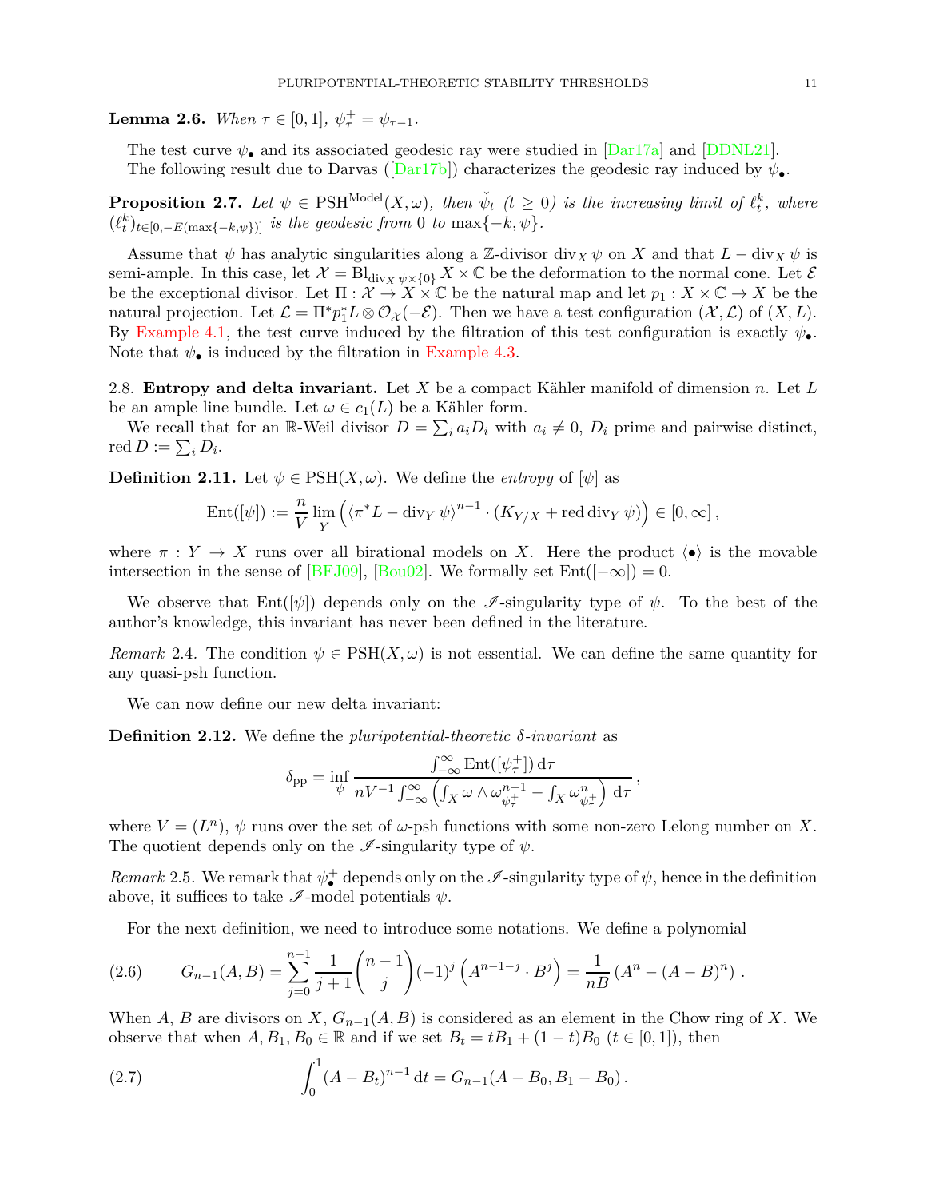**Lemma 2.6.** *When $\tau \in [0,1]$, $\psi^+_\tau = \psi_{\tau-1}$.*

The test curve $\psi_\bullet$ and its associated geodesic ray were studied in [Dar17a] and [DDNL21].

The following result due to Darvas ([Dar17b]) characterizes the geodesic ray induced by $\psi_\bullet$.

**Proposition 2.7.** *Let $\psi \in \mathrm{PSH}^{\mathrm{Model}}(X,\omega)$, then $\check{\psi}_t$ $(t \geq 0)$ is the increasing limit of $\ell^k_t$, where $(\ell^k_t)_{t\in[0,-E(\max\{-k,\psi\})]}$ is the geodesic from $0$ to $\max\{-k,\psi\}$.*

Assume that $\psi$ has analytic singularities along a $\mathbb{Z}$-divisor $\operatorname{div}_X \psi$ on $X$ and that $L - \operatorname{div}_X \psi$ is semi-ample. In this case, let $\mathcal{X} = \mathrm{Bl}_{\operatorname{div}_X \psi \times \{0\}} X \times \mathbb{C}$ be the deformation to the normal cone. Let $\mathcal{E}$ be the exceptional divisor. Let $\Pi : \mathcal{X} \to X \times \mathbb{C}$ be the natural map and let $p_1 : X \times \mathbb{C} \to X$ be the natural projection. Let $\mathcal{L} = \Pi^* p_1^* L \otimes \mathcal{O}_{\mathcal{X}}(-\mathcal{E})$. Then we have a test configuration $(\mathcal{X},\mathcal{L})$ of $(X,L)$. By Example 4.1, the test curve induced by the filtration of this test configuration is exactly $\psi_\bullet$. Note that $\psi_\bullet$ is induced by the filtration in Example 4.3.

2.8. **Entropy and delta invariant.** Let $X$ be a compact Kähler manifold of dimension $n$. Let $L$ be an ample line bundle. Let $\omega \in c_1(L)$ be a Kähler form.

We recall that for an $\mathbb{R}$-Weil divisor $D = \sum_i a_i D_i$ with $a_i \neq 0$, $D_i$ prime and pairwise distinct, $\operatorname{red} D := \sum_i D_i$.

**Definition 2.11.** Let $\psi \in \mathrm{PSH}(X,\omega)$. We define the *entropy* of $[\psi]$ as

$$\mathrm{Ent}([\psi]) := \frac{n}{V} \varliminf_{Y} \left( \langle \pi^* L - \operatorname{div}_Y \psi \rangle^{n-1} \cdot (K_{Y/X} + \operatorname{red} \operatorname{div}_Y \psi) \right) \in [0,\infty] \,,$$

where $\pi : Y \to X$ runs over all birational models on $X$. Here the product $\langle \bullet \rangle$ is the movable intersection in the sense of [BFJ09], [Bou02]. We formally set $\mathrm{Ent}([-\infty]) = 0$.

We observe that $\mathrm{Ent}([\psi])$ depends only on the $\mathscr{I}$-singularity type of $\psi$. To the best of the author's knowledge, this invariant has never been defined in the literature.

*Remark* 2.4. The condition $\psi \in \mathrm{PSH}(X,\omega)$ is not essential. We can define the same quantity for any quasi-psh function.

We can now define our new delta invariant:

**Definition 2.12.** We define the *pluripotential-theoretic $\delta$-invariant* as

$$\delta_{\mathrm{pp}} = \inf_{\psi} \frac{\int_{-\infty}^{\infty} \mathrm{Ent}([\psi^+_\tau])\,\mathrm{d}\tau}{nV^{-1}\int_{-\infty}^{\infty} \left( \int_X \omega \wedge \omega^{n-1}_{\psi^+_\tau} - \int_X \omega^n_{\psi^+_\tau} \right) \mathrm{d}\tau} \,,$$

where $V = (L^n)$, $\psi$ runs over the set of $\omega$-psh functions with some non-zero Lelong number on $X$. The quotient depends only on the $\mathscr{I}$-singularity type of $\psi$.

*Remark* 2.5. We remark that $\psi^+_\bullet$ depends only on the $\mathscr{I}$-singularity type of $\psi$, hence in the definition above, it suffices to take $\mathscr{I}$-model potentials $\psi$.

For the next definition, we need to introduce some notations. We define a polynomial

$$G_{n-1}(A,B) = \sum_{j=0}^{n-1} \frac{1}{j+1} \binom{n-1}{j} (-1)^j \left( A^{n-1-j} \cdot B^j \right) = \frac{1}{nB} \left( A^n - (A-B)^n \right) . \tag{2.6}$$

When $A$, $B$ are divisors on $X$, $G_{n-1}(A,B)$ is considered as an element in the Chow ring of $X$. We observe that when $A, B_1, B_0 \in \mathbb{R}$ and if we set $B_t = tB_1 + (1-t)B_0$ $(t \in [0,1])$, then

$$\int_0^1 (A - B_t)^{n-1} \,\mathrm{d}t = G_{n-1}(A - B_0, B_1 - B_0) \,. \tag{2.7}$$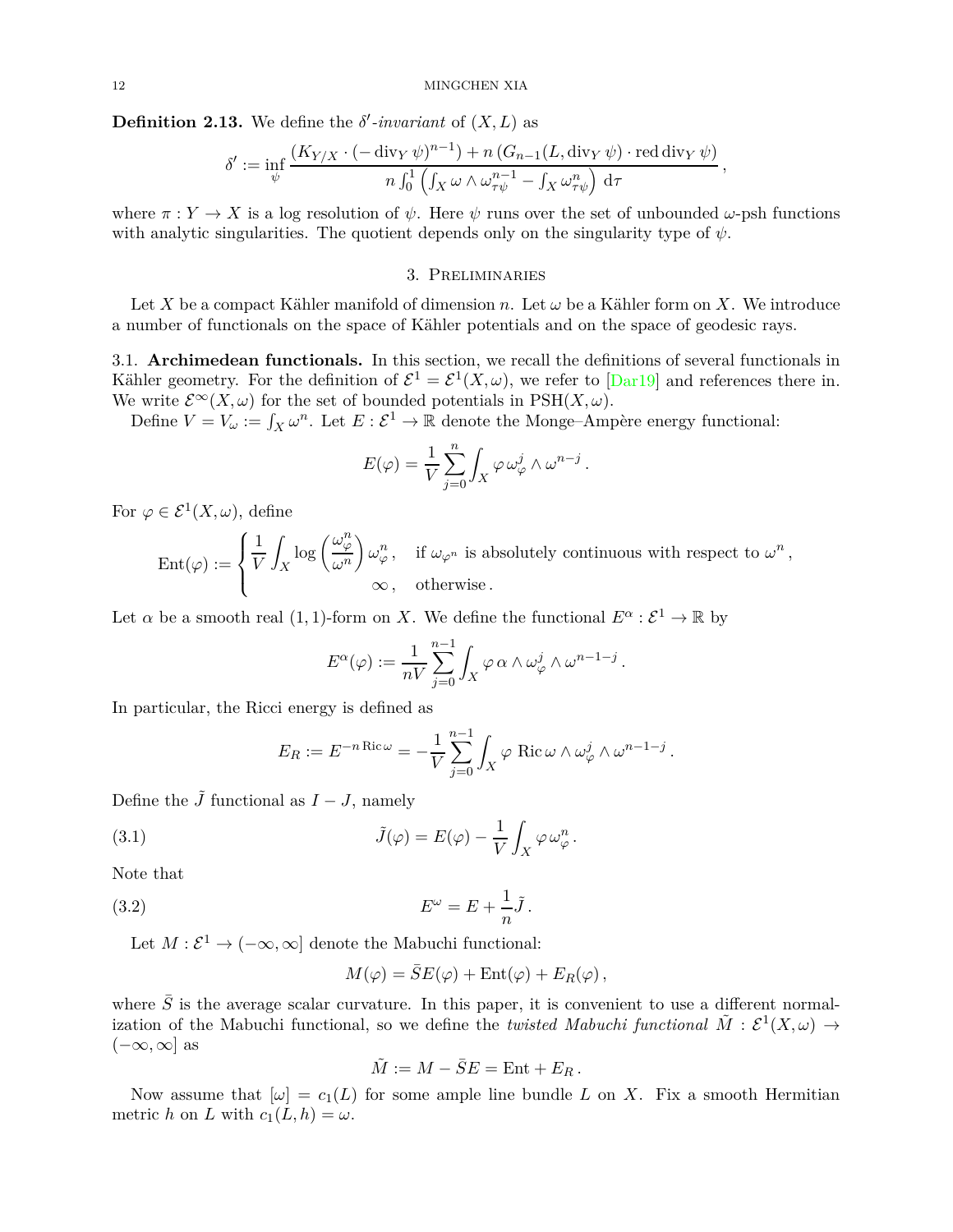**Definition 2.13.** We define the $\delta'$*-invariant* of $(X, L)$ as

$$\delta' := \inf_{\psi} \frac{(K_{Y/X} \cdot (-\operatorname{div}_Y \psi)^{n-1}) + n\,(G_{n-1}(L, \operatorname{div}_Y \psi) \cdot \operatorname{red} \operatorname{div}_Y \psi)}{n \int_0^1 \left( \int_X \omega \wedge \omega_{\tau\psi}^{n-1} - \int_X \omega_{\tau\psi}^n \right) \, \mathrm{d}\tau},$$

where $\pi : Y \to X$ is a log resolution of $\psi$. Here $\psi$ runs over the set of unbounded $\omega$-psh functions with analytic singularities. The quotient depends only on the singularity type of $\psi$.

## 3. Preliminaries

Let $X$ be a compact Kähler manifold of dimension $n$. Let $\omega$ be a Kähler form on $X$. We introduce a number of functionals on the space of Kähler potentials and on the space of geodesic rays.

### 3.1. Archimedean functionals.

In this section, we recall the definitions of several functionals in Kähler geometry. For the definition of $\mathcal{E}^1 = \mathcal{E}^1(X, \omega)$, we refer to [Dar19] and references there in. We write $\mathcal{E}^\infty(X, \omega)$ for the set of bounded potentials in $\operatorname{PSH}(X, \omega)$.

Define $V = V_\omega := \int_X \omega^n$. Let $E : \mathcal{E}^1 \to \mathbb{R}$ denote the Monge–Ampère energy functional:

$$E(\varphi) = \frac{1}{V} \sum_{j=0}^{n} \int_X \varphi \, \omega_\varphi^j \wedge \omega^{n-j}.$$

For $\varphi \in \mathcal{E}^1(X, \omega)$, define

$$\operatorname{Ent}(\varphi) := \begin{cases} \dfrac{1}{V} \displaystyle\int_X \log\left( \frac{\omega_\varphi^n}{\omega^n} \right) \omega_\varphi^n, & \text{if } \omega_{\varphi^n} \text{ is absolutely continuous with respect to } \omega^n, \\ \infty, & \text{otherwise}. \end{cases}$$

Let $\alpha$ be a smooth real $(1,1)$-form on $X$. We define the functional $E^\alpha : \mathcal{E}^1 \to \mathbb{R}$ by

$$E^\alpha(\varphi) := \frac{1}{nV} \sum_{j=0}^{n-1} \int_X \varphi \, \alpha \wedge \omega_\varphi^j \wedge \omega^{n-1-j}.$$

In particular, the Ricci energy is defined as

$$E_R := E^{-n \operatorname{Ric} \omega} = -\frac{1}{V} \sum_{j=0}^{n-1} \int_X \varphi \operatorname{Ric} \omega \wedge \omega_\varphi^j \wedge \omega^{n-1-j}.$$

Define the $\tilde{J}$ functional as $I - J$, namely

$$\tilde{J}(\varphi) = E(\varphi) - \frac{1}{V} \int_X \varphi \, \omega_\varphi^n. \tag{3.1}$$

Note that

$$E^\omega = E + \frac{1}{n} \tilde{J}. \tag{3.2}$$

Let $M : \mathcal{E}^1 \to (-\infty, \infty]$ denote the Mabuchi functional:

$$M(\varphi) = \bar{S} E(\varphi) + \operatorname{Ent}(\varphi) + E_R(\varphi),$$

where $\bar{S}$ is the average scalar curvature. In this paper, it is convenient to use a different normalization of the Mabuchi functional, so we define the *twisted Mabuchi functional* $\tilde{M} : \mathcal{E}^1(X, \omega) \to (-\infty, \infty]$ as

$$\tilde{M} := M - \bar{S} E = \operatorname{Ent} + E_R.$$

Now assume that $[\omega] = c_1(L)$ for some ample line bundle $L$ on $X$. Fix a smooth Hermitian metric $h$ on $L$ with $c_1(L, h) = \omega$.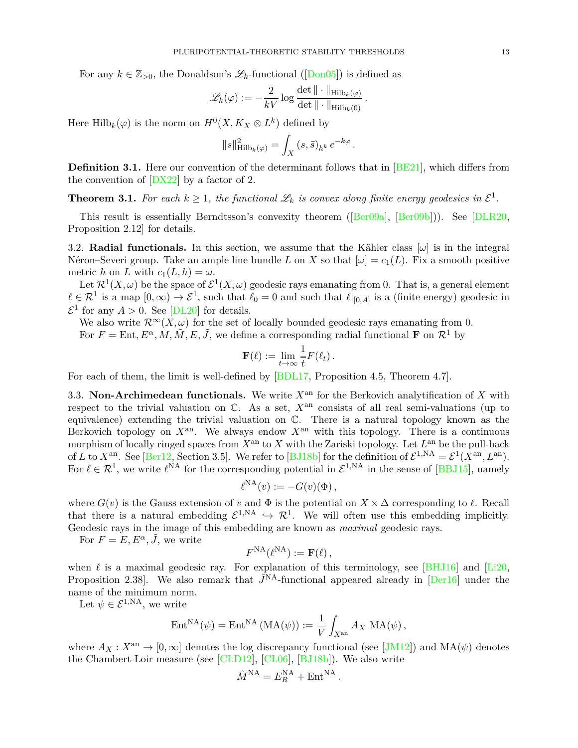For any $k \in \mathbb{Z}_{>0}$, the Donaldson's $\mathscr{L}_k$-functional ([Don05]) is defined as

$$\mathscr{L}_k(\varphi) := -\frac{2}{kV} \log \frac{\det \|\cdot\|_{\mathrm{Hilb}_k(\varphi)}}{\det \|\cdot\|_{\mathrm{Hilb}_k(0)}}.$$

Here $\mathrm{Hilb}_k(\varphi)$ is the norm on $H^0(X, K_X \otimes L^k)$ defined by

$$\|s\|^2_{\mathrm{Hilb}_k(\varphi)} = \int_X (s, \bar{s})_{h^k}\, e^{-k\varphi}.$$

**Definition 3.1.** Here our convention of the determinant follows that in [BE21], which differs from the convention of [DX22] by a factor of 2.

**Theorem 3.1.** *For each $k \geq 1$, the functional $\mathscr{L}_k$ is convex along finite energy geodesics in $\mathcal{E}^1$.*

This result is essentially Berndtsson's convexity theorem ([Ber09a], [Ber09b])). See [DLR20, Proposition 2.12] for details.

3.2. **Radial functionals.** In this section, we assume that the Kähler class $[\omega]$ is in the integral Néron–Severi group. Take an ample line bundle $L$ on $X$ so that $[\omega] = c_1(L)$. Fix a smooth positive metric $h$ on $L$ with $c_1(L, h) = \omega$.

Let $\mathcal{R}^1(X, \omega)$ be the space of $\mathcal{E}^1(X, \omega)$ geodesic rays emanating from 0. That is, a general element $\ell \in \mathcal{R}^1$ is a map $[0, \infty) \to \mathcal{E}^1$, such that $\ell_0 = 0$ and such that $\ell|_{[0,A]}$ is a (finite energy) geodesic in $\mathcal{E}^1$ for any $A > 0$. See [DL20] for details.

We also write $\mathcal{R}^\infty(X, \omega)$ for the set of locally bounded geodesic rays emanating from 0.

For $F = \mathrm{Ent}, E^\alpha, M, \tilde{M}, E, \tilde{J}$, we define a corresponding radial functional $\mathbf{F}$ on $\mathcal{R}^1$ by

$$\mathbf{F}(\ell) := \lim_{t \to \infty} \frac{1}{t} F(\ell_t).$$

For each of them, the limit is well-defined by [BDL17, Proposition 4.5, Theorem 4.7].

3.3. **Non-Archimedean functionals.** We write $X^{\mathrm{an}}$ for the Berkovich analytification of $X$ with respect to the trivial valuation on $\mathbb{C}$. As a set, $X^{\mathrm{an}}$ consists of all real semi-valuations (up to equivalence) extending the trivial valuation on $\mathbb{C}$. There is a natural topology known as the Berkovich topology on $X^{\mathrm{an}}$. We always endow $X^{\mathrm{an}}$ with this topology. There is a continuous morphism of locally ringed spaces from $X^{\mathrm{an}}$ to $X$ with the Zariski topology. Let $L^{\mathrm{an}}$ be the pull-back of $L$ to $X^{\mathrm{an}}$. See [Ber12, Section 3.5]. We refer to [BJ18b] for the definition of $\mathcal{E}^{1,\mathrm{NA}} = \mathcal{E}^1(X^{\mathrm{an}}, L^{\mathrm{an}})$. For $\ell \in \mathcal{R}^1$, we write $\ell^{\mathrm{NA}}$ for the corresponding potential in $\mathcal{E}^{1,\mathrm{NA}}$ in the sense of [BBJ15], namely

$$\ell^{\mathrm{NA}}(v) := -G(v)(\Phi),$$

where $G(v)$ is the Gauss extension of $v$ and $\Phi$ is the potential on $X \times \Delta$ corresponding to $\ell$. Recall that there is a natural embedding $\mathcal{E}^{1,\mathrm{NA}} \hookrightarrow \mathcal{R}^1$. We will often use this embedding implicitly. Geodesic rays in the image of this embedding are known as *maximal* geodesic rays.

For $F = E, E^\alpha, \tilde{J}$, we write

$$F^{\mathrm{NA}}(\ell^{\mathrm{NA}}) := \mathbf{F}(\ell),$$

when $\ell$ is a maximal geodesic ray. For explanation of this terminology, see [BHJ16] and [Li20, Proposition 2.38]. We also remark that $\tilde{J}^{\mathrm{NA}}$-functional appeared already in [Der16] under the name of the minimum norm.

Let $\psi \in \mathcal{E}^{1,\mathrm{NA}}$, we write

$$\mathrm{Ent}^{\mathrm{NA}}(\psi) = \mathrm{Ent}^{\mathrm{NA}}(\mathrm{MA}(\psi)) := \frac{1}{V} \int_{X^{\mathrm{an}}} A_X \; \mathrm{MA}(\psi),$$

where $A_X : X^{\mathrm{an}} \to [0, \infty]$ denotes the log discrepancy functional (see [JM12]) and $\mathrm{MA}(\psi)$ denotes the Chambert-Loir measure (see [CLD12], [CL06], [BJ18b]). We also write

$$\tilde{M}^{\mathrm{NA}} = E_R^{\mathrm{NA}} + \mathrm{Ent}^{\mathrm{NA}}.$$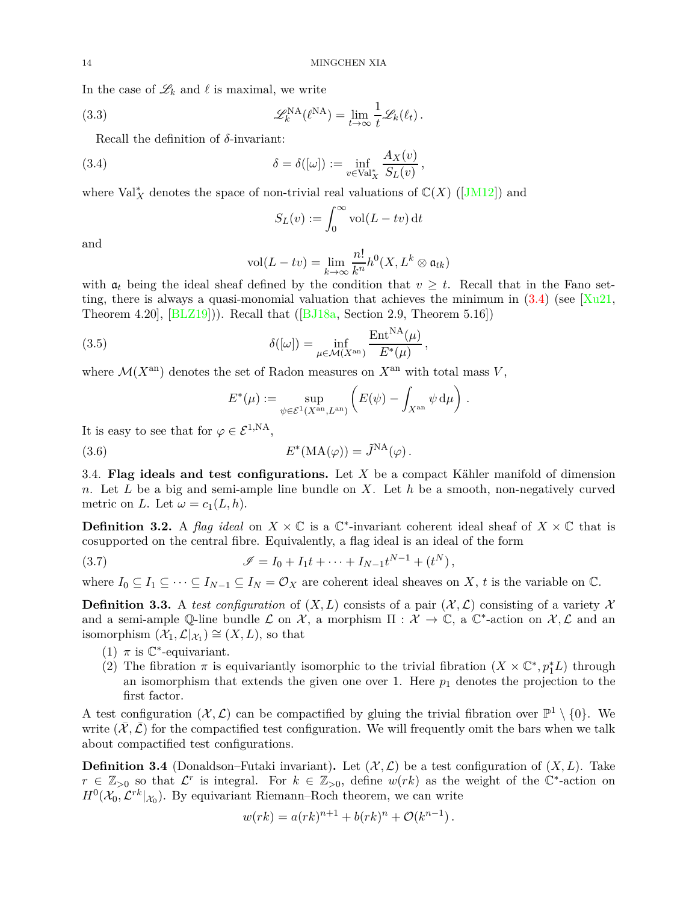In the case of $\mathscr{L}_k$ and $\ell$ is maximal, we write

$$\mathscr{L}_k^{\mathrm{NA}}(\ell^{\mathrm{NA}}) = \lim_{t\to\infty} \frac{1}{t}\mathscr{L}_k(\ell_t)\,. \tag{3.3}$$

Recall the definition of $\delta$-invariant:

$$\delta = \delta([\omega]) := \inf_{v\in \mathrm{Val}_X^*} \frac{A_X(v)}{S_L(v)}\,, \tag{3.4}$$

where $\mathrm{Val}_X^*$ denotes the space of non-trivial real valuations of $\mathbb{C}(X)$ ([JM12]) and

$$S_L(v) := \int_0^\infty \mathrm{vol}(L-tv)\,\mathrm{d}t$$

and

$$\mathrm{vol}(L-tv) = \lim_{k\to\infty} \frac{n!}{k^n} h^0(X, L^k\otimes \mathfrak{a}_{tk})$$

with $\mathfrak{a}_t$ being the ideal sheaf defined by the condition that $v\geq t$. Recall that in the Fano setting, there is always a quasi-monomial valuation that achieves the minimum in (3.4) (see [Xu21, Theorem 4.20], [BLZ19])). Recall that ([BJ18a, Section 2.9, Theorem 5.16])

$$\delta([\omega]) = \inf_{\mu\in\mathcal{M}(X^{\mathrm{an}})} \frac{\mathrm{Ent}^{\mathrm{NA}}(\mu)}{E^*(\mu)}\,, \tag{3.5}$$

where $\mathcal{M}(X^{\mathrm{an}})$ denotes the set of Radon measures on $X^{\mathrm{an}}$ with total mass $V$,

$$E^*(\mu) := \sup_{\psi\in\mathcal{E}^1(X^{\mathrm{an}},L^{\mathrm{an}})} \left( E(\psi) - \int_{X^{\mathrm{an}}} \psi\,\mathrm{d}\mu \right)\,.$$

It is easy to see that for $\varphi\in\mathcal{E}^{1,\mathrm{NA}}$,

$$E^*(\mathrm{MA}(\varphi)) = \tilde{J}^{\mathrm{NA}}(\varphi)\,. \tag{3.6}$$

3.4. **Flag ideals and test configurations.** Let $X$ be a compact Kähler manifold of dimension $n$. Let $L$ be a big and semi-ample line bundle on $X$. Let $h$ be a smooth, non-negatively curved metric on $L$. Let $\omega = c_1(L,h)$.

**Definition 3.2.** A *flag ideal* on $X\times\mathbb{C}$ is a $\mathbb{C}^*$-invariant coherent ideal sheaf of $X\times\mathbb{C}$ that is cosupported on the central fibre. Equivalently, a flag ideal is an ideal of the form

$$\mathscr{I} = I_0 + I_1 t + \cdots + I_{N-1}t^{N-1} + (t^N)\,, \tag{3.7}$$

where $I_0\subseteq I_1\subseteq\cdots\subseteq I_{N-1}\subseteq I_N = \mathcal{O}_X$ are coherent ideal sheaves on $X$, $t$ is the variable on $\mathbb{C}$.

**Definition 3.3.** A *test configuration* of $(X,L)$ consists of a pair $(\mathcal{X},\mathcal{L})$ consisting of a variety $\mathcal{X}$ and a semi-ample $\mathbb{Q}$-line bundle $\mathcal{L}$ on $\mathcal{X}$, a morphism $\Pi:\mathcal{X}\to\mathbb{C}$, a $\mathbb{C}^*$-action on $\mathcal{X},\mathcal{L}$ and an isomorphism $(\mathcal{X}_1,\mathcal{L}|_{\mathcal{X}_1})\cong(X,L)$, so that

1. $\pi$ is $\mathbb{C}^*$-equivariant.
2. The fibration $\pi$ is equivariantly isomorphic to the trivial fibration $(X\times\mathbb{C}^*, p_1^*L)$ through an isomorphism that extends the given one over 1. Here $p_1$ denotes the projection to the first factor.

A test configuration $(\mathcal{X},\mathcal{L})$ can be compactified by gluing the trivial fibration over $\mathbb{P}^1\setminus\{0\}$. We write $(\bar{\mathcal{X}},\bar{\mathcal{L}})$ for the compactified test configuration. We will frequently omit the bars when we talk about compactified test configurations.

**Definition 3.4** (Donaldson–Futaki invariant)**.** Let $(\mathcal{X},\mathcal{L})$ be a test configuration of $(X,L)$. Take $r\in\mathbb{Z}_{>0}$ so that $\mathcal{L}^r$ is integral. For $k\in\mathbb{Z}_{>0}$, define $w(rk)$ as the weight of the $\mathbb{C}^*$-action on $H^0(\mathcal{X}_0,\mathcal{L}^{rk}|_{\mathcal{X}_0})$. By equivariant Riemann–Roch theorem, we can write

$$w(rk) = a(rk)^{n+1} + b(rk)^n + \mathcal{O}(k^{n-1})\,.$$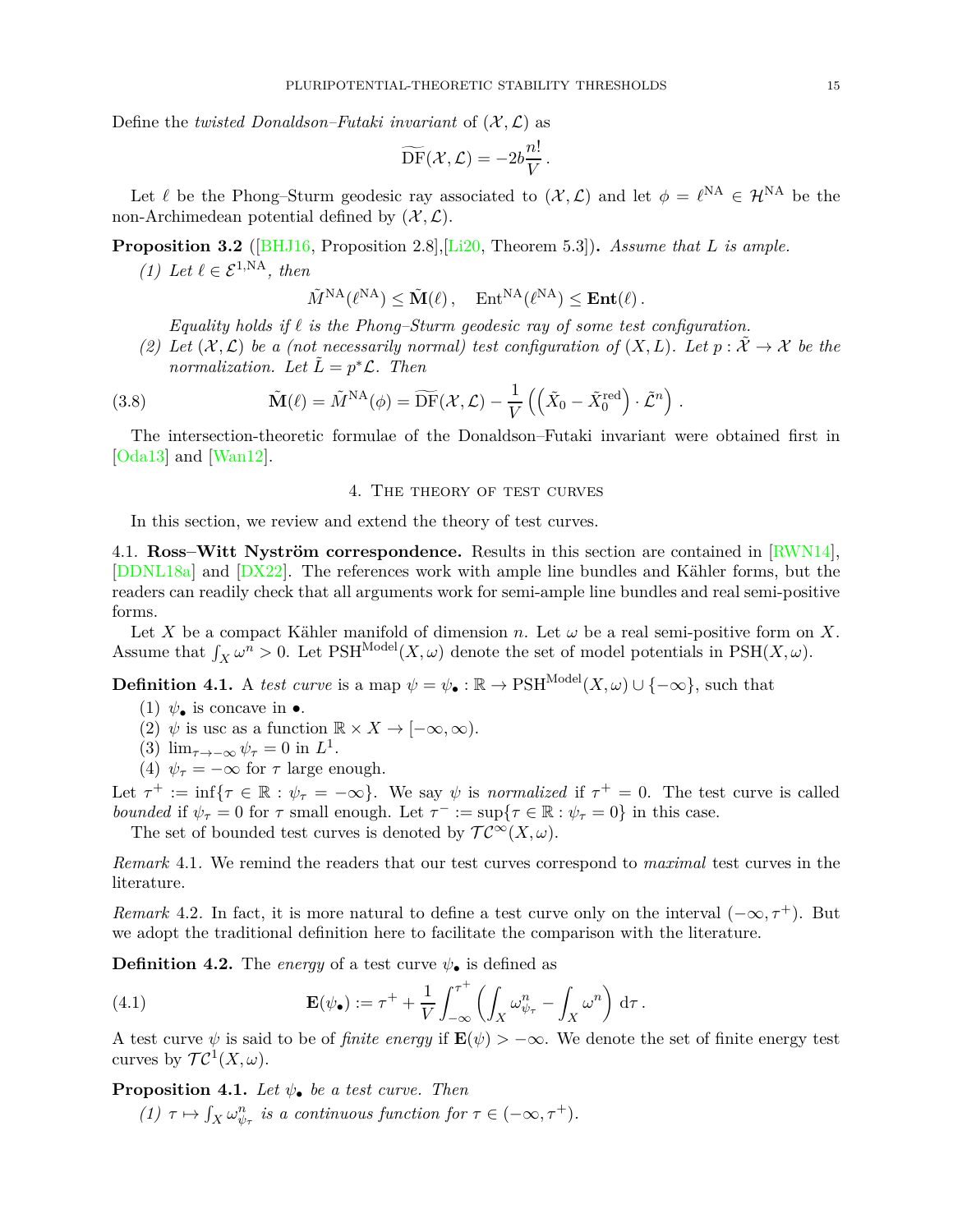Define the *twisted Donaldson–Futaki invariant* of $(\mathcal{X},\mathcal{L})$ as

$$\widetilde{\mathrm{DF}}(\mathcal{X},\mathcal{L}) = -2b\frac{n!}{V}\,.$$

Let $\ell$ be the Phong–Sturm geodesic ray associated to $(\mathcal{X},\mathcal{L})$ and let $\phi = \ell^{\mathrm{NA}} \in \mathcal{H}^{\mathrm{NA}}$ be the non-Archimedean potential defined by $(\mathcal{X},\mathcal{L})$.

**Proposition 3.2** ([BHJ16, Proposition 2.8],[Li20, Theorem 5.3])**.** *Assume that $L$ is ample.*

*(1) Let $\ell \in \mathcal{E}^{1,\mathrm{NA}}$, then*

$$\tilde{M}^{\mathrm{NA}}(\ell^{\mathrm{NA}}) \leq \tilde{\mathbf{M}}(\ell)\,, \quad \mathrm{Ent}^{\mathrm{NA}}(\ell^{\mathrm{NA}}) \leq \mathbf{Ent}(\ell)\,.$$

*Equality holds if $\ell$ is the Phong–Sturm geodesic ray of some test configuration.*

*(2) Let $(\mathcal{X},\mathcal{L})$ be a (not necessarily normal) test configuration of $(X,L)$. Let $p : \tilde{\mathcal{X}} \to \mathcal{X}$ be the normalization. Let $\tilde{L} = p^*\mathcal{L}$. Then*

$$\tilde{\mathbf{M}}(\ell) = \tilde{M}^{\mathrm{NA}}(\phi) = \widetilde{\mathrm{DF}}(\mathcal{X},\mathcal{L}) - \frac{1}{V}\left(\left(\tilde{X}_0 - \tilde{X}_0^{\mathrm{red}}\right)\cdot \tilde{\mathcal{L}}^n\right)\,. \tag{3.8}$$

The intersection-theoretic formulae of the Donaldson–Futaki invariant were obtained first in [Oda13] and [Wan12].

## 4. The theory of test curves

In this section, we review and extend the theory of test curves.

### 4.1. Ross–Witt Nyström correspondence.

Results in this section are contained in [RWN14], [DDNL18a] and [DX22]. The references work with ample line bundles and Kähler forms, but the readers can readily check that all arguments work for semi-ample line bundles and real semi-positive forms.

Let $X$ be a compact Kähler manifold of dimension $n$. Let $\omega$ be a real semi-positive form on $X$. Assume that $\int_X \omega^n > 0$. Let $\mathrm{PSH}^{\mathrm{Model}}(X,\omega)$ denote the set of model potentials in $\mathrm{PSH}(X,\omega)$.

**Definition 4.1.** A *test curve* is a map $\psi = \psi_\bullet : \mathbb{R} \to \mathrm{PSH}^{\mathrm{Model}}(X,\omega)\cup\{-\infty\}$, such that

1. $\psi_\bullet$ is concave in $\bullet$.
2. $\psi$ is usc as a function $\mathbb{R}\times X \to [-\infty,\infty)$.
3. $\lim_{\tau\to-\infty}\psi_\tau = 0$ in $L^1$.
4. $\psi_\tau = -\infty$ for $\tau$ large enough.

Let $\tau^+ := \inf\{\tau \in \mathbb{R} : \psi_\tau = -\infty\}$. We say $\psi$ is *normalized* if $\tau^+ = 0$. The test curve is called *bounded* if $\psi_\tau = 0$ for $\tau$ small enough. Let $\tau^- := \sup\{\tau\in\mathbb{R} : \psi_\tau = 0\}$ in this case.

The set of bounded test curves is denoted by $\mathcal{TC}^\infty(X,\omega)$.

*Remark* 4.1. We remind the readers that our test curves correspond to *maximal* test curves in the literature.

*Remark* 4.2. In fact, it is more natural to define a test curve only on the interval $(-\infty,\tau^+)$. But we adopt the traditional definition here to facilitate the comparison with the literature.

**Definition 4.2.** The *energy* of a test curve $\psi_\bullet$ is defined as

$$\mathbf{E}(\psi_\bullet) := \tau^+ + \frac{1}{V}\int_{-\infty}^{\tau^+}\left(\int_X \omega_{\psi_\tau}^n - \int_X \omega^n\right)\,\mathrm{d}\tau\,. \tag{4.1}$$

A test curve $\psi$ is said to be of *finite energy* if $\mathbf{E}(\psi) > -\infty$. We denote the set of finite energy test curves by $\mathcal{TC}^1(X,\omega)$.

**Proposition 4.1.** *Let $\psi_\bullet$ be a test curve. Then*

*(1) $\tau \mapsto \int_X \omega_{\psi_\tau}^n$ is a continuous function for $\tau \in (-\infty,\tau^+)$.*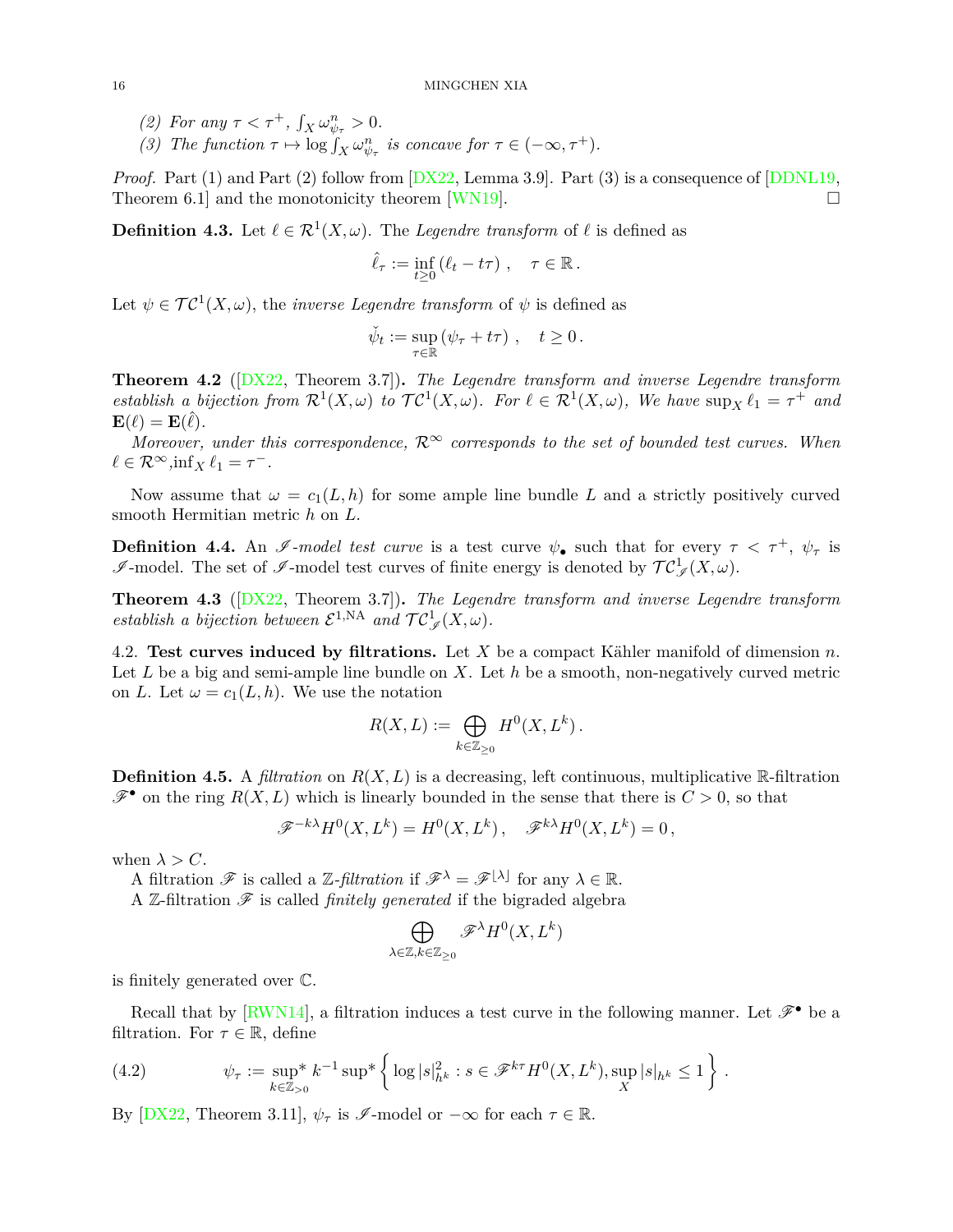*(2) For any $\tau < \tau^+$, $\int_X \omega_{\psi_\tau}^n > 0$.*

*(3) The function $\tau \mapsto \log \int_X \omega_{\psi_\tau}^n$ is concave for $\tau \in (-\infty, \tau^+)$.*

*Proof.* Part (1) and Part (2) follow from [DX22, Lemma 3.9]. Part (3) is a consequence of [DDNL19, Theorem 6.1] and the monotonicity theorem [WN19]. □

**Definition 4.3.** Let $\ell \in \mathcal{R}^1(X, \omega)$. The *Legendre transform* of $\ell$ is defined as

$$\hat{\ell}_\tau := \inf_{t \geq 0} (\ell_t - t\tau) , \quad \tau \in \mathbb{R} .$$

Let $\psi \in \mathcal{TC}^1(X, \omega)$, the *inverse Legendre transform* of $\psi$ is defined as

$$\check{\psi}_t := \sup_{\tau \in \mathbb{R}} (\psi_\tau + t\tau) , \quad t \geq 0 .$$

**Theorem 4.2** ([DX22, Theorem 3.7])**.** *The Legendre transform and inverse Legendre transform establish a bijection from $\mathcal{R}^1(X, \omega)$ to $\mathcal{TC}^1(X, \omega)$. For $\ell \in \mathcal{R}^1(X, \omega)$, We have $\sup_X \ell_1 = \tau^+$ and $\mathbf{E}(\ell) = \mathbf{E}(\hat{\ell})$.*

*Moreover, under this correspondence, $\mathcal{R}^\infty$ corresponds to the set of bounded test curves. When $\ell \in \mathcal{R}^\infty$, $\inf_X \ell_1 = \tau^-$.*

Now assume that $\omega = c_1(L, h)$ for some ample line bundle $L$ and a strictly positively curved smooth Hermitian metric $h$ on $L$.

**Definition 4.4.** An *$\mathscr{I}$-model test curve* is a test curve $\psi_\bullet$ such that for every $\tau < \tau^+$, $\psi_\tau$ is $\mathscr{I}$-model. The set of $\mathscr{I}$-model test curves of finite energy is denoted by $\mathcal{TC}^1_{\mathscr{I}}(X, \omega)$.

**Theorem 4.3** ([DX22, Theorem 3.7])**.** *The Legendre transform and inverse Legendre transform establish a bijection between $\mathcal{E}^{1,\mathrm{NA}}$ and $\mathcal{TC}^1_{\mathscr{I}}(X, \omega)$.*

4.2. **Test curves induced by filtrations.** Let $X$ be a compact Kähler manifold of dimension $n$. Let $L$ be a big and semi-ample line bundle on $X$. Let $h$ be a smooth, non-negatively curved metric on $L$. Let $\omega = c_1(L, h)$. We use the notation

$$R(X, L) := \bigoplus_{k \in \mathbb{Z}_{\geq 0}} H^0(X, L^k) .$$

**Definition 4.5.** A *filtration* on $R(X, L)$ is a decreasing, left continuous, multiplicative $\mathbb{R}$-filtration $\mathscr{F}^\bullet$ on the ring $R(X, L)$ which is linearly bounded in the sense that there is $C > 0$, so that

$$\mathscr{F}^{-k\lambda} H^0(X, L^k) = H^0(X, L^k) , \quad \mathscr{F}^{k\lambda} H^0(X, L^k) = 0 ,$$

when $\lambda > C$.

A filtration $\mathscr{F}$ is called a *$\mathbb{Z}$-filtration* if $\mathscr{F}^\lambda = \mathscr{F}^{\lfloor \lambda \rfloor}$ for any $\lambda \in \mathbb{R}$.

A $\mathbb{Z}$-filtration $\mathscr{F}$ is called *finitely generated* if the bigraded algebra

$$\bigoplus_{\lambda \in \mathbb{Z}, k \in \mathbb{Z}_{\geq 0}} \mathscr{F}^\lambda H^0(X, L^k)$$

is finitely generated over $\mathbb{C}$.

Recall that by [RWN14], a filtration induces a test curve in the following manner. Let $\mathscr{F}^\bullet$ be a filtration. For $\tau \in \mathbb{R}$, define

$$\psi_\tau := \sup_{k \in \mathbb{Z}_{>0}}{}^* \, k^{-1} \sup{}^* \left\{ \log |s|^2_{h^k} : s \in \mathscr{F}^{k\tau} H^0(X, L^k), \sup_X |s|_{h^k} \leq 1 \right\} . \tag{4.2}$$

By [DX22, Theorem 3.11], $\psi_\tau$ is $\mathscr{I}$-model or $-\infty$ for each $\tau \in \mathbb{R}$.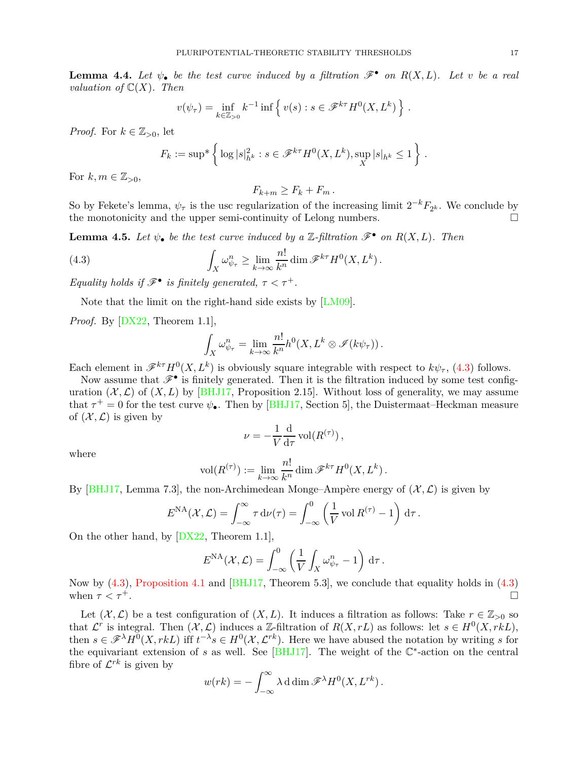**Lemma 4.4.** *Let $\psi_\bullet$ be the test curve induced by a filtration $\mathscr{F}^\bullet$ on $R(X,L)$. Let $v$ be a real valuation of $\mathbb{C}(X)$. Then*

$$v(\psi_\tau) = \inf_{k\in\mathbb{Z}_{>0}} k^{-1} \inf\left\{ v(s) : s \in \mathscr{F}^{k\tau} H^0(X, L^k) \right\}.$$

*Proof.* For $k \in \mathbb{Z}_{>0}$, let

$$F_k := \sup{}^* \left\{ \log |s|^2_{h^k} : s \in \mathscr{F}^{k\tau} H^0(X, L^k), \sup_X |s|_{h^k} \leq 1 \right\}.$$

For $k, m \in \mathbb{Z}_{>0}$,

$$F_{k+m} \geq F_k + F_m.$$

So by Fekete's lemma, $\psi_\tau$ is the usc regularization of the increasing limit $2^{-k}F_{2^k}$. We conclude by the monotonicity and the upper semi-continuity of Lelong numbers. $\square$

**Lemma 4.5.** *Let $\psi_\bullet$ be the test curve induced by a $\mathbb{Z}$-filtration $\mathscr{F}^\bullet$ on $R(X,L)$. Then*

$$\int_X \omega^n_{\psi_\tau} \geq \lim_{k\to\infty} \frac{n!}{k^n} \dim \mathscr{F}^{k\tau} H^0(X, L^k). \tag{4.3}$$

*Equality holds if $\mathscr{F}^\bullet$ is finitely generated, $\tau < \tau^+$.*

Note that the limit on the right-hand side exists by [LM09].

*Proof.* By [DX22, Theorem 1.1],

$$\int_X \omega^n_{\psi_\tau} = \lim_{k\to\infty} \frac{n!}{k^n} h^0(X, L^k \otimes \mathscr{I}(k\psi_\tau)).$$

Each element in $\mathscr{F}^{k\tau} H^0(X, L^k)$ is obviously square integrable with respect to $k\psi_\tau$, (4.3) follows.

Now assume that $\mathscr{F}^\bullet$ is finitely generated. Then it is the filtration induced by some test configuration $(\mathcal{X}, \mathcal{L})$ of $(X, L)$ by [BHJ17, Proposition 2.15]. Without loss of generality, we may assume that $\tau^+ = 0$ for the test curve $\psi_\bullet$. Then by [BHJ17, Section 5], the Duistermaat–Heckman measure of $(\mathcal{X}, \mathcal{L})$ is given by

$$\nu = -\frac{1}{V} \frac{\mathrm{d}}{\mathrm{d}\tau} \operatorname{vol}(R^{(\tau)}),$$

where

$$\operatorname{vol}(R^{(\tau)}) := \lim_{k\to\infty} \frac{n!}{k^n} \dim \mathscr{F}^{k\tau} H^0(X, L^k).$$

By [BHJ17, Lemma 7.3], the non-Archimedean Monge–Ampère energy of $(\mathcal{X}, \mathcal{L})$ is given by

$$E^{\mathrm{NA}}(\mathcal{X}, \mathcal{L}) = \int_{-\infty}^{\infty} \tau \, \mathrm{d}\nu(\tau) = \int_{-\infty}^0 \left( \frac{1}{V} \operatorname{vol} R^{(\tau)} - 1 \right) \mathrm{d}\tau.$$

On the other hand, by [DX22, Theorem 1.1],

$$E^{\mathrm{NA}}(\mathcal{X}, \mathcal{L}) = \int_{-\infty}^0 \left( \frac{1}{V} \int_X \omega^n_{\psi_\tau} - 1 \right) \mathrm{d}\tau.$$

Now by (4.3), Proposition 4.1 and [BHJ17, Theorem 5.3], we conclude that equality holds in (4.3) when $\tau < \tau^+$. $\square$

Let $(\mathcal{X}, \mathcal{L})$ be a test configuration of $(X, L)$. It induces a filtration as follows: Take $r \in \mathbb{Z}_{>0}$ so that $\mathcal{L}^r$ is integral. Then $(\mathcal{X}, \mathcal{L})$ induces a $\mathbb{Z}$-filtration of $R(X, rL)$ as follows: let $s \in H^0(X, rkL)$, then $s \in \mathscr{F}^\lambda H^0(X, rkL)$ iff $t^{-\lambda} s \in H^0(\mathcal{X}, \mathcal{L}^{rk})$. Here we have abused the notation by writing $s$ for the equivariant extension of $s$ as well. See [BHJ17]. The weight of the $\mathbb{C}^*$-action on the central fibre of $\mathcal{L}^{rk}$ is given by

$$w(rk) = -\int_{-\infty}^{\infty} \lambda \, \mathrm{d} \dim \mathscr{F}^\lambda H^0(X, L^{rk}).$$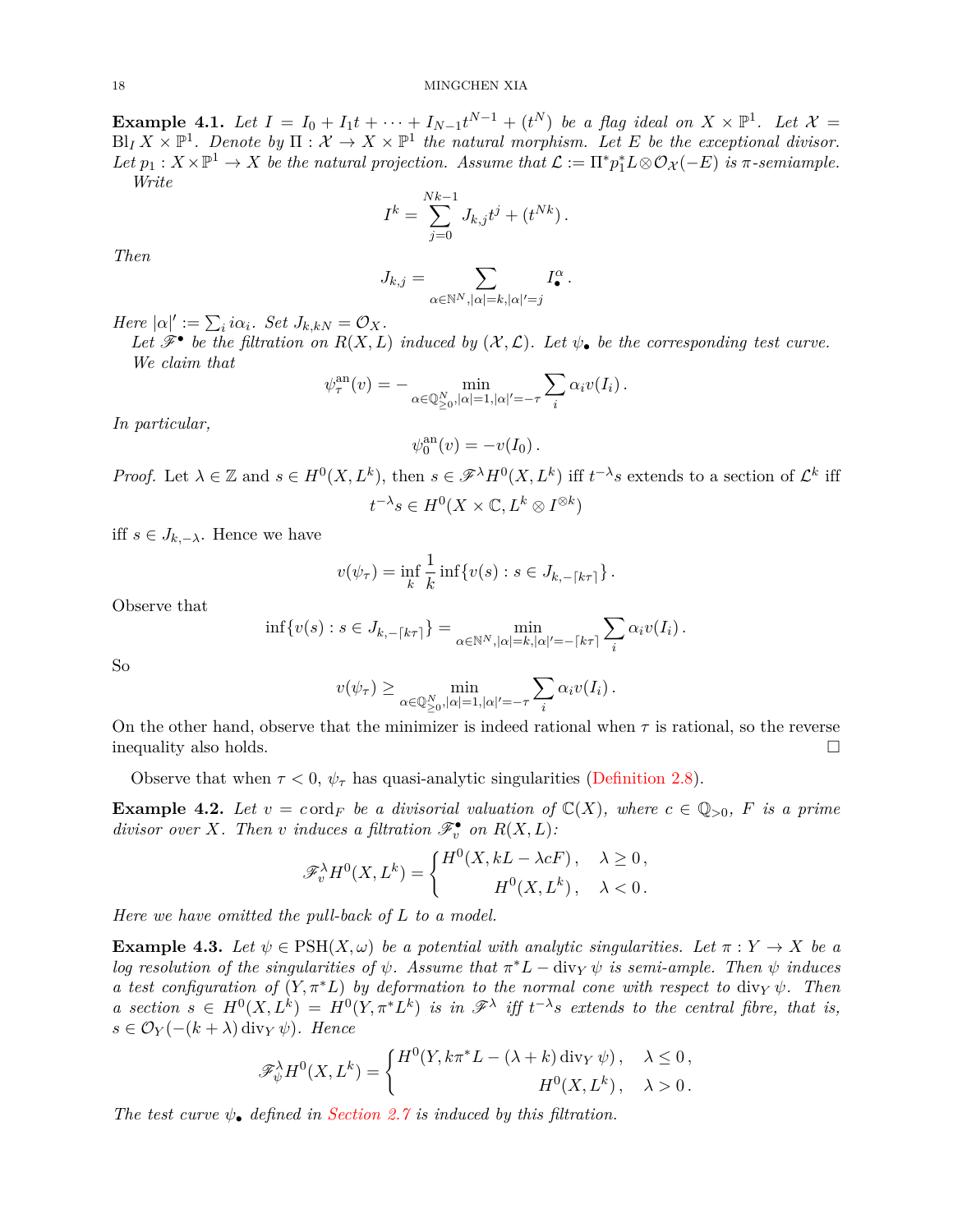**Example 4.1.** *Let $I = I_0 + I_1 t + \cdots + I_{N-1}t^{N-1} + (t^N)$ be a flag ideal on $X \times \mathbb{P}^1$. Let $\mathcal{X} = \mathrm{Bl}_I X \times \mathbb{P}^1$. Denote by $\Pi : \mathcal{X} \to X \times \mathbb{P}^1$ the natural morphism. Let $E$ be the exceptional divisor. Let $p_1 : X \times \mathbb{P}^1 \to X$ be the natural projection. Assume that $\mathcal{L} := \Pi^* p_1^* L \otimes \mathcal{O}_{\mathcal{X}}(-E)$ is $\pi$-semiample.*

*Write*

$$I^k = \sum_{j=0}^{Nk-1} J_{k,j} t^j + (t^{Nk}) .$$

*Then*

$$J_{k,j} = \sum_{\alpha \in \mathbb{N}^N, |\alpha| = k, |\alpha|' = j} I_\bullet^\alpha .$$

*Here $|\alpha|' := \sum_i i\alpha_i$. Set $J_{k,kN} = \mathcal{O}_X$.*

*Let $\mathscr{F}^\bullet$ be the filtration on $R(X, L)$ induced by $(\mathcal{X}, \mathcal{L})$. Let $\psi_\bullet$ be the corresponding test curve. We claim that*

$$\psi_\tau^{\mathrm{an}}(v) = - \min_{\alpha \in \mathbb{Q}_{\geq 0}^N, |\alpha| = 1, |\alpha|' = -\tau} \sum_i \alpha_i v(I_i) .$$

*In particular,*

$$\psi_0^{\mathrm{an}}(v) = -v(I_0) .$$

*Proof.* Let $\lambda \in \mathbb{Z}$ and $s \in H^0(X, L^k)$, then $s \in \mathscr{F}^\lambda H^0(X, L^k)$ iff $t^{-\lambda} s$ extends to a section of $\mathcal{L}^k$ iff

$$t^{-\lambda} s \in H^0(X \times \mathbb{C}, L^k \otimes I^{\otimes k})$$

iff $s \in J_{k,-\lambda}$. Hence we have

$$v(\psi_\tau) = \inf_k \frac{1}{k} \inf \{ v(s) : s \in J_{k, -\lceil k\tau \rceil} \} .$$

Observe that

$$\inf \{ v(s) : s \in J_{k, -\lceil k\tau \rceil} \} = \min_{\alpha \in \mathbb{N}^N, |\alpha| = k, |\alpha|' = -\lceil k\tau \rceil} \sum_i \alpha_i v(I_i) .$$

So

$$v(\psi_\tau) \geq \min_{\alpha \in \mathbb{Q}_{\geq 0}^N, |\alpha| = 1, |\alpha|' = -\tau} \sum_i \alpha_i v(I_i) .$$

On the other hand, observe that the minimizer is indeed rational when $\tau$ is rational, so the reverse inequality also holds. □

Observe that when $\tau < 0$, $\psi_\tau$ has quasi-analytic singularities (Definition 2.8).

**Example 4.2.** *Let $v = c \operatorname{ord}_F$ be a divisorial valuation of $\mathbb{C}(X)$, where $c \in \mathbb{Q}_{>0}$, $F$ is a prime divisor over $X$. Then $v$ induces a filtration $\mathscr{F}_v^\bullet$ on $R(X, L)$:*

$$\mathscr{F}_v^\lambda H^0(X, L^k) = \begin{cases} H^0(X, kL - \lambda c F) , & \lambda \geq 0 , \\ H^0(X, L^k) , & \lambda < 0 . \end{cases}$$

*Here we have omitted the pull-back of $L$ to a model.*

**Example 4.3.** *Let $\psi \in \mathrm{PSH}(X, \omega)$ be a potential with analytic singularities. Let $\pi : Y \to X$ be a log resolution of the singularities of $\psi$. Assume that $\pi^* L - \operatorname{div}_Y \psi$ is semi-ample. Then $\psi$ induces a test configuration of $(Y, \pi^* L)$ by deformation to the normal cone with respect to $\operatorname{div}_Y \psi$. Then a section $s \in H^0(X, L^k) = H^0(Y, \pi^* L^k)$ is in $\mathscr{F}^\lambda$ iff $t^{-\lambda} s$ extends to the central fibre, that is, $s \in \mathcal{O}_Y(-(k + \lambda) \operatorname{div}_Y \psi)$. Hence*

$$\mathscr{F}_\psi^\lambda H^0(X, L^k) = \begin{cases} H^0(Y, k\pi^* L - (\lambda + k) \operatorname{div}_Y \psi) , & \lambda \leq 0 , \\ H^0(X, L^k) , & \lambda > 0 . \end{cases}$$

*The test curve $\psi_\bullet$ defined in Section 2.7 is induced by this filtration.*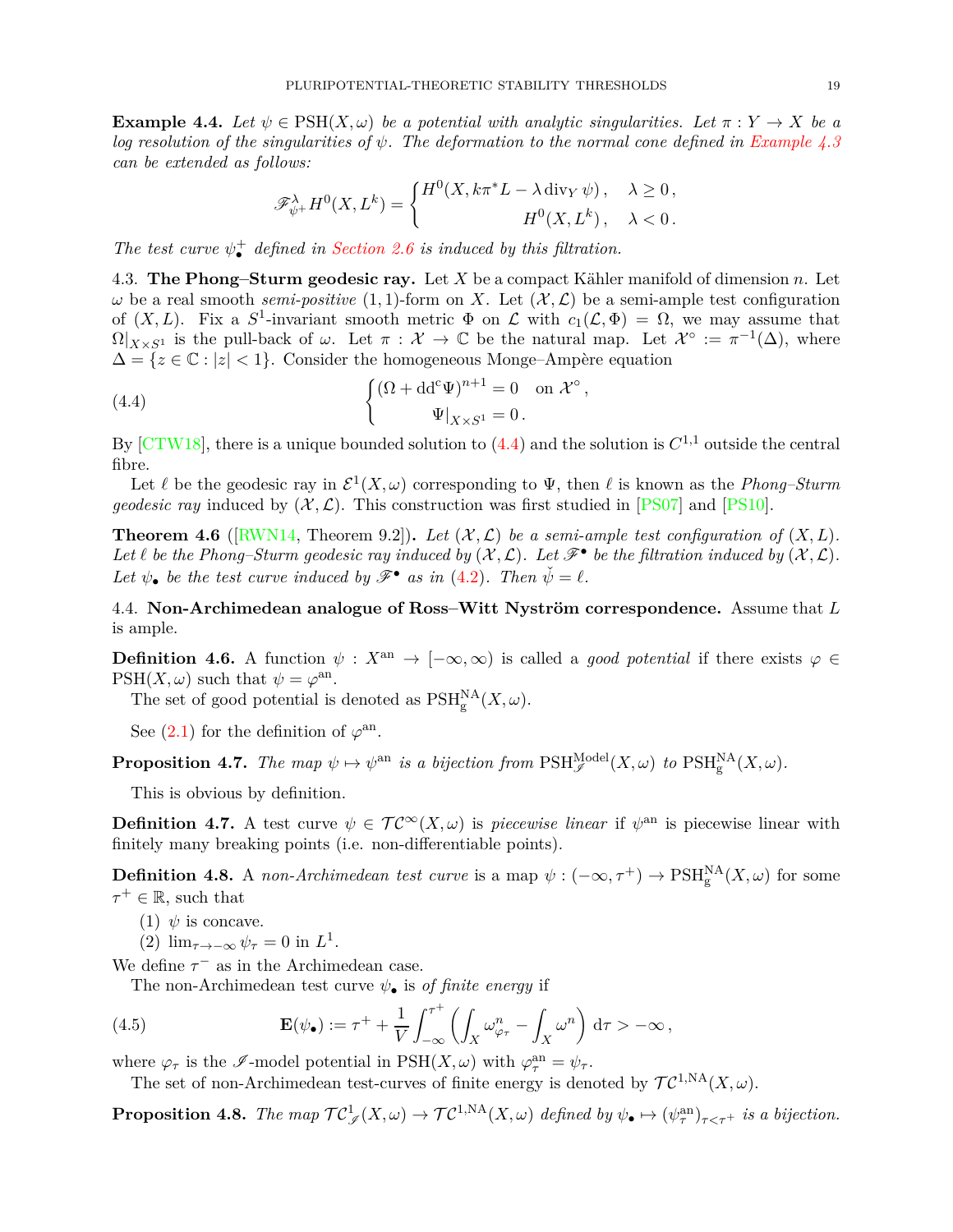**Example 4.4.** *Let $\psi \in \mathrm{PSH}(X,\omega)$ be a potential with analytic singularities. Let $\pi : Y \to X$ be a log resolution of the singularities of $\psi$. The deformation to the normal cone defined in Example 4.3 can be extended as follows:*

$$\mathscr{F}^{\lambda}_{\psi^+} H^0(X, L^k) = \begin{cases} H^0(X, k\pi^* L - \lambda \operatorname{div}_Y \psi)\,, & \lambda \geq 0\,, \\ H^0(X, L^k)\,, & \lambda < 0\,. \end{cases}$$

*The test curve $\psi^+_\bullet$ defined in Section 2.6 is induced by this filtration.*

4.3. **The Phong–Sturm geodesic ray.** Let $X$ be a compact Kähler manifold of dimension $n$. Let $\omega$ be a real smooth *semi-positive* $(1,1)$-form on $X$. Let $(\mathcal{X}, \mathcal{L})$ be a semi-ample test configuration of $(X, L)$. Fix a $S^1$-invariant smooth metric $\Phi$ on $\mathcal{L}$ with $c_1(\mathcal{L}, \Phi) = \Omega$, we may assume that $\Omega|_{X \times S^1}$ is the pull-back of $\omega$. Let $\pi : \mathcal{X} \to \mathbb{C}$ be the natural map. Let $\mathcal{X}^\circ := \pi^{-1}(\Delta)$, where $\Delta = \{z \in \mathbb{C} : |z| < 1\}$. Consider the homogeneous Monge–Ampère equation

$$\begin{cases} (\Omega + \mathrm{dd^c}\Psi)^{n+1} = 0 \quad \text{on } \mathcal{X}^\circ\,, \\ \qquad\quad \Psi|_{X \times S^1} = 0\,. \end{cases} \tag{4.4}$$

By [CTW18], there is a unique bounded solution to (4.4) and the solution is $C^{1,1}$ outside the central fibre.

Let $\ell$ be the geodesic ray in $\mathcal{E}^1(X, \omega)$ corresponding to $\Psi$, then $\ell$ is known as the *Phong–Sturm geodesic ray* induced by $(\mathcal{X}, \mathcal{L})$. This construction was first studied in [PS07] and [PS10].

**Theorem 4.6** ([RWN14, Theorem 9.2])**.** *Let $(\mathcal{X}, \mathcal{L})$ be a semi-ample test configuration of $(X, L)$. Let $\ell$ be the Phong–Sturm geodesic ray induced by $(\mathcal{X}, \mathcal{L})$. Let $\mathscr{F}^\bullet$ be the filtration induced by $(\mathcal{X}, \mathcal{L})$. Let $\psi_\bullet$ be the test curve induced by $\mathscr{F}^\bullet$ as in (4.2). Then $\check{\psi} = \ell$.*

4.4. **Non-Archimedean analogue of Ross–Witt Nyström correspondence.** Assume that $L$ is ample.

**Definition 4.6.** A function $\psi : X^{\mathrm{an}} \to [-\infty, \infty)$ is called a *good potential* if there exists $\varphi \in \mathrm{PSH}(X, \omega)$ such that $\psi = \varphi^{\mathrm{an}}$.

The set of good potential is denoted as $\mathrm{PSH}^{\mathrm{NA}}_{\mathrm{g}}(X, \omega)$.

See (2.1) for the definition of $\varphi^{\mathrm{an}}$.

**Proposition 4.7.** *The map $\psi \mapsto \psi^{\mathrm{an}}$ is a bijection from $\mathrm{PSH}^{\mathrm{Model}}_{\mathscr{I}}(X, \omega)$ to $\mathrm{PSH}^{\mathrm{NA}}_{\mathrm{g}}(X, \omega)$.*

This is obvious by definition.

**Definition 4.7.** A test curve $\psi \in \mathcal{TC}^\infty(X, \omega)$ is *piecewise linear* if $\psi^{\mathrm{an}}$ is piecewise linear with finitely many breaking points (i.e. non-differentiable points).

**Definition 4.8.** A *non-Archimedean test curve* is a map $\psi : (-\infty, \tau^+) \to \mathrm{PSH}^{\mathrm{NA}}_{\mathrm{g}}(X, \omega)$ for some $\tau^+ \in \mathbb{R}$, such that

(1) $\psi$ is concave.
(2) $\lim_{\tau \to -\infty} \psi_\tau = 0$ in $L^1$.

We define $\tau^-$ as in the Archimedean case.

The non-Archimedean test curve $\psi_\bullet$ is *of finite energy* if

$$\mathbf{E}(\psi_\bullet) := \tau^+ + \frac{1}{V} \int_{-\infty}^{\tau^+} \left( \int_X \omega^n_{\varphi_\tau} - \int_X \omega^n \right) \mathrm{d}\tau > -\infty\,, \tag{4.5}$$

where $\varphi_\tau$ is the $\mathscr{I}$-model potential in $\mathrm{PSH}(X, \omega)$ with $\varphi^{\mathrm{an}}_\tau = \psi_\tau$.

The set of non-Archimedean test-curves of finite energy is denoted by $\mathcal{TC}^{1,\mathrm{NA}}(X, \omega)$.

**Proposition 4.8.** *The map $\mathcal{TC}^1_{\mathscr{I}}(X, \omega) \to \mathcal{TC}^{1,\mathrm{NA}}(X, \omega)$ defined by $\psi_\bullet \mapsto (\psi^{\mathrm{an}}_\tau)_{\tau < \tau^+}$ is a bijection.*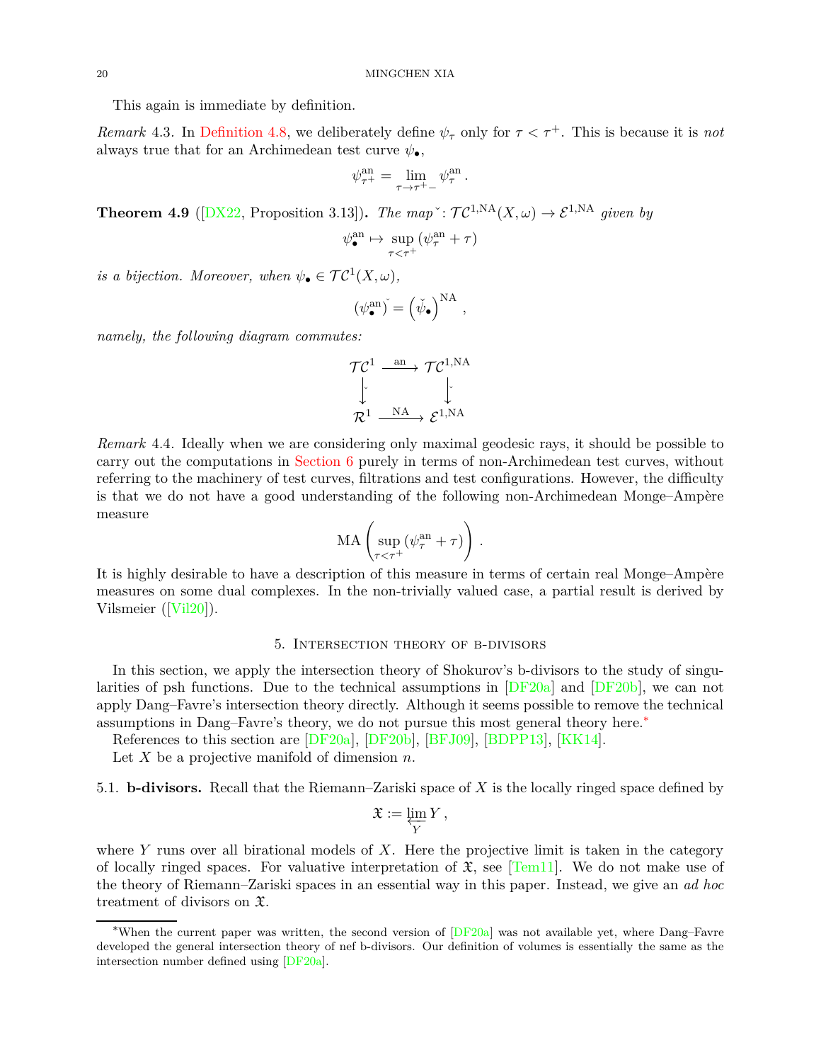This again is immediate by definition.

*Remark* 4.3. In Definition 4.8, we deliberately define $\psi_\tau$ only for $\tau < \tau^+$. This is because it is *not* always true that for an Archimedean test curve $\psi_\bullet$,

$$\psi^{\mathrm{an}}_{\tau^+} = \lim_{\tau \to \tau^+ -} \psi^{\mathrm{an}}_\tau .$$

**Theorem 4.9** ([DX22, Proposition 3.13])**.** *The map* $\check{}\colon \mathcal{TC}^{1,\mathrm{NA}}(X,\omega) \to \mathcal{E}^{1,\mathrm{NA}}$ *given by*

$$\psi^{\mathrm{an}}_\bullet \mapsto \sup_{\tau < \tau^+} \left( \psi^{\mathrm{an}}_\tau + \tau \right)$$

*is a bijection. Moreover, when* $\psi_\bullet \in \mathcal{TC}^1(X,\omega)$*,*

$$\left(\psi^{\mathrm{an}}_\bullet\right)\check{} = \left(\check{\psi}_\bullet\right)^{\mathrm{NA}} ,$$

*namely, the following diagram commutes:*

$$\begin{array}{ccc} \mathcal{TC}^1 & \xrightarrow{\mathrm{an}} & \mathcal{TC}^{1,\mathrm{NA}} \\ \downarrow{\check{}} & & \downarrow{\check{}} \\ \mathcal{R}^1 & \xrightarrow{\mathrm{NA}} & \mathcal{E}^{1,\mathrm{NA}} \end{array}$$

*Remark* 4.4. Ideally when we are considering only maximal geodesic rays, it should be possible to carry out the computations in Section 6 purely in terms of non-Archimedean test curves, without referring to the machinery of test curves, filtrations and test configurations. However, the difficulty is that we do not have a good understanding of the following non-Archimedean Monge–Ampère measure

$$\mathrm{MA}\left( \sup_{\tau < \tau^+} \left( \psi^{\mathrm{an}}_\tau + \tau \right) \right) .$$

It is highly desirable to have a description of this measure in terms of certain real Monge–Ampère measures on some dual complexes. In the non-trivially valued case, a partial result is derived by Vilsmeier ([Vil20]).

## 5. Intersection theory of b-divisors

In this section, we apply the intersection theory of Shokurov's b-divisors to the study of singularities of psh functions. Due to the technical assumptions in [DF20a] and [DF20b], we can not apply Dang–Favre's intersection theory directly. Although it seems possible to remove the technical assumptions in Dang–Favre's theory, we do not pursue this most general theory here.*

References to this section are [DF20a], [DF20b], [BFJ09], [BDPP13], [KK14].

Let $X$ be a projective manifold of dimension $n$.

### 5.1. b-divisors.

Recall that the Riemann–Zariski space of $X$ is the locally ringed space defined by

$$\mathfrak{X} := \varprojlim_{Y} Y ,$$

where $Y$ runs over all birational models of $X$. Here the projective limit is taken in the category of locally ringed spaces. For valuative interpretation of $\mathfrak{X}$, see [Tem11]. We do not make use of the theory of Riemann–Zariski spaces in an essential way in this paper. Instead, we give an *ad hoc* treatment of divisors on $\mathfrak{X}$.

*When the current paper was written, the second version of [DF20a] was not available yet, where Dang–Favre developed the general intersection theory of nef b-divisors. Our definition of volumes is essentially the same as the intersection number defined using [DF20a].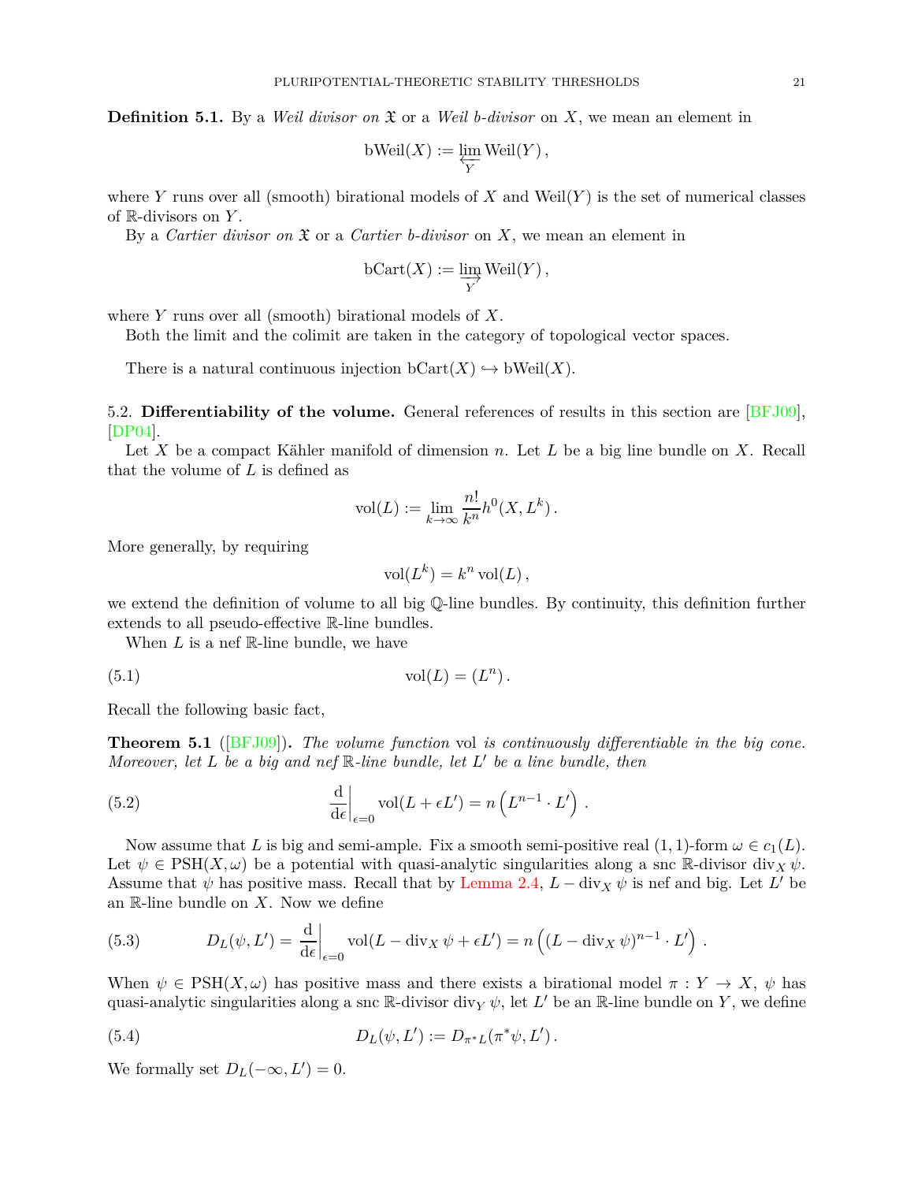**Definition 5.1.** By a *Weil divisor on* $\mathfrak{X}$ or a *Weil b-divisor* on $X$, we mean an element in

$$\mathrm{bWeil}(X) := \varprojlim_{Y} \mathrm{Weil}(Y)\,,$$

where $Y$ runs over all (smooth) birational models of $X$ and $\mathrm{Weil}(Y)$ is the set of numerical classes of $\mathbb{R}$-divisors on $Y$.

By a *Cartier divisor on* $\mathfrak{X}$ or a *Cartier b-divisor* on $X$, we mean an element in

$$\mathrm{bCart}(X) := \varinjlim_{Y} \mathrm{Weil}(Y)\,,$$

where $Y$ runs over all (smooth) birational models of $X$.

Both the limit and the colimit are taken in the category of topological vector spaces.

There is a natural continuous injection $\mathrm{bCart}(X) \hookrightarrow \mathrm{bWeil}(X)$.

5.2. **Differentiability of the volume.** General references of results in this section are [BFJ09], [DP04].

Let $X$ be a compact Kähler manifold of dimension $n$. Let $L$ be a big line bundle on $X$. Recall that the volume of $L$ is defined as

$$\mathrm{vol}(L) := \lim_{k\to\infty} \frac{n!}{k^n} h^0(X, L^k)\,.$$

More generally, by requiring

$$\mathrm{vol}(L^k) = k^n \,\mathrm{vol}(L)\,,$$

we extend the definition of volume to all big $\mathbb{Q}$-line bundles. By continuity, this definition further extends to all pseudo-effective $\mathbb{R}$-line bundles.

When $L$ is a nef $\mathbb{R}$-line bundle, we have

$$\mathrm{vol}(L) = (L^n)\,. \tag{5.1}$$

Recall the following basic fact,

**Theorem 5.1** ([BFJ09])**.** *The volume function* vol *is continuously differentiable in the big cone. Moreover, let $L$ be a big and nef $\mathbb{R}$-line bundle, let $L'$ be a line bundle, then*

$$\left.\frac{\mathrm{d}}{\mathrm{d}\epsilon}\right|_{\epsilon=0} \mathrm{vol}(L+\epsilon L') = n\left(L^{n-1}\cdot L'\right)\,. \tag{5.2}$$

Now assume that $L$ is big and semi-ample. Fix a smooth semi-positive real $(1,1)$-form $\omega \in c_1(L)$. Let $\psi \in \mathrm{PSH}(X,\omega)$ be a potential with quasi-analytic singularities along a snc $\mathbb{R}$-divisor $\mathrm{div}_X\,\psi$. Assume that $\psi$ has positive mass. Recall that by Lemma 2.4, $L - \mathrm{div}_X\,\psi$ is nef and big. Let $L'$ be an $\mathbb{R}$-line bundle on $X$. Now we define

$$D_L(\psi, L') = \left.\frac{\mathrm{d}}{\mathrm{d}\epsilon}\right|_{\epsilon=0} \mathrm{vol}(L - \mathrm{div}_X\,\psi + \epsilon L') = n\left((L-\mathrm{div}_X\,\psi)^{n-1}\cdot L'\right)\,. \tag{5.3}$$

When $\psi \in \mathrm{PSH}(X,\omega)$ has positive mass and there exists a birational model $\pi : Y \to X$, $\psi$ has quasi-analytic singularities along a snc $\mathbb{R}$-divisor $\mathrm{div}_Y\,\psi$, let $L'$ be an $\mathbb{R}$-line bundle on $Y$, we define

$$D_L(\psi, L') := D_{\pi^*L}(\pi^*\psi, L')\,. \tag{5.4}$$

We formally set $D_L(-\infty, L') = 0$.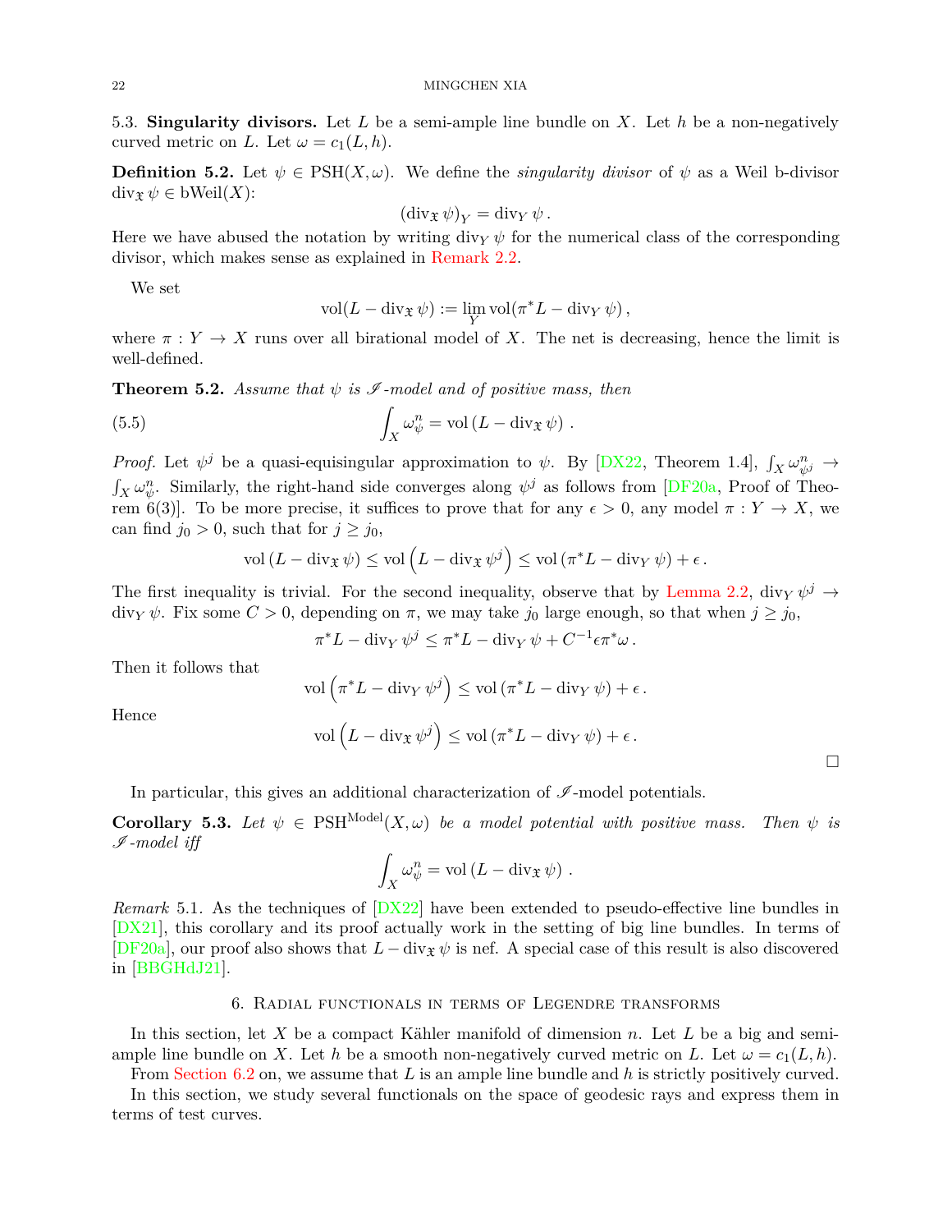5.3. **Singularity divisors.** Let $L$ be a semi-ample line bundle on $X$. Let $h$ be a non-negatively curved metric on $L$. Let $\omega = c_1(L, h)$.

**Definition 5.2.** Let $\psi \in \mathrm{PSH}(X, \omega)$. We define the *singularity divisor* of $\psi$ as a Weil b-divisor $\mathrm{div}_{\mathfrak{X}}\, \psi \in \mathrm{bWeil}(X)$:

$$(\mathrm{div}_{\mathfrak{X}}\, \psi)_Y = \mathrm{div}_Y\, \psi\,.$$

Here we have abused the notation by writing $\mathrm{div}_Y\, \psi$ for the numerical class of the corresponding divisor, which makes sense as explained in Remark 2.2.

We set

$$\mathrm{vol}(L - \mathrm{div}_{\mathfrak{X}}\, \psi) := \lim_{Y} \mathrm{vol}(\pi^* L - \mathrm{div}_Y\, \psi)\,,$$

where $\pi : Y \to X$ runs over all birational model of $X$. The net is decreasing, hence the limit is well-defined.

**Theorem 5.2.** *Assume that $\psi$ is $\mathscr{I}$-model and of positive mass, then*

$$\int_X \omega_\psi^n = \mathrm{vol}\left(L - \mathrm{div}_{\mathfrak{X}}\, \psi\right)\,. \tag{5.5}$$

*Proof.* Let $\psi^j$ be a quasi-equisingular approximation to $\psi$. By [DX22, Theorem 1.4], $\int_X \omega_{\psi^j}^n \to \int_X \omega_\psi^n$. Similarly, the right-hand side converges along $\psi^j$ as follows from [DF20a, Proof of Theorem 6(3)]. To be more precise, it suffices to prove that for any $\epsilon > 0$, any model $\pi : Y \to X$, we can find $j_0 > 0$, such that for $j \geq j_0$,

$$\mathrm{vol}\left(L - \mathrm{div}_{\mathfrak{X}}\, \psi\right) \leq \mathrm{vol}\left(L - \mathrm{div}_{\mathfrak{X}}\, \psi^j\right) \leq \mathrm{vol}\left(\pi^* L - \mathrm{div}_Y\, \psi\right) + \epsilon\,.$$

The first inequality is trivial. For the second inequality, observe that by Lemma 2.2, $\mathrm{div}_Y\, \psi^j \to \mathrm{div}_Y\, \psi$. Fix some $C > 0$, depending on $\pi$, we may take $j_0$ large enough, so that when $j \geq j_0$,

$$\pi^* L - \mathrm{div}_Y\, \psi^j \leq \pi^* L - \mathrm{div}_Y\, \psi + C^{-1} \epsilon \pi^* \omega\,.$$

Then it follows that

$$\mathrm{vol}\left(\pi^* L - \mathrm{div}_Y\, \psi^j\right) \leq \mathrm{vol}\left(\pi^* L - \mathrm{div}_Y\, \psi\right) + \epsilon\,.$$

Hence

$$\mathrm{vol}\left(L - \mathrm{div}_{\mathfrak{X}}\, \psi^j\right) \leq \mathrm{vol}\left(\pi^* L - \mathrm{div}_Y\, \psi\right) + \epsilon\,.$$

□

In particular, this gives an additional characterization of $\mathscr{I}$-model potentials.

**Corollary 5.3.** *Let $\psi \in \mathrm{PSH}^{\mathrm{Model}}(X, \omega)$ be a model potential with positive mass. Then $\psi$ is $\mathscr{I}$-model iff*

$$\int_X \omega_\psi^n = \mathrm{vol}\left(L - \mathrm{div}_{\mathfrak{X}}\, \psi\right)\,.$$

*Remark* 5.1. As the techniques of [DX22] have been extended to pseudo-effective line bundles in [DX21], this corollary and its proof actually work in the setting of big line bundles. In terms of [DF20a], our proof also shows that $L - \mathrm{div}_{\mathfrak{X}}\, \psi$ is nef. A special case of this result is also discovered in [BBGHdJ21].

## 6. Radial functionals in terms of Legendre transforms

In this section, let $X$ be a compact Kähler manifold of dimension $n$. Let $L$ be a big and semi-ample line bundle on $X$. Let $h$ be a smooth non-negatively curved metric on $L$. Let $\omega = c_1(L, h)$.

From Section 6.2 on, we assume that $L$ is an ample line bundle and $h$ is strictly positively curved.

In this section, we study several functionals on the space of geodesic rays and express them in terms of test curves.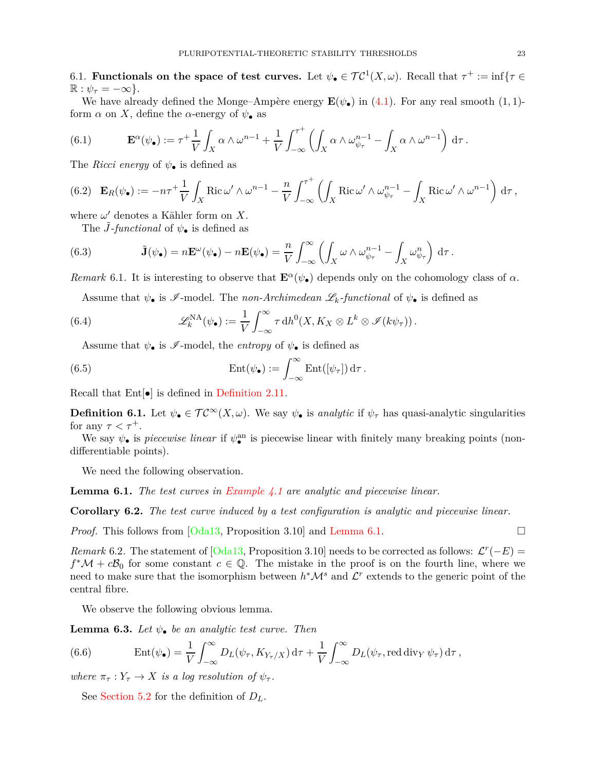6.1. **Functionals on the space of test curves.** Let $\psi_\bullet \in \mathcal{TC}^1(X,\omega)$. Recall that $\tau^+ := \inf\{\tau \in \mathbb{R} : \psi_\tau = -\infty\}$.

We have already defined the Monge–Ampère energy $\mathbf{E}(\psi_\bullet)$ in (4.1). For any real smooth $(1,1)$-form $\alpha$ on $X$, define the $\alpha$-energy of $\psi_\bullet$ as

$$\mathbf{E}^\alpha(\psi_\bullet) := \tau^+ \frac{1}{V}\int_X \alpha\wedge\omega^{n-1} + \frac{1}{V}\int_{-\infty}^{\tau^+}\left(\int_X \alpha\wedge\omega_{\psi_\tau}^{n-1} - \int_X \alpha\wedge\omega^{n-1}\right)\,\mathrm{d}\tau\,. \tag{6.1}$$

The *Ricci energy* of $\psi_\bullet$ is defined as

$$\mathbf{E}_R(\psi_\bullet) := -n\tau^+\frac{1}{V}\int_X \operatorname{Ric}\omega'\wedge\omega^{n-1} - \frac{n}{V}\int_{-\infty}^{\tau^+}\left(\int_X \operatorname{Ric}\omega'\wedge\omega_{\psi_\tau}^{n-1} - \int_X \operatorname{Ric}\omega'\wedge\omega^{n-1}\right)\,\mathrm{d}\tau\,, \tag{6.2}$$

where $\omega'$ denotes a Kähler form on $X$.

The $\tilde{J}$*-functional* of $\psi_\bullet$ is defined as

$$\tilde{\mathbf{J}}(\psi_\bullet) = n\mathbf{E}^\omega(\psi_\bullet) - n\mathbf{E}(\psi_\bullet) = \frac{n}{V}\int_{-\infty}^{\infty}\left(\int_X \omega\wedge\omega_{\psi_\tau}^{n-1} - \int_X \omega_{\psi_\tau}^n\right)\,\mathrm{d}\tau\,. \tag{6.3}$$

*Remark* 6.1. It is interesting to observe that $\mathbf{E}^\alpha(\psi_\bullet)$ depends only on the cohomology class of $\alpha$.

Assume that $\psi_\bullet$ is $\mathscr{I}$-model. The *non-Archimedean* $\mathscr{L}_k$*-functional* of $\psi_\bullet$ is defined as

$$\mathscr{L}_k^{\mathrm{NA}}(\psi_\bullet) := \frac{1}{V}\int_{-\infty}^{\infty}\tau\,\mathrm{d}h^0(X, K_X\otimes L^k\otimes\mathscr{I}(k\psi_\tau))\,. \tag{6.4}$$

Assume that $\psi_\bullet$ is $\mathscr{I}$-model, the *entropy* of $\psi_\bullet$ is defined as

$$\operatorname{Ent}(\psi_\bullet) := \int_{-\infty}^{\infty}\operatorname{Ent}([\psi_\tau])\,\mathrm{d}\tau\,. \tag{6.5}$$

Recall that $\operatorname{Ent}[\bullet]$ is defined in Definition 2.11.

**Definition 6.1.** Let $\psi_\bullet \in \mathcal{TC}^\infty(X,\omega)$. We say $\psi_\bullet$ is *analytic* if $\psi_\tau$ has quasi-analytic singularities for any $\tau < \tau^+$.

We say $\psi_\bullet$ is *piecewise linear* if $\psi_\bullet^{\mathrm{an}}$ is piecewise linear with finitely many breaking points (non-differentiable points).

We need the following observation.

**Lemma 6.1.** *The test curves in Example 4.1 are analytic and piecewise linear.*

**Corollary 6.2.** *The test curve induced by a test configuration is analytic and piecewise linear.*

*Proof.* This follows from [Oda13, Proposition 3.10] and Lemma 6.1. □

*Remark* 6.2. The statement of [Oda13, Proposition 3.10] needs to be corrected as follows: $\mathcal{L}^r(-E) = f^*\mathcal{M} + c\mathcal{B}_0$ for some constant $c\in\mathbb{Q}$. The mistake in the proof is on the fourth line, where we need to make sure that the isomorphism between $h^*\mathcal{M}^s$ and $\mathcal{L}^r$ extends to the generic point of the central fibre.

We observe the following obvious lemma.

**Lemma 6.3.** *Let $\psi_\bullet$ be an analytic test curve. Then*

$$\operatorname{Ent}(\psi_\bullet) = \frac{1}{V}\int_{-\infty}^{\infty} D_L(\psi_\tau, K_{Y_\tau/X})\,\mathrm{d}\tau + \frac{1}{V}\int_{-\infty}^{\infty} D_L(\psi_\tau, \operatorname{red}\operatorname{div}_Y\psi_\tau)\,\mathrm{d}\tau\,, \tag{6.6}$$

*where $\pi_\tau : Y_\tau \to X$ is a log resolution of $\psi_\tau$.*

See Section 5.2 for the definition of $D_L$.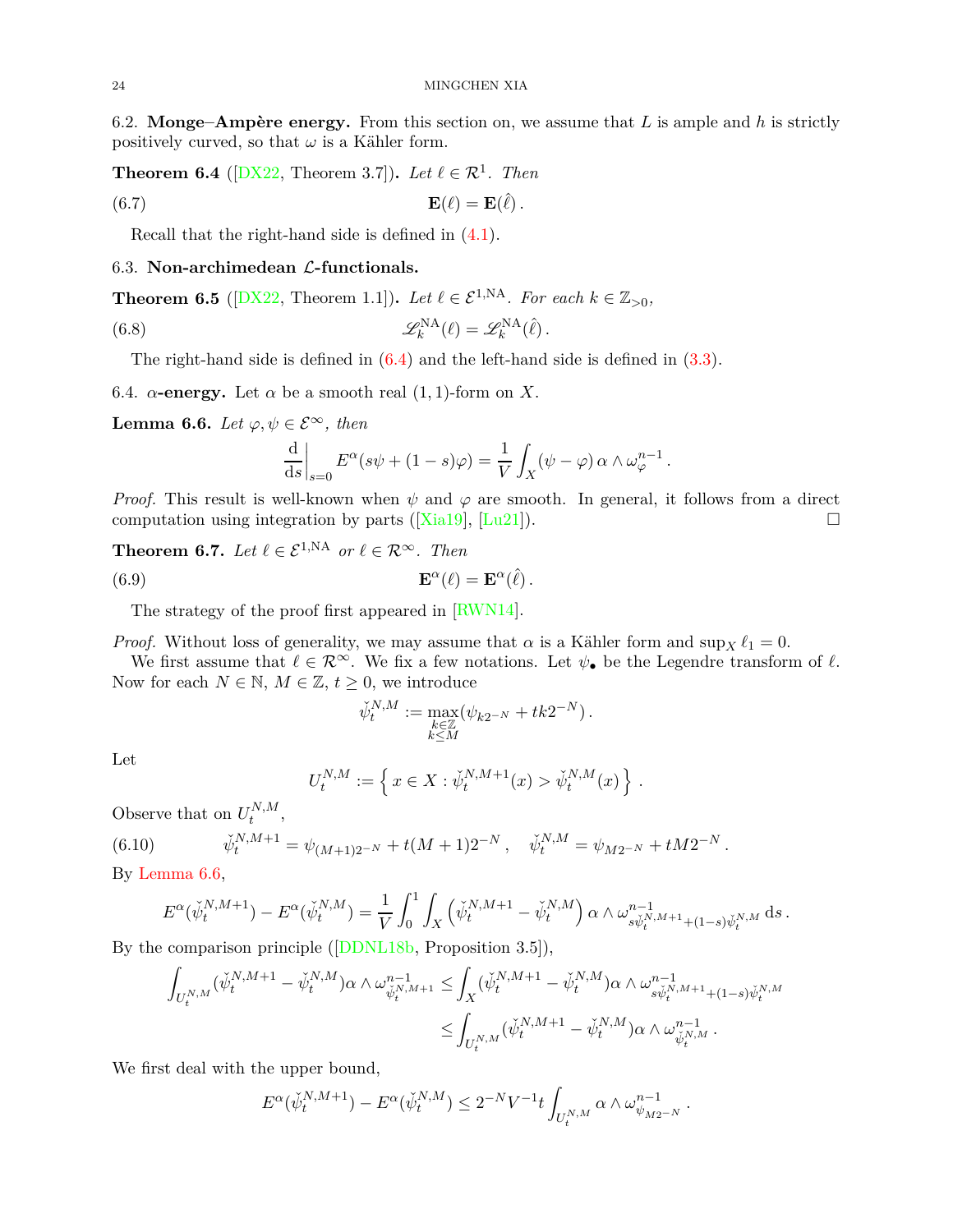### 6.2. Monge–Ampère energy.

From this section on, we assume that $L$ is ample and $h$ is strictly positively curved, so that $\omega$ is a Kähler form.

**Theorem 6.4** ([DX22, Theorem 3.7]). *Let $\ell \in \mathcal{R}^1$. Then*

$$\mathbf{E}(\ell) = \mathbf{E}(\hat{\ell})\,. \tag{6.7}$$

Recall that the right-hand side is defined in (4.1).

### 6.3. Non-archimedean $\mathcal{L}$-functionals.

**Theorem 6.5** ([DX22, Theorem 1.1]). *Let $\ell \in \mathcal{E}^{1,\mathrm{NA}}$. For each $k \in \mathbb{Z}_{>0}$,*

$$\mathscr{L}_k^{\mathrm{NA}}(\ell) = \mathscr{L}_k^{\mathrm{NA}}(\hat{\ell})\,. \tag{6.8}$$

The right-hand side is defined in (6.4) and the left-hand side is defined in (3.3).

### 6.4. $\alpha$-energy.

Let $\alpha$ be a smooth real $(1,1)$-form on $X$.

**Lemma 6.6.** *Let $\varphi, \psi \in \mathcal{E}^\infty$, then*

$$\left.\frac{\mathrm{d}}{\mathrm{d}s}\right|_{s=0} E^\alpha(s\psi + (1-s)\varphi) = \frac{1}{V}\int_X (\psi - \varphi)\,\alpha \wedge \omega_\varphi^{n-1}\,.$$

*Proof.* This result is well-known when $\psi$ and $\varphi$ are smooth. In general, it follows from a direct computation using integration by parts ([Xia19], [Lu21]). □

**Theorem 6.7.** *Let $\ell \in \mathcal{E}^{1,\mathrm{NA}}$ or $\ell \in \mathcal{R}^\infty$. Then*

$$\mathbf{E}^\alpha(\ell) = \mathbf{E}^\alpha(\hat{\ell})\,. \tag{6.9}$$

The strategy of the proof first appeared in [RWN14].

*Proof.* Without loss of generality, we may assume that $\alpha$ is a Kähler form and $\sup_X \ell_1 = 0$.

We first assume that $\ell \in \mathcal{R}^\infty$. We fix a few notations. Let $\psi_\bullet$ be the Legendre transform of $\ell$. Now for each $N \in \mathbb{N}$, $M \in \mathbb{Z}$, $t \geq 0$, we introduce

$$\check{\psi}_t^{N,M} := \max_{\substack{k\in\mathbb{Z}\\ k\leq M}} (\psi_{k2^{-N}} + tk2^{-N})\,.$$

Let

$$U_t^{N,M} := \left\{ x \in X : \check{\psi}_t^{N,M+1}(x) > \check{\psi}_t^{N,M}(x) \right\}\,.$$

Observe that on $U_t^{N,M}$,

$$\check{\psi}_t^{N,M+1} = \psi_{(M+1)2^{-N}} + t(M+1)2^{-N}\,, \quad \check{\psi}_t^{N,M} = \psi_{M2^{-N}} + tM2^{-N}\,. \tag{6.10}$$

By Lemma 6.6,

$$E^\alpha(\check{\psi}_t^{N,M+1}) - E^\alpha(\check{\psi}_t^{N,M}) = \frac{1}{V}\int_0^1 \int_X \left(\check{\psi}_t^{N,M+1} - \check{\psi}_t^{N,M}\right) \alpha \wedge \omega^{n-1}_{s\check{\psi}_t^{N,M+1}+(1-s)\check{\psi}_t^{N,M}}\,\mathrm{d}s\,.$$

By the comparison principle ([DDNL18b, Proposition 3.5]),

$$\begin{aligned}
\int_{U_t^{N,M}} (\check{\psi}_t^{N,M+1} - \check{\psi}_t^{N,M})\alpha \wedge \omega^{n-1}_{\check{\psi}_t^{N,M+1}} &\leq \int_X (\check{\psi}_t^{N,M+1} - \check{\psi}_t^{N,M})\alpha \wedge \omega^{n-1}_{s\check{\psi}_t^{N,M+1}+(1-s)\check{\psi}_t^{N,M}} \\
&\leq \int_{U_t^{N,M}} (\check{\psi}_t^{N,M+1} - \check{\psi}_t^{N,M})\alpha \wedge \omega^{n-1}_{\check{\psi}_t^{N,M}}\,.
\end{aligned}$$

We first deal with the upper bound,

$$E^\alpha(\check{\psi}_t^{N,M+1}) - E^\alpha(\check{\psi}_t^{N,M}) \leq 2^{-N}V^{-1}t\int_{U_t^{N,M}} \alpha \wedge \omega^{n-1}_{\psi_{M2^{-N}}}\,.$$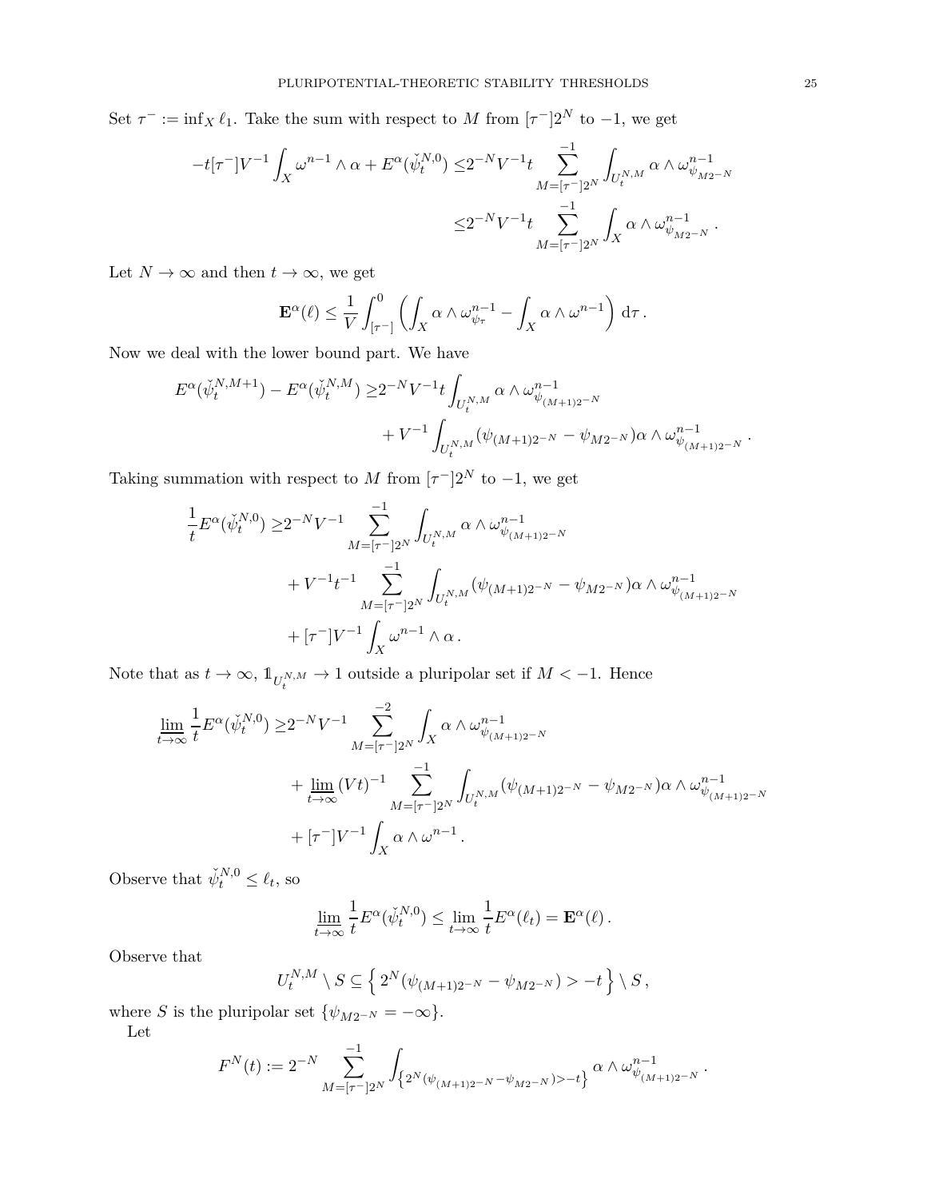Set $\tau^- := \inf_X \ell_1$. Take the sum with respect to $M$ from $[\tau^-]2^N$ to $-1$, we get

$$-t[\tau^-]V^{-1}\int_X \omega^{n-1}\wedge\alpha + E^\alpha(\check{\psi}_t^{N,0}) \leq 2^{-N}V^{-1}t\sum_{M=[\tau^-]2^N}^{-1}\int_{U_t^{N,M}}\alpha\wedge\omega_{\psi_{M2^{-N}}}^{n-1}$$
$$\leq 2^{-N}V^{-1}t\sum_{M=[\tau^-]2^N}^{-1}\int_X \alpha\wedge\omega_{\psi_{M2^{-N}}}^{n-1}.$$

Let $N\to\infty$ and then $t\to\infty$, we get

$$\mathbf{E}^\alpha(\ell)\leq \frac{1}{V}\int_{[\tau^-]}^0\left(\int_X \alpha\wedge\omega_{\psi_\tau}^{n-1}-\int_X\alpha\wedge\omega^{n-1}\right)\mathrm{d}\tau\,.$$

Now we deal with the lower bound part. We have

$$E^\alpha(\check{\psi}_t^{N,M+1})-E^\alpha(\check{\psi}_t^{N,M})\geq 2^{-N}V^{-1}t\int_{U_t^{N,M}}\alpha\wedge\omega_{\psi_{(M+1)2^{-N}}}^{n-1}$$
$$+V^{-1}\int_{U_t^{N,M}}(\psi_{(M+1)2^{-N}}-\psi_{M2^{-N}})\alpha\wedge\omega_{\psi_{(M+1)2^{-N}}}^{n-1}.$$

Taking summation with respect to $M$ from $[\tau^-]2^N$ to $-1$, we get

$$\frac{1}{t}E^\alpha(\check{\psi}_t^{N,0})\geq 2^{-N}V^{-1}\sum_{M=[\tau^-]2^N}^{-1}\int_{U_t^{N,M}}\alpha\wedge\omega_{\psi_{(M+1)2^{-N}}}^{n-1}$$
$$+V^{-1}t^{-1}\sum_{M=[\tau^-]2^N}^{-1}\int_{U_t^{N,M}}(\psi_{(M+1)2^{-N}}-\psi_{M2^{-N}})\alpha\wedge\omega_{\psi_{(M+1)2^{-N}}}^{n-1}$$
$$+[\tau^-]V^{-1}\int_X\omega^{n-1}\wedge\alpha\,.$$

Note that as $t\to\infty$, $\mathbb{1}_{U_t^{N,M}}\to 1$ outside a pluripolar set if $M<-1$. Hence

$$\varliminf_{t\to\infty}\frac{1}{t}E^\alpha(\check{\psi}_t^{N,0})\geq 2^{-N}V^{-1}\sum_{M=[\tau^-]2^N}^{-2}\int_X\alpha\wedge\omega_{\psi_{(M+1)2^{-N}}}^{n-1}$$
$$+\varliminf_{t\to\infty}(Vt)^{-1}\sum_{M=[\tau^-]2^N}^{-1}\int_{U_t^{N,M}}(\psi_{(M+1)2^{-N}}-\psi_{M2^{-N}})\alpha\wedge\omega_{\psi_{(M+1)2^{-N}}}^{n-1}$$
$$+[\tau^-]V^{-1}\int_X\alpha\wedge\omega^{n-1}\,.$$

Observe that $\check{\psi}_t^{N,0}\leq \ell_t$, so

$$\varliminf_{t\to\infty}\frac{1}{t}E^\alpha(\check{\psi}_t^{N,0})\leq\lim_{t\to\infty}\frac{1}{t}E^\alpha(\ell_t)=\mathbf{E}^\alpha(\ell)\,.$$

Observe that

$$U_t^{N,M}\setminus S\subseteq\left\{\,2^N(\psi_{(M+1)2^{-N}}-\psi_{M2^{-N}})>-t\,\right\}\setminus S\,,$$

where $S$ is the pluripolar set $\{\psi_{M2^{-N}}=-\infty\}$.

Let

$$F^N(t):=2^{-N}\sum_{M=[\tau^-]2^N}^{-1}\int_{\left\{2^N(\psi_{(M+1)2^{-N}}-\psi_{M2^{-N}})>-t\right\}}\alpha\wedge\omega_{\psi_{(M+1)2^{-N}}}^{n-1}\,.$$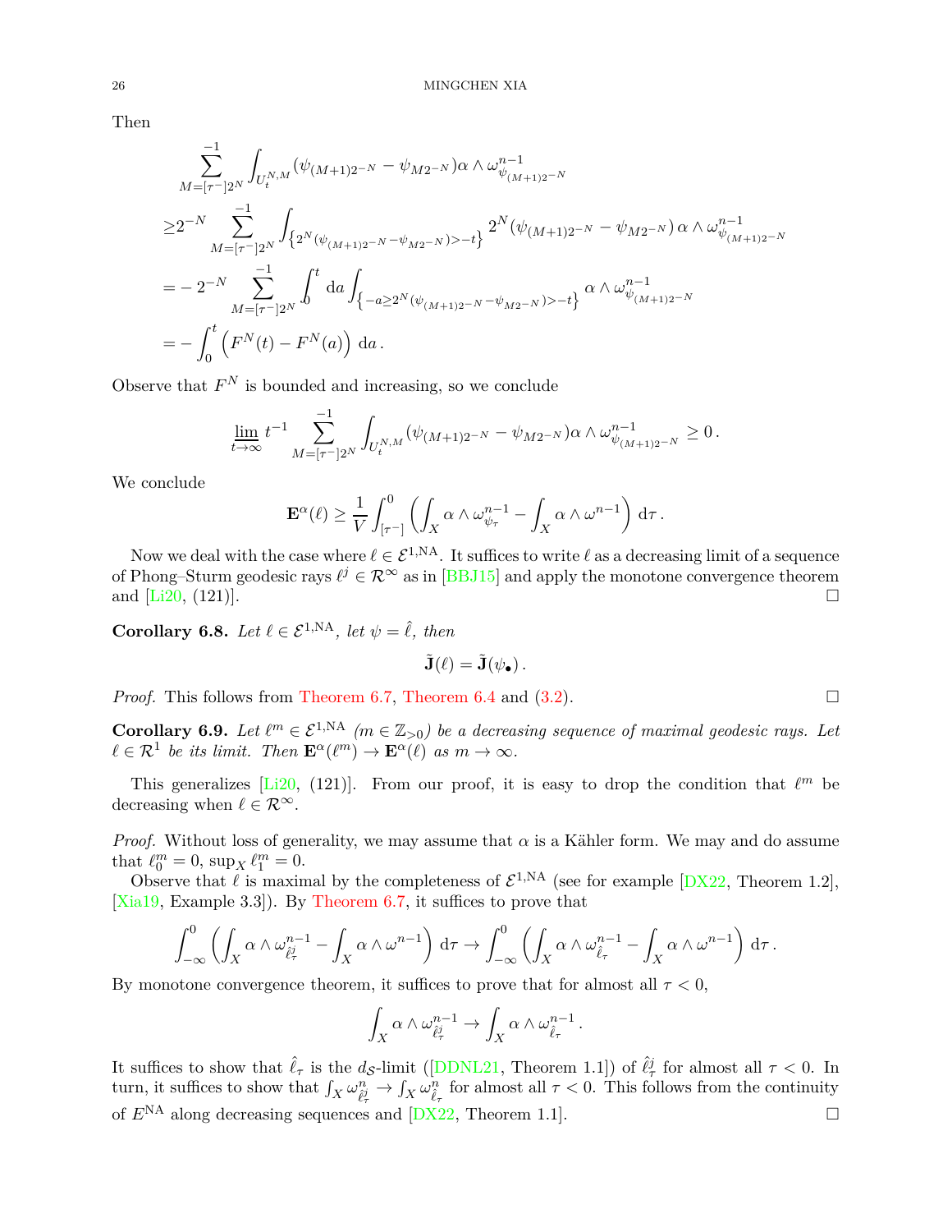Then

$$
\begin{aligned}
&\sum_{M=[\tau^-]2^N}^{-1} \int_{U_t^{N,M}} (\psi_{(M+1)2^{-N}} - \psi_{M2^{-N}})\alpha \wedge \omega^{n-1}_{\psi_{(M+1)2^{-N}}} \\
\geq & 2^{-N} \sum_{M=[\tau^-]2^N}^{-1} \int_{\left\{2^N(\psi_{(M+1)2^{-N}} - \psi_{M2^{-N}})>-t\right\}} 2^N(\psi_{(M+1)2^{-N}} - \psi_{M2^{-N}})\,\alpha \wedge \omega^{n-1}_{\psi_{(M+1)2^{-N}}} \\
= & -2^{-N} \sum_{M=[\tau^-]2^N}^{-1} \int_0^t \mathrm{d}a \int_{\left\{-a \geq 2^N(\psi_{(M+1)2^{-N}} - \psi_{M2^{-N}})>-t\right\}} \alpha \wedge \omega^{n-1}_{\psi_{(M+1)2^{-N}}} \\
= & -\int_0^t \left(F^N(t) - F^N(a)\right)\,\mathrm{d}a\,.
\end{aligned}
$$

Observe that $F^N$ is bounded and increasing, so we conclude

$$
\varliminf_{t\to\infty} t^{-1} \sum_{M=[\tau^-]2^N}^{-1} \int_{U_t^{N,M}} (\psi_{(M+1)2^{-N}} - \psi_{M2^{-N}})\alpha \wedge \omega^{n-1}_{\psi_{(M+1)2^{-N}}} \geq 0\,.
$$

We conclude

$$
\mathbf{E}^{\alpha}(\ell) \geq \frac{1}{V}\int_{[\tau^-]}^0 \left(\int_X \alpha \wedge \omega_{\psi_\tau}^{n-1} - \int_X \alpha \wedge \omega^{n-1}\right)\mathrm{d}\tau\,.
$$

Now we deal with the case where $\ell \in \mathcal{E}^{1,\mathrm{NA}}$. It suffices to write $\ell$ as a decreasing limit of a sequence of Phong–Sturm geodesic rays $\ell^j \in \mathcal{R}^\infty$ as in [BBJ15] and apply the monotone convergence theorem and [Li20, (121)]. $\square$

**Corollary 6.8.** *Let $\ell \in \mathcal{E}^{1,\mathrm{NA}}$, let $\psi = \hat{\ell}$, then*

$$
\tilde{\mathbf{J}}(\ell) = \tilde{\mathbf{J}}(\psi_\bullet)\,.
$$

*Proof.* This follows from Theorem 6.7, Theorem 6.4 and (3.2). $\square$

**Corollary 6.9.** *Let $\ell^m \in \mathcal{E}^{1,\mathrm{NA}}$ ($m \in \mathbb{Z}_{>0}$) be a decreasing sequence of maximal geodesic rays. Let $\ell \in \mathcal{R}^1$ be its limit. Then $\mathbf{E}^{\alpha}(\ell^m) \to \mathbf{E}^{\alpha}(\ell)$ as $m \to \infty$.*

This generalizes [Li20, (121)]. From our proof, it is easy to drop the condition that $\ell^m$ be decreasing when $\ell \in \mathcal{R}^\infty$.

*Proof.* Without loss of generality, we may assume that $\alpha$ is a Kähler form. We may and do assume that $\ell_0^m = 0$, $\sup_X \ell_1^m = 0$.

Observe that $\ell$ is maximal by the completeness of $\mathcal{E}^{1,\mathrm{NA}}$ (see for example [DX22, Theorem 1.2], [Xia19, Example 3.3]). By Theorem 6.7, it suffices to prove that

$$
\int_{-\infty}^0 \left(\int_X \alpha \wedge \omega_{\hat{\ell}^j_\tau}^{n-1} - \int_X \alpha \wedge \omega^{n-1}\right)\mathrm{d}\tau \to \int_{-\infty}^0 \left(\int_X \alpha \wedge \omega_{\hat{\ell}_\tau}^{n-1} - \int_X \alpha \wedge \omega^{n-1}\right)\mathrm{d}\tau\,.
$$

By monotone convergence theorem, it suffices to prove that for almost all $\tau < 0$,

$$
\int_X \alpha \wedge \omega_{\hat{\ell}^j_\tau}^{n-1} \to \int_X \alpha \wedge \omega_{\hat{\ell}_\tau}^{n-1}\,.
$$

It suffices to show that $\hat{\ell}_\tau$ is the $d_{\mathcal{S}}$-limit ([DDNL21, Theorem 1.1]) of $\hat{\ell}^j_\tau$ for almost all $\tau < 0$. In turn, it suffices to show that $\int_X \omega^n_{\hat{\ell}^j_\tau} \to \int_X \omega^n_{\hat{\ell}_\tau}$ for almost all $\tau < 0$. This follows from the continuity of $E^{\mathrm{NA}}$ along decreasing sequences and [DX22, Theorem 1.1]. $\square$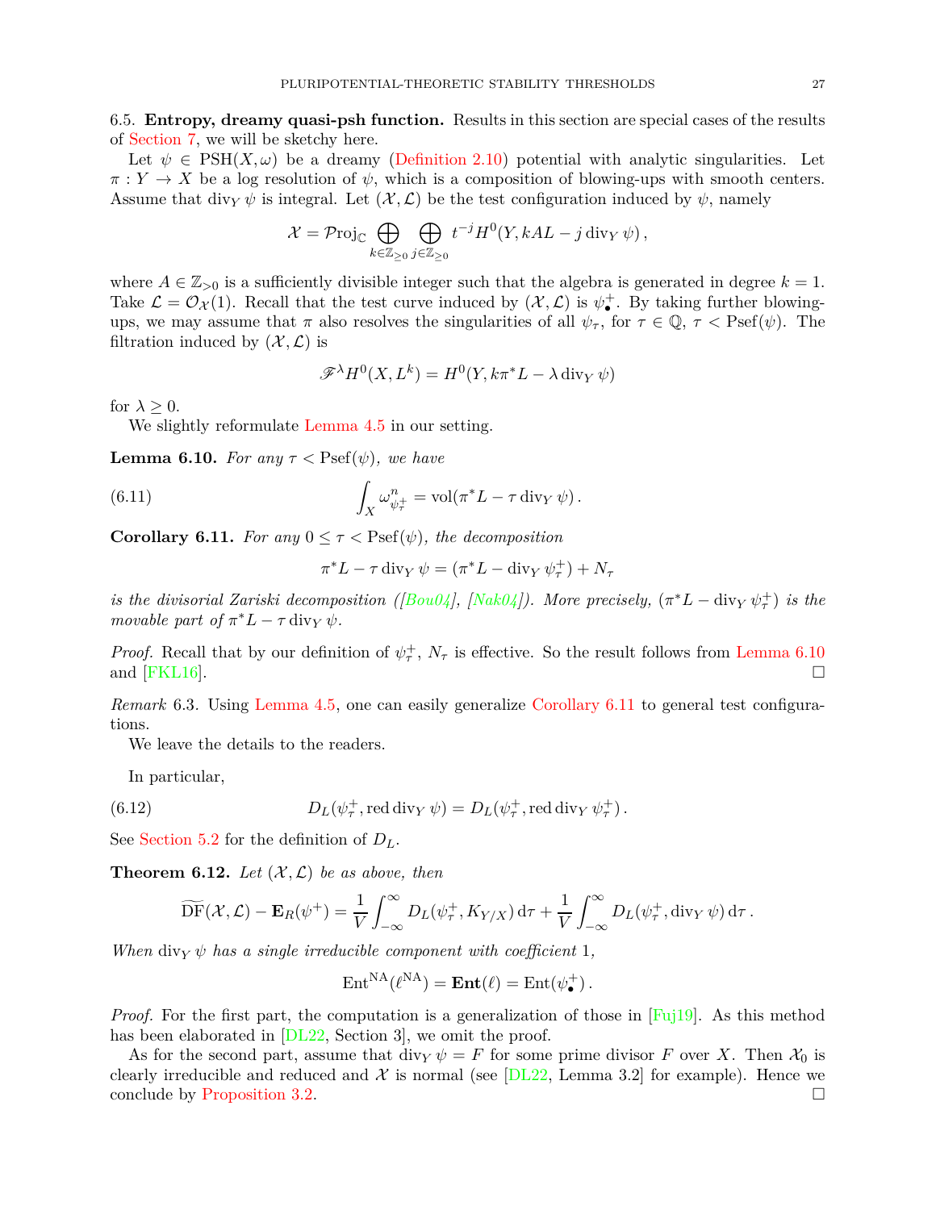### 6.5. Entropy, dreamy quasi-psh function.

Results in this section are special cases of the results of Section 7, we will be sketchy here.

Let $\psi \in \mathrm{PSH}(X,\omega)$ be a dreamy (Definition 2.10) potential with analytic singularities. Let $\pi : Y \to X$ be a log resolution of $\psi$, which is a composition of blowing-ups with smooth centers. Assume that $\mathrm{div}_Y \psi$ is integral. Let $(\mathcal{X},\mathcal{L})$ be the test configuration induced by $\psi$, namely

$$\mathcal{X} = \mathcal{P}\mathrm{roj}_{\mathbb{C}} \bigoplus_{k\in\mathbb{Z}_{\geq 0}} \bigoplus_{j\in\mathbb{Z}_{\geq 0}} t^{-j} H^0(Y, kAL - j\,\mathrm{div}_Y \psi)\,,$$

where $A \in \mathbb{Z}_{>0}$ is a sufficiently divisible integer such that the algebra is generated in degree $k=1$. Take $\mathcal{L} = \mathcal{O}_{\mathcal{X}}(1)$. Recall that the test curve induced by $(\mathcal{X},\mathcal{L})$ is $\psi^+_\bullet$. By taking further blowing-ups, we may assume that $\pi$ also resolves the singularities of all $\psi_\tau$, for $\tau \in \mathbb{Q}$, $\tau < \mathrm{Psef}(\psi)$. The filtration induced by $(\mathcal{X},\mathcal{L})$ is

$$\mathscr{F}^\lambda H^0(X, L^k) = H^0(Y, k\pi^* L - \lambda\,\mathrm{div}_Y \psi)$$

for $\lambda \geq 0$.

We slightly reformulate Lemma 4.5 in our setting.

**Lemma 6.10.** *For any $\tau < \mathrm{Psef}(\psi)$, we have*

$$\int_X \omega^n_{\psi^+_\tau} = \mathrm{vol}(\pi^* L - \tau\,\mathrm{div}_Y \psi)\,. \tag{6.11}$$

**Corollary 6.11.** *For any $0 \leq \tau < \mathrm{Psef}(\psi)$, the decomposition*

$$\pi^* L - \tau\,\mathrm{div}_Y \psi = (\pi^* L - \mathrm{div}_Y \psi^+_\tau) + N_\tau$$

*is the divisorial Zariski decomposition ([Bou04], [Nak04]). More precisely, $(\pi^* L - \mathrm{div}_Y \psi^+_\tau)$ is the movable part of $\pi^* L - \tau\,\mathrm{div}_Y \psi$.*

*Proof.* Recall that by our definition of $\psi^+_\tau$, $N_\tau$ is effective. So the result follows from Lemma 6.10 and [FKL16]. ☐

*Remark* 6.3. Using Lemma 4.5, one can easily generalize Corollary 6.11 to general test configurations.

We leave the details to the readers.

In particular,

$$D_L(\psi^+_\tau, \mathrm{red}\,\mathrm{div}_Y \psi) = D_L(\psi^+_\tau, \mathrm{red}\,\mathrm{div}_Y \psi^+_\tau)\,. \tag{6.12}$$

See Section 5.2 for the definition of $D_L$.

**Theorem 6.12.** *Let $(\mathcal{X},\mathcal{L})$ be as above, then*

$$\widetilde{\mathrm{DF}}(\mathcal{X},\mathcal{L}) - \mathbf{E}_R(\psi^+) = \frac{1}{V}\int_{-\infty}^{\infty} D_L(\psi^+_\tau, K_{Y/X})\,\mathrm{d}\tau + \frac{1}{V}\int_{-\infty}^{\infty} D_L(\psi^+_\tau, \mathrm{div}_Y \psi)\,\mathrm{d}\tau\,.$$

*When $\mathrm{div}_Y \psi$ has a single irreducible component with coefficient 1,*

$$\mathrm{Ent}^{\mathrm{NA}}(\ell^{\mathrm{NA}}) = \mathbf{Ent}(\ell) = \mathrm{Ent}(\psi^+_\bullet)\,.$$

*Proof.* For the first part, the computation is a generalization of those in [Fuj19]. As this method has been elaborated in [DL22, Section 3], we omit the proof.

As for the second part, assume that $\mathrm{div}_Y \psi = F$ for some prime divisor $F$ over $X$. Then $\mathcal{X}_0$ is clearly irreducible and reduced and $\mathcal{X}$ is normal (see [DL22, Lemma 3.2] for example). Hence we conclude by Proposition 3.2. ☐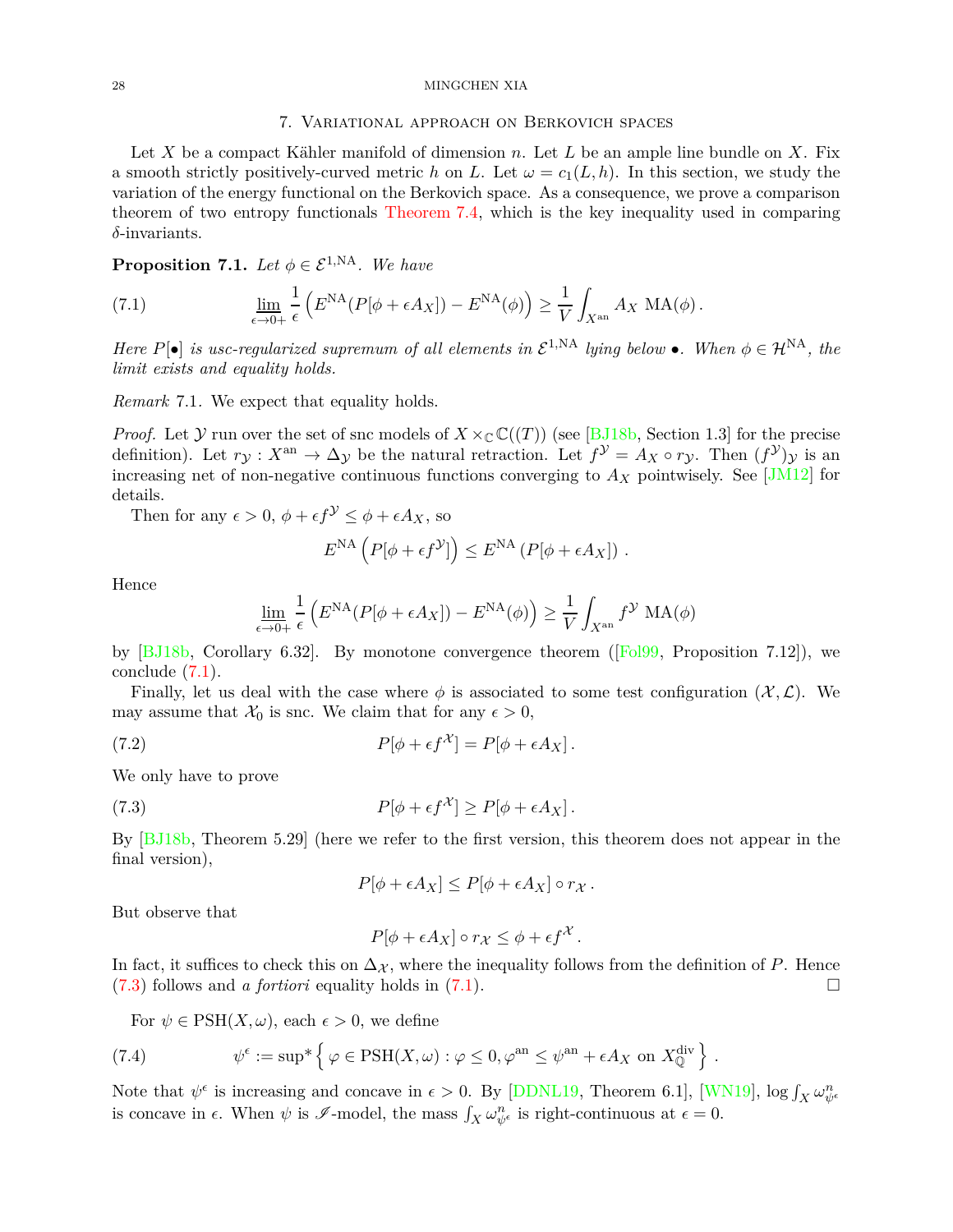## 7. Variational approach on Berkovich spaces

Let $X$ be a compact Kähler manifold of dimension $n$. Let $L$ be an ample line bundle on $X$. Fix a smooth strictly positively-curved metric $h$ on $L$. Let $\omega = c_1(L,h)$. In this section, we study the variation of the energy functional on the Berkovich space. As a consequence, we prove a comparison theorem of two entropy functionals Theorem 7.4, which is the key inequality used in comparing $\delta$-invariants.

**Proposition 7.1.** *Let $\phi \in \mathcal{E}^{1,\mathrm{NA}}$. We have*

$$\varliminf_{\epsilon\to 0+} \frac{1}{\epsilon}\left(E^{\mathrm{NA}}(P[\phi+\epsilon A_X]) - E^{\mathrm{NA}}(\phi)\right) \geq \frac{1}{V}\int_{X^{\mathrm{an}}} A_X \,\mathrm{MA}(\phi)\,. \tag{7.1}$$

*Here $P[\bullet]$ is usc-regularized supremum of all elements in $\mathcal{E}^{1,\mathrm{NA}}$ lying below $\bullet$. When $\phi\in\mathcal{H}^{\mathrm{NA}}$, the limit exists and equality holds.*

*Remark* 7.1. We expect that equality holds.

*Proof.* Let $\mathcal{Y}$ run over the set of snc models of $X\times_{\mathbb{C}}\mathbb{C}((T))$ (see [BJ18b, Section 1.3] for the precise definition). Let $r_{\mathcal{Y}}: X^{\mathrm{an}}\to\Delta_{\mathcal{Y}}$ be the natural retraction. Let $f^{\mathcal{Y}} = A_X\circ r_{\mathcal{Y}}$. Then $(f^{\mathcal{Y}})_{\mathcal{Y}}$ is an increasing net of non-negative continuous functions converging to $A_X$ pointwisely. See [JM12] for details.

Then for any $\epsilon>0$, $\phi+\epsilon f^{\mathcal{Y}}\leq \phi+\epsilon A_X$, so

$$E^{\mathrm{NA}}\left(P[\phi+\epsilon f^{\mathcal{Y}}]\right)\leq E^{\mathrm{NA}}\left(P[\phi+\epsilon A_X]\right)\,.$$

Hence

$$\varliminf_{\epsilon\to 0+}\frac{1}{\epsilon}\left(E^{\mathrm{NA}}(P[\phi+\epsilon A_X]) - E^{\mathrm{NA}}(\phi)\right)\geq \frac{1}{V}\int_{X^{\mathrm{an}}} f^{\mathcal{Y}}\,\mathrm{MA}(\phi)$$

by [BJ18b, Corollary 6.32]. By monotone convergence theorem ([Fol99, Proposition 7.12]), we conclude (7.1).

Finally, let us deal with the case where $\phi$ is associated to some test configuration $(\mathcal{X},\mathcal{L})$. We may assume that $\mathcal{X}_0$ is snc. We claim that for any $\epsilon>0$,

$$P[\phi+\epsilon f^{\mathcal{X}}] = P[\phi+\epsilon A_X]\,. \tag{7.2}$$

We only have to prove

$$P[\phi+\epsilon f^{\mathcal{X}}] \geq P[\phi+\epsilon A_X]\,. \tag{7.3}$$

By [BJ18b, Theorem 5.29] (here we refer to the first version, this theorem does not appear in the final version),

$$P[\phi+\epsilon A_X]\leq P[\phi+\epsilon A_X]\circ r_{\mathcal{X}}\,.$$

But observe that

$$P[\phi+\epsilon A_X]\circ r_{\mathcal{X}}\leq \phi+\epsilon f^{\mathcal{X}}\,.$$

In fact, it suffices to check this on $\Delta_{\mathcal{X}}$, where the inequality follows from the definition of $P$. Hence (7.3) follows and *a fortiori* equality holds in (7.1). $\square$

For $\psi\in\mathrm{PSH}(X,\omega)$, each $\epsilon>0$, we define

$$\psi^{\epsilon} := \sup{}^{*}\left\{\,\varphi\in\mathrm{PSH}(X,\omega):\varphi\leq 0, \varphi^{\mathrm{an}}\leq\psi^{\mathrm{an}}+\epsilon A_X \text{ on } X^{\mathrm{div}}_{\mathbb{Q}}\,\right\}\,. \tag{7.4}$$

Note that $\psi^{\epsilon}$ is increasing and concave in $\epsilon>0$. By [DDNL19, Theorem 6.1], [WN19], $\log\int_X \omega_{\psi^{\epsilon}}^n$ is concave in $\epsilon$. When $\psi$ is $\mathscr{I}$-model, the mass $\int_X\omega^n_{\psi^{\epsilon}}$ is right-continuous at $\epsilon = 0$.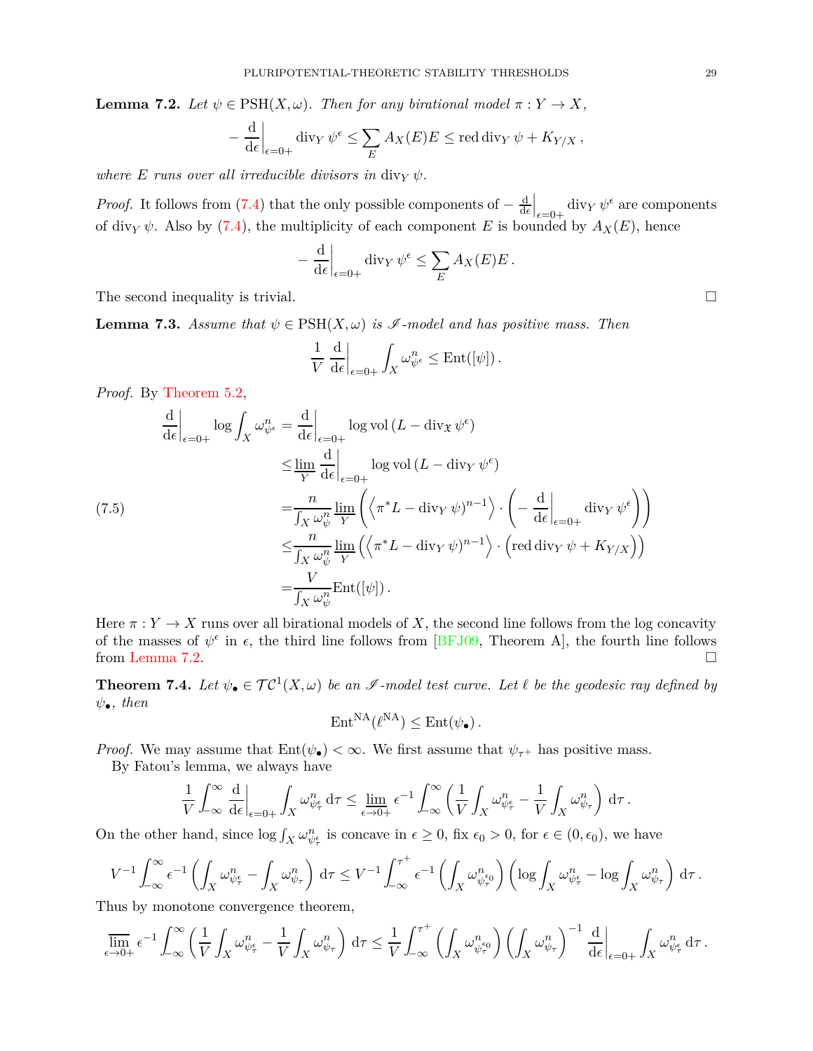**Lemma 7.2.** *Let $\psi \in \mathrm{PSH}(X,\omega)$. Then for any birational model $\pi : Y \to X$,*

$$-\left.\frac{\mathrm{d}}{\mathrm{d}\epsilon}\right|_{\epsilon=0+} \operatorname{div}_Y \psi^\epsilon \leq \sum_E A_X(E)E \leq \operatorname{red}\operatorname{div}_Y \psi + K_{Y/X}\,,$$

*where $E$ runs over all irreducible divisors in $\operatorname{div}_Y \psi$.*

*Proof.* It follows from (7.4) that the only possible components of $-\left.\frac{\mathrm{d}}{\mathrm{d}\epsilon}\right|_{\epsilon=0+} \operatorname{div}_Y \psi^\epsilon$ are components of $\operatorname{div}_Y \psi$. Also by (7.4), the multiplicity of each component $E$ is bounded by $A_X(E)$, hence

$$-\left.\frac{\mathrm{d}}{\mathrm{d}\epsilon}\right|_{\epsilon=0+} \operatorname{div}_Y \psi^\epsilon \leq \sum_E A_X(E)E\,.$$

The second inequality is trivial. □

**Lemma 7.3.** *Assume that $\psi \in \mathrm{PSH}(X,\omega)$ is $\mathscr{I}$-model and has positive mass. Then*

$$\frac{1}{V}\left.\frac{\mathrm{d}}{\mathrm{d}\epsilon}\right|_{\epsilon=0+} \int_X \omega_{\psi^\epsilon}^n \leq \operatorname{Ent}([\psi])\,.$$

*Proof.* By Theorem 5.2,

$$\begin{aligned}
\left.\frac{\mathrm{d}}{\mathrm{d}\epsilon}\right|_{\epsilon=0+} \log \int_X \omega_{\psi^\epsilon}^n &= \left.\frac{\mathrm{d}}{\mathrm{d}\epsilon}\right|_{\epsilon=0+} \log \operatorname{vol}\left(L - \operatorname{div}_{\mathfrak{X}} \psi^\epsilon\right) \\
&\leq \varliminf_{Y} \left.\frac{\mathrm{d}}{\mathrm{d}\epsilon}\right|_{\epsilon=0+} \log \operatorname{vol}\left(L - \operatorname{div}_{Y} \psi^\epsilon\right) \\
&= \frac{n}{\int_X \omega_\psi^n} \varliminf_{Y} \left(\left\langle \pi^*L - \operatorname{div}_Y \psi)^{n-1}\right\rangle \cdot \left(-\left.\frac{\mathrm{d}}{\mathrm{d}\epsilon}\right|_{\epsilon=0+} \operatorname{div}_Y \psi^\epsilon\right)\right) \\
&\leq \frac{n}{\int_X \omega_\psi^n} \varliminf_{Y} \left(\left\langle \pi^*L - \operatorname{div}_Y \psi)^{n-1}\right\rangle \cdot \left(\operatorname{red}\operatorname{div}_Y \psi + K_{Y/X}\right)\right) \\
&= \frac{V}{\int_X \omega_\psi^n} \operatorname{Ent}([\psi])\,.
\end{aligned} \tag{7.5}$$

Here $\pi : Y \to X$ runs over all birational models of $X$, the second line follows from the log concavity of the masses of $\psi^\epsilon$ in $\epsilon$, the third line follows from [BFJ09, Theorem A], the fourth line follows from Lemma 7.2. □

**Theorem 7.4.** *Let $\psi_\bullet \in \mathcal{TC}^1(X,\omega)$ be an $\mathscr{I}$-model test curve. Let $\ell$ be the geodesic ray defined by $\psi_\bullet$, then*

$$\operatorname{Ent}^{\mathrm{NA}}(\ell^{\mathrm{NA}}) \leq \operatorname{Ent}(\psi_\bullet)\,.$$

*Proof.* We may assume that $\operatorname{Ent}(\psi_\bullet) < \infty$. We first assume that $\psi_{\tau^+}$ has positive mass.

By Fatou's lemma, we always have

$$\frac{1}{V}\int_{-\infty}^{\infty} \left.\frac{\mathrm{d}}{\mathrm{d}\epsilon}\right|_{\epsilon=0+} \int_X \omega_{\psi_\tau^\epsilon}^n \,\mathrm{d}\tau \leq \varliminf_{\epsilon\to 0+} \epsilon^{-1} \int_{-\infty}^{\infty} \left(\frac{1}{V}\int_X \omega_{\psi_\tau^\epsilon}^n - \frac{1}{V}\int_X \omega_{\psi_\tau}^n\right) \mathrm{d}\tau\,.$$

On the other hand, since $\log \int_X \omega_{\psi_\tau^\epsilon}^n$ is concave in $\epsilon \geq 0$, fix $\epsilon_0 > 0$, for $\epsilon \in (0,\epsilon_0)$, we have

$$V^{-1}\int_{-\infty}^{\infty} \epsilon^{-1}\left(\int_X \omega_{\psi_\tau^\epsilon}^n - \int_X \omega_{\psi_\tau}^n\right) \mathrm{d}\tau \leq V^{-1}\int_{-\infty}^{\tau^+} \epsilon^{-1}\left(\int_X \omega_{\psi_\tau^{\epsilon_0}}^n\right)\left(\log\int_X \omega_{\psi_\tau^\epsilon}^n - \log\int_X \omega_{\psi_\tau}^n\right) \mathrm{d}\tau\,.$$

Thus by monotone convergence theorem,

$$\varlimsup_{\epsilon\to 0+} \epsilon^{-1} \int_{-\infty}^{\infty} \left(\frac{1}{V}\int_X \omega_{\psi_\tau^\epsilon}^n - \frac{1}{V}\int_X \omega_{\psi_\tau}^n\right) \mathrm{d}\tau \leq \frac{1}{V}\int_{-\infty}^{\tau^+} \left(\int_X \omega_{\psi_\tau^{\epsilon_0}}^n\right)\left(\int_X \omega_{\psi_\tau}^n\right)^{-1} \left.\frac{\mathrm{d}}{\mathrm{d}\epsilon}\right|_{\epsilon=0+} \int_X \omega_{\psi_\tau^\epsilon}^n \,\mathrm{d}\tau\,.$$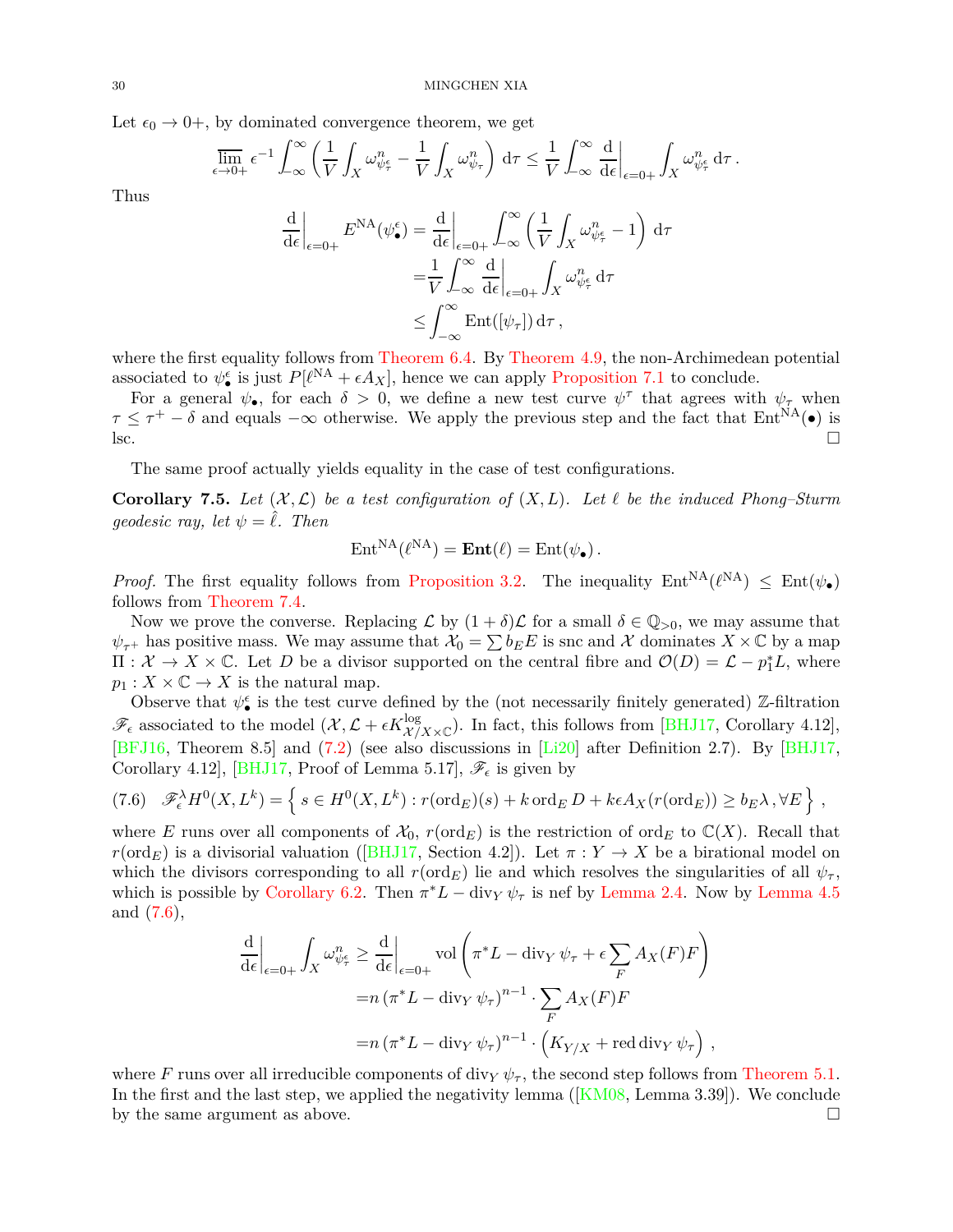Let $\epsilon_0 \to 0+$, by dominated convergence theorem, we get

$$\varlimsup_{\epsilon\to 0+} \epsilon^{-1} \int_{-\infty}^{\infty} \left( \frac{1}{V}\int_X \omega_{\psi_\tau^\epsilon}^n - \frac{1}{V}\int_X \omega_{\psi_\tau}^n \right) \mathrm{d}\tau \leq \frac{1}{V}\int_{-\infty}^{\infty} \left.\frac{\mathrm{d}}{\mathrm{d}\epsilon}\right|_{\epsilon=0+} \int_X \omega_{\psi_\tau^\epsilon}^n \,\mathrm{d}\tau\,.$$

Thus

$$\begin{aligned}
\left.\frac{\mathrm{d}}{\mathrm{d}\epsilon}\right|_{\epsilon=0+} E^{\mathrm{NA}}(\psi_\bullet^\epsilon) &= \left.\frac{\mathrm{d}}{\mathrm{d}\epsilon}\right|_{\epsilon=0+} \int_{-\infty}^{\infty} \left( \frac{1}{V}\int_X \omega_{\psi_\tau^\epsilon}^n - 1 \right) \mathrm{d}\tau \\
&= \frac{1}{V}\int_{-\infty}^{\infty} \left.\frac{\mathrm{d}}{\mathrm{d}\epsilon}\right|_{\epsilon=0+} \int_X \omega_{\psi_\tau^\epsilon}^n \,\mathrm{d}\tau \\
&\leq \int_{-\infty}^{\infty} \mathrm{Ent}([\psi_\tau])\,\mathrm{d}\tau\,,
\end{aligned}$$

where the first equality follows from Theorem 6.4. By Theorem 4.9, the non-Archimedean potential associated to $\psi_\bullet^\epsilon$ is just $P[\ell^{\mathrm{NA}} + \epsilon A_X]$, hence we can apply Proposition 7.1 to conclude.

For a general $\psi_\bullet$, for each $\delta > 0$, we define a new test curve $\psi^\tau$ that agrees with $\psi_\tau$ when $\tau \leq \tau^+ - \delta$ and equals $-\infty$ otherwise. We apply the previous step and the fact that $\mathrm{Ent}^{\mathrm{NA}}(\bullet)$ is lsc. $\square$

The same proof actually yields equality in the case of test configurations.

**Corollary 7.5.** *Let $(\mathcal{X}, \mathcal{L})$ be a test configuration of $(X, L)$. Let $\ell$ be the induced Phong–Sturm geodesic ray, let $\psi = \hat{\ell}$. Then*

$$\mathrm{Ent}^{\mathrm{NA}}(\ell^{\mathrm{NA}}) = \mathbf{Ent}(\ell) = \mathrm{Ent}(\psi_\bullet)\,.$$

*Proof.* The first equality follows from Proposition 3.2. The inequality $\mathrm{Ent}^{\mathrm{NA}}(\ell^{\mathrm{NA}}) \leq \mathrm{Ent}(\psi_\bullet)$ follows from Theorem 7.4.

Now we prove the converse. Replacing $\mathcal{L}$ by $(1+\delta)\mathcal{L}$ for a small $\delta \in \mathbb{Q}_{>0}$, we may assume that $\psi_{\tau^+}$ has positive mass. We may assume that $\mathcal{X}_0 = \sum b_E E$ is snc and $\mathcal{X}$ dominates $X \times \mathbb{C}$ by a map $\Pi : \mathcal{X} \to X \times \mathbb{C}$. Let $D$ be a divisor supported on the central fibre and $\mathcal{O}(D) = \mathcal{L} - p_1^* L$, where $p_1 : X \times \mathbb{C} \to X$ is the natural map.

Observe that $\psi_\bullet^\epsilon$ is the test curve defined by the (not necessarily finitely generated) $\mathbb{Z}$-filtration $\mathscr{F}_\epsilon$ associated to the model $(\mathcal{X}, \mathcal{L} + \epsilon K^{\log}_{\mathcal{X}/X\times\mathbb{C}})$. In fact, this follows from [BHJ17, Corollary 4.12], [BFJ16, Theorem 8.5] and (7.2) (see also discussions in [Li20] after Definition 2.7). By [BHJ17, Corollary 4.12], [BHJ17, Proof of Lemma 5.17], $\mathscr{F}_\epsilon$ is given by

$$\mathscr{F}_\epsilon^\lambda H^0(X, L^k) = \left\{ s \in H^0(X, L^k) : r(\mathrm{ord}_E)(s) + k\,\mathrm{ord}_E D + k\epsilon A_X(r(\mathrm{ord}_E)) \geq b_E \lambda\,, \forall E \right\}\,, \tag{7.6}$$

where $E$ runs over all components of $\mathcal{X}_0$, $r(\mathrm{ord}_E)$ is the restriction of $\mathrm{ord}_E$ to $\mathbb{C}(X)$. Recall that $r(\mathrm{ord}_E)$ is a divisorial valuation ([BHJ17, Section 4.2]). Let $\pi : Y \to X$ be a birational model on which the divisors corresponding to all $r(\mathrm{ord}_E)$ lie and which resolves the singularities of all $\psi_\tau$, which is possible by Corollary 6.2. Then $\pi^* L - \mathrm{div}_Y \psi_\tau$ is nef by Lemma 2.4. Now by Lemma 4.5 and (7.6),

$$\begin{aligned}
\left.\frac{\mathrm{d}}{\mathrm{d}\epsilon}\right|_{\epsilon=0+} \int_X \omega_{\psi_\tau^\epsilon}^n &\geq \left.\frac{\mathrm{d}}{\mathrm{d}\epsilon}\right|_{\epsilon=0+} \mathrm{vol}\left( \pi^* L - \mathrm{div}_Y \psi_\tau + \epsilon \sum_F A_X(F) F \right) \\
&= n \left(\pi^* L - \mathrm{div}_Y \psi_\tau\right)^{n-1} \cdot \sum_F A_X(F) F \\
&= n \left(\pi^* L - \mathrm{div}_Y \psi_\tau\right)^{n-1} \cdot \left( K_{Y/X} + \mathrm{red}\,\mathrm{div}_Y \psi_\tau \right)\,,
\end{aligned}$$

where $F$ runs over all irreducible components of $\mathrm{div}_Y \psi_\tau$, the second step follows from Theorem 5.1. In the first and the last step, we applied the negativity lemma ([KM08, Lemma 3.39]). We conclude by the same argument as above. $\square$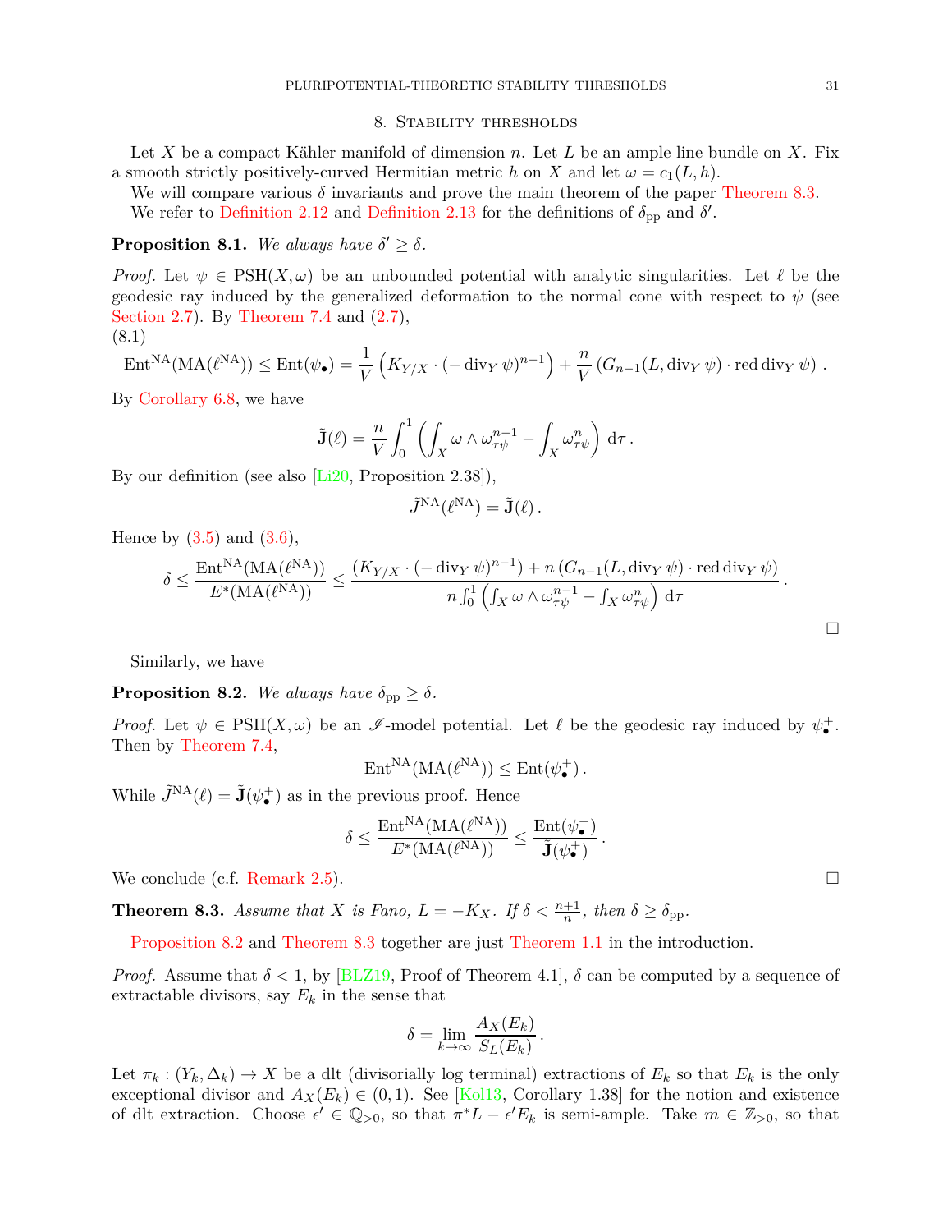## 8. Stability thresholds

Let $X$ be a compact Kähler manifold of dimension $n$. Let $L$ be an ample line bundle on $X$. Fix a smooth strictly positively-curved Hermitian metric $h$ on $X$ and let $\omega = c_1(L,h)$.

We will compare various $\delta$ invariants and prove the main theorem of the paper Theorem 8.3.

We refer to Definition 2.12 and Definition 2.13 for the definitions of $\delta_{\mathrm{pp}}$ and $\delta'$.

**Proposition 8.1.** *We always have $\delta' \geq \delta$.*

*Proof.* Let $\psi \in \mathrm{PSH}(X,\omega)$ be an unbounded potential with analytic singularities. Let $\ell$ be the geodesic ray induced by the generalized deformation to the normal cone with respect to $\psi$ (see Section 2.7). By Theorem 7.4 and (2.7),

(8.1)
$$\mathrm{Ent}^{\mathrm{NA}}(\mathrm{MA}(\ell^{\mathrm{NA}})) \leq \mathrm{Ent}(\psi_\bullet) = \frac{1}{V}\left(K_{Y/X}\cdot(-\mathrm{div}_Y\,\psi)^{n-1}\right) + \frac{n}{V}\left(G_{n-1}(L,\mathrm{div}_Y\,\psi)\cdot \mathrm{red}\,\mathrm{div}_Y\,\psi\right).$$

By Corollary 6.8, we have

$$\tilde{\mathbf{J}}(\ell) = \frac{n}{V}\int_0^1 \left(\int_X \omega\wedge\omega_{\tau\psi}^{n-1} - \int_X \omega_{\tau\psi}^n\right)\mathrm{d}\tau\,.$$

By our definition (see also [Li20, Proposition 2.38]),

$$\tilde{J}^{\mathrm{NA}}(\ell^{\mathrm{NA}}) = \tilde{\mathbf{J}}(\ell)\,.$$

Hence by (3.5) and (3.6),

$$\delta \leq \frac{\mathrm{Ent}^{\mathrm{NA}}(\mathrm{MA}(\ell^{\mathrm{NA}}))}{E^*(\mathrm{MA}(\ell^{\mathrm{NA}}))} \leq \frac{\left(K_{Y/X}\cdot(-\mathrm{div}_Y\,\psi)^{n-1}\right) + n\left(G_{n-1}(L,\mathrm{div}_Y\,\psi)\cdot \mathrm{red}\,\mathrm{div}_Y\,\psi\right)}{n\int_0^1\left(\int_X \omega\wedge\omega_{\tau\psi}^{n-1} - \int_X\omega_{\tau\psi}^n\right)\mathrm{d}\tau}\,.$$

□

Similarly, we have

**Proposition 8.2.** *We always have $\delta_{\mathrm{pp}} \geq \delta$.*

*Proof.* Let $\psi \in \mathrm{PSH}(X,\omega)$ be an $\mathscr{I}$-model potential. Let $\ell$ be the geodesic ray induced by $\psi_\bullet^+$. Then by Theorem 7.4,

$$\mathrm{Ent}^{\mathrm{NA}}(\mathrm{MA}(\ell^{\mathrm{NA}})) \leq \mathrm{Ent}(\psi_\bullet^+)\,.$$

While $\tilde{J}^{\mathrm{NA}}(\ell) = \tilde{\mathbf{J}}(\psi_\bullet^+)$ as in the previous proof. Hence

$$\delta \leq \frac{\mathrm{Ent}^{\mathrm{NA}}(\mathrm{MA}(\ell^{\mathrm{NA}}))}{E^*(\mathrm{MA}(\ell^{\mathrm{NA}}))} \leq \frac{\mathrm{Ent}(\psi_\bullet^+)}{\tilde{\mathbf{J}}(\psi_\bullet^+)}\,.$$

We conclude (c.f. Remark 2.5). □

**Theorem 8.3.** *Assume that $X$ is Fano, $L=-K_X$. If $\delta < \frac{n+1}{n}$, then $\delta \geq \delta_{\mathrm{pp}}$.*

Proposition 8.2 and Theorem 8.3 together are just Theorem 1.1 in the introduction.

*Proof.* Assume that $\delta < 1$, by [BLZ19, Proof of Theorem 4.1], $\delta$ can be computed by a sequence of extractable divisors, say $E_k$ in the sense that

$$\delta = \lim_{k\to\infty}\frac{A_X(E_k)}{S_L(E_k)}\,.$$

Let $\pi_k : (Y_k,\Delta_k) \to X$ be a dlt (divisorially log terminal) extractions of $E_k$ so that $E_k$ is the only exceptional divisor and $A_X(E_k) \in (0,1)$. See [Kol13, Corollary 1.38] for the notion and existence of dlt extraction. Choose $\epsilon' \in \mathbb{Q}_{>0}$, so that $\pi^*L - \epsilon' E_k$ is semi-ample. Take $m \in \mathbb{Z}_{>0}$, so that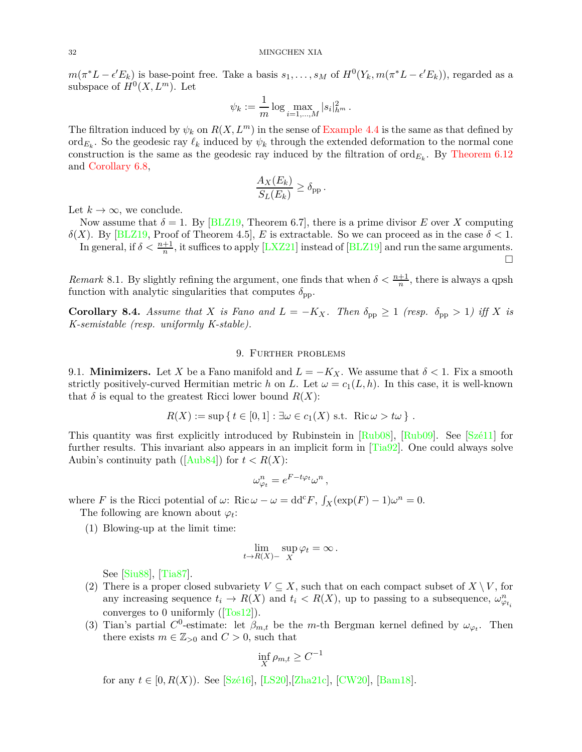$m(\pi^*L - \epsilon' E_k)$ is base-point free. Take a basis $s_1, \dots, s_M$ of $H^0(Y_k, m(\pi^*L - \epsilon' E_k))$, regarded as a subspace of $H^0(X, L^m)$. Let

$$\psi_k := \frac{1}{m} \log \max_{i=1,\dots,M} |s_i|^2_{h^m} .$$

The filtration induced by $\psi_k$ on $R(X, L^m)$ in the sense of Example 4.4 is the same as that defined by $\mathrm{ord}_{E_k}$. So the geodesic ray $\ell_k$ induced by $\psi_k$ through the extended deformation to the normal cone construction is the same as the geodesic ray induced by the filtration of $\mathrm{ord}_{E_k}$. By Theorem 6.12 and Corollary 6.8,

$$\frac{A_X(E_k)}{S_L(E_k)} \geq \delta_{\mathrm{pp}} .$$

Let $k \to \infty$, we conclude.

Now assume that $\delta = 1$. By [BLZ19, Theorem 6.7], there is a prime divisor $E$ over $X$ computing $\delta(X)$. By [BLZ19, Proof of Theorem 4.5], $E$ is extractable. So we can proceed as in the case $\delta < 1$.

In general, if $\delta < \frac{n+1}{n}$, it suffices to apply [LXZ21] instead of [BLZ19] and run the same arguments. □

*Remark* 8.1. By slightly refining the argument, one finds that when $\delta < \frac{n+1}{n}$, there is always a qpsh function with analytic singularities that computes $\delta_{\mathrm{pp}}$.

**Corollary 8.4.** *Assume that $X$ is Fano and $L = -K_X$. Then $\delta_{\mathrm{pp}} \geq 1$ (resp. $\delta_{\mathrm{pp}} > 1$) iff $X$ is K-semistable (resp. uniformly K-stable).*

## 9. Further problems

9.1. **Minimizers.** Let $X$ be a Fano manifold and $L = -K_X$. We assume that $\delta < 1$. Fix a smooth strictly positively-curved Hermitian metric $h$ on $L$. Let $\omega = c_1(L, h)$. In this case, it is well-known that $\delta$ is equal to the greatest Ricci lower bound $R(X)$:

$$R(X) := \sup \{ t \in [0,1] : \exists \omega \in c_1(X) \text{ s.t. } \operatorname{Ric} \omega > t\omega \} .$$

This quantity was first explicitly introduced by Rubinstein in [Rub08], [Rub09]. See [Szé11] for further results. This invariant also appears in an implicit form in [Tia92]. One could always solve Aubin's continuity path ([Aub84]) for $t < R(X)$:

$$\omega_{\varphi_t}^n = e^{F - t\varphi_t} \omega^n ,$$

where $F$ is the Ricci potential of $\omega$: $\operatorname{Ric} \omega - \omega = \mathrm{dd^c} F$, $\int_X (\exp(F) - 1)\omega^n = 0$.

The following are known about $\varphi_t$:

(1) Blowing-up at the limit time:

$$\lim_{t \to R(X)-} \sup_X \varphi_t = \infty .$$

See [Siu88], [Tia87].

(2) There is a proper closed subvariety $V \subseteq X$, such that on each compact subset of $X \setminus V$, for any increasing sequence $t_i \to R(X)$ and $t_i < R(X)$, up to passing to a subsequence, $\omega^n_{\varphi_{t_i}}$ converges to 0 uniformly ([Tos12]).

(3) Tian's partial $C^0$-estimate: let $\beta_{m,t}$ be the $m$-th Bergman kernel defined by $\omega_{\varphi_t}$. Then there exists $m \in \mathbb{Z}_{>0}$ and $C > 0$, such that

$$\inf_X \rho_{m,t} \geq C^{-1}$$

for any $t \in [0, R(X))$. See [Szé16], [LS20],[Zha21c], [CW20], [Bam18].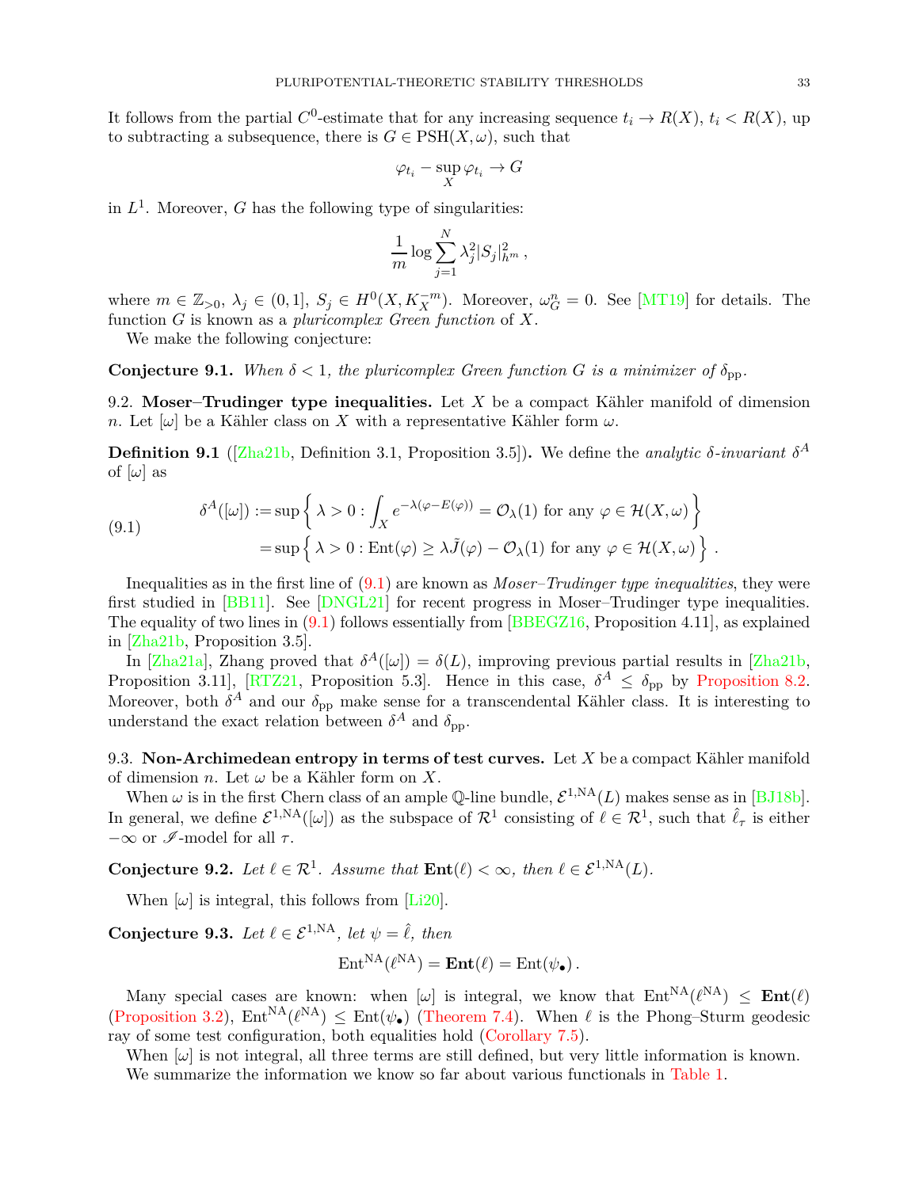It follows from the partial $C^0$-estimate that for any increasing sequence $t_i \to R(X)$, $t_i < R(X)$, up to subtracting a subsequence, there is $G \in \mathrm{PSH}(X,\omega)$, such that

$$\varphi_{t_i} - \sup_X \varphi_{t_i} \to G$$

in $L^1$. Moreover, $G$ has the following type of singularities:

$$\frac{1}{m}\log \sum_{j=1}^{N} \lambda_j^2 |S_j|^2_{h^m}\,,$$

where $m \in \mathbb{Z}_{>0}$, $\lambda_j \in (0,1]$, $S_j \in H^0(X, K_X^{-m})$. Moreover, $\omega_G^n = 0$. See [MT19] for details. The function $G$ is known as a *pluricomplex Green function* of $X$.

We make the following conjecture:

**Conjecture 9.1.** *When $\delta < 1$, the pluricomplex Green function $G$ is a minimizer of $\delta_{\mathrm{pp}}$.*

### 9.2. Moser–Trudinger type inequalities.

Let $X$ be a compact Kähler manifold of dimension $n$. Let $[\omega]$ be a Kähler class on $X$ with a representative Kähler form $\omega$.

**Definition 9.1** ([Zha21b, Definition 3.1, Proposition 3.5])**.** We define the *analytic $\delta$-invariant* $\delta^A$ of $[\omega]$ as

$$\begin{aligned}
\delta^A([\omega]) :=& \sup\left\{ \lambda > 0 : \int_X e^{-\lambda(\varphi - E(\varphi))} = \mathcal{O}_\lambda(1) \text{ for any } \varphi \in \mathcal{H}(X,\omega) \right\} \\
=& \sup\left\{ \lambda > 0 : \mathrm{Ent}(\varphi) \geq \lambda \tilde{J}(\varphi) - \mathcal{O}_\lambda(1) \text{ for any } \varphi \in \mathcal{H}(X,\omega) \right\}.
\end{aligned} \tag{9.1}$$

Inequalities as in the first line of (9.1) are known as *Moser–Trudinger type inequalities*, they were first studied in [BB11]. See [DNGL21] for recent progress in Moser–Trudinger type inequalities. The equality of two lines in (9.1) follows essentially from [BBEGZ16, Proposition 4.11], as explained in [Zha21b, Proposition 3.5].

In [Zha21a], Zhang proved that $\delta^A([\omega]) = \delta(L)$, improving previous partial results in [Zha21b, Proposition 3.11], [RTZ21, Proposition 5.3]. Hence in this case, $\delta^A \leq \delta_{\mathrm{pp}}$ by Proposition 8.2. Moreover, both $\delta^A$ and our $\delta_{\mathrm{pp}}$ make sense for a transcendental Kähler class. It is interesting to understand the exact relation between $\delta^A$ and $\delta_{\mathrm{pp}}$.

### 9.3. Non-Archimedean entropy in terms of test curves.

Let $X$ be a compact Kähler manifold of dimension $n$. Let $\omega$ be a Kähler form on $X$.

When $\omega$ is in the first Chern class of an ample $\mathbb{Q}$-line bundle, $\mathcal{E}^{1,\mathrm{NA}}(L)$ makes sense as in [BJ18b]. In general, we define $\mathcal{E}^{1,\mathrm{NA}}([\omega])$ as the subspace of $\mathcal{R}^1$ consisting of $\ell \in \mathcal{R}^1$, such that $\hat{\ell}_\tau$ is either $-\infty$ or $\mathscr{I}$-model for all $\tau$.

**Conjecture 9.2.** *Let $\ell \in \mathcal{R}^1$. Assume that $\mathbf{Ent}(\ell) < \infty$, then $\ell \in \mathcal{E}^{1,\mathrm{NA}}(L)$.*

When $[\omega]$ is integral, this follows from [Li20].

**Conjecture 9.3.** *Let $\ell \in \mathcal{E}^{1,\mathrm{NA}}$, let $\psi = \hat{\ell}$, then*

$$\mathrm{Ent}^{\mathrm{NA}}(\ell^{\mathrm{NA}}) = \mathbf{Ent}(\ell) = \mathrm{Ent}(\psi_\bullet)\,.$$

Many special cases are known: when $[\omega]$ is integral, we know that $\mathrm{Ent}^{\mathrm{NA}}(\ell^{\mathrm{NA}}) \leq \mathbf{Ent}(\ell)$ (Proposition 3.2), $\mathrm{Ent}^{\mathrm{NA}}(\ell^{\mathrm{NA}}) \leq \mathrm{Ent}(\psi_\bullet)$ (Theorem 7.4). When $\ell$ is the Phong–Sturm geodesic ray of some test configuration, both equalities hold (Corollary 7.5).

When $[\omega]$ is not integral, all three terms are still defined, but very little information is known.

We summarize the information we know so far about various functionals in Table 1.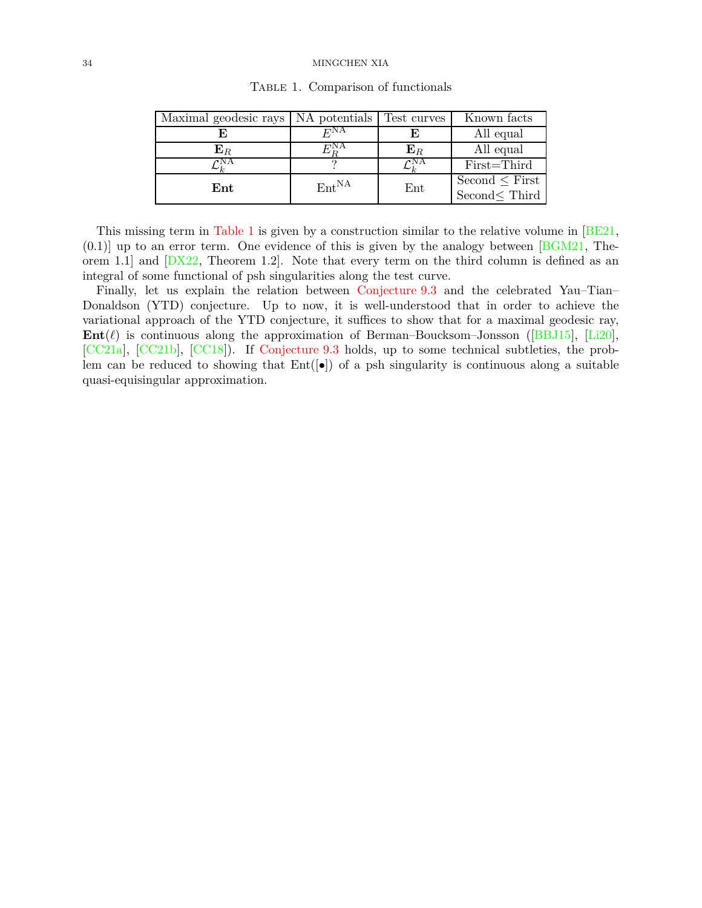Table 1. Comparison of functionals

| Maximal geodesic rays | NA potentials | Test curves | Known facts |
|---|---|---|---|
| $\mathbf{E}$ | $E^{\mathrm{NA}}$ | $\mathbf{E}$ | All equal |
| $\mathbf{E}_R$ | $E_R^{\mathrm{NA}}$ | $\mathbf{E}_R$ | All equal |
| $\mathcal{L}_k^{\mathrm{NA}}$ | ? | $\mathcal{L}_k^{\mathrm{NA}}$ | First=Third |
| $\mathbf{Ent}$ | $\mathrm{Ent}^{\mathrm{NA}}$ | Ent | Second $\leq$ First Second$\leq$ Third |

This missing term in Table 1 is given by a construction similar to the relative volume in [BE21, (0.1)] up to an error term. One evidence of this is given by the analogy between [BGM21, Theorem 1.1] and [DX22, Theorem 1.2]. Note that every term on the third column is defined as an integral of some functional of psh singularities along the test curve.

Finally, let us explain the relation between Conjecture 9.3 and the celebrated Yau–Tian–Donaldson (YTD) conjecture. Up to now, it is well-understood that in order to achieve the variational approach of the YTD conjecture, it suffices to show that for a maximal geodesic ray, $\mathbf{Ent}(\ell)$ is continuous along the approximation of Berman–Boucksom–Jonsson ([BBJ15], [Li20], [CC21a], [CC21b], [CC18]). If Conjecture 9.3 holds, up to some technical subtleties, the problem can be reduced to showing that $\mathrm{Ent}([\bullet])$ of a psh singularity is continuous along a suitable quasi-equisingular approximation.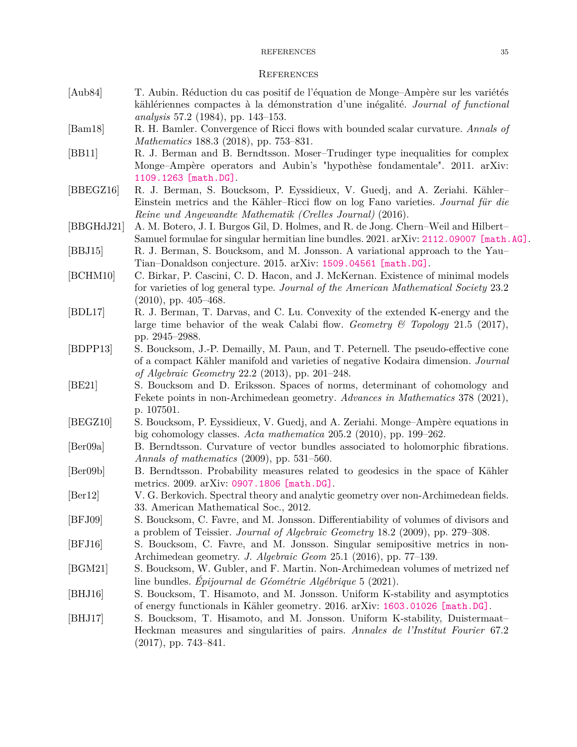## References

- [Aub84] T. Aubin. Réduction du cas positif de l'équation de Monge–Ampère sur les variétés kählériennes compactes à la démonstration d'une inégalité. *Journal of functional analysis* 57.2 (1984), pp. 143–153.
- [Bam18] R. H. Bamler. Convergence of Ricci flows with bounded scalar curvature. *Annals of Mathematics* 188.3 (2018), pp. 753–831.
- [BB11] R. J. Berman and B. Berndtsson. Moser–Trudinger type inequalities for complex Monge–Ampère operators and Aubin's "hypothèse fondamentale". 2011. arXiv: 1109.1263 [math.DG].
- [BBEGZ16] R. J. Berman, S. Boucksom, P. Eyssidieux, V. Guedj, and A. Zeriahi. Kähler–Einstein metrics and the Kähler–Ricci flow on log Fano varieties. *Journal für die Reine und Angewandte Mathematik (Crelles Journal)* (2016).
- [BBGHdJ21] A. M. Botero, J. I. Burgos Gil, D. Holmes, and R. de Jong. Chern–Weil and Hilbert–Samuel formulae for singular hermitian line bundles. 2021. arXiv: 2112.09007 [math.AG].
- [BBJ15] R. J. Berman, S. Boucksom, and M. Jonsson. A variational approach to the Yau–Tian–Donaldson conjecture. 2015. arXiv: 1509.04561 [math.DG].
- [BCHM10] C. Birkar, P. Cascini, C. D. Hacon, and J. McKernan. Existence of minimal models for varieties of log general type. *Journal of the American Mathematical Society* 23.2 (2010), pp. 405–468.
- [BDL17] R. J. Berman, T. Darvas, and C. Lu. Convexity of the extended K-energy and the large time behavior of the weak Calabi flow. *Geometry & Topology* 21.5 (2017), pp. 2945–2988.
- [BDPP13] S. Boucksom, J.-P. Demailly, M. Paun, and T. Peternell. The pseudo-effective cone of a compact Kähler manifold and varieties of negative Kodaira dimension. *Journal of Algebraic Geometry* 22.2 (2013), pp. 201–248.
- [BE21] S. Boucksom and D. Eriksson. Spaces of norms, determinant of cohomology and Fekete points in non-Archimedean geometry. *Advances in Mathematics* 378 (2021), p. 107501.
- [BEGZ10] S. Boucksom, P. Eyssidieux, V. Guedj, and A. Zeriahi. Monge–Ampère equations in big cohomology classes. *Acta mathematica* 205.2 (2010), pp. 199–262.
- [Ber09a] B. Berndtsson. Curvature of vector bundles associated to holomorphic fibrations. *Annals of mathematics* (2009), pp. 531–560.
- [Ber09b] B. Berndtsson. Probability measures related to geodesics in the space of Kähler metrics. 2009. arXiv: 0907.1806 [math.DG].
- [Ber12] V. G. Berkovich. Spectral theory and analytic geometry over non-Archimedean fields. 33. American Mathematical Soc., 2012.
- [BFJ09] S. Boucksom, C. Favre, and M. Jonsson. Differentiability of volumes of divisors and a problem of Teissier. *Journal of Algebraic Geometry* 18.2 (2009), pp. 279–308.
- [BFJ16] S. Boucksom, C. Favre, and M. Jonsson. Singular semipositive metrics in non-Archimedean geometry. *J. Algebraic Geom* 25.1 (2016), pp. 77–139.
- [BGM21] S. Boucksom, W. Gubler, and F. Martin. Non-Archimedean volumes of metrized nef line bundles. *Épijournal de Géométrie Algébrique* 5 (2021).
- [BHJ16] S. Boucksom, T. Hisamoto, and M. Jonsson. Uniform K-stability and asymptotics of energy functionals in Kähler geometry. 2016. arXiv: 1603.01026 [math.DG].
- [BHJ17] S. Boucksom, T. Hisamoto, and M. Jonsson. Uniform K-stability, Duistermaat–Heckman measures and singularities of pairs. *Annales de l'Institut Fourier* 67.2 (2017), pp. 743–841.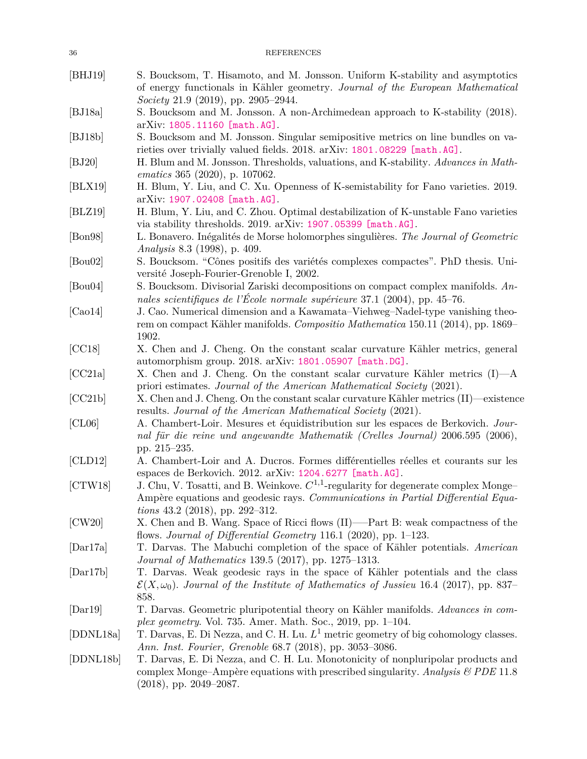[BHJ19] S. Boucksom, T. Hisamoto, and M. Jonsson. Uniform K-stability and asymptotics of energy functionals in Kähler geometry. *Journal of the European Mathematical Society* 21.9 (2019), pp. 2905–2944.

[BJ18a] S. Boucksom and M. Jonsson. A non-Archimedean approach to K-stability (2018). arXiv: 1805.11160 [math.AG].

[BJ18b] S. Boucksom and M. Jonsson. Singular semipositive metrics on line bundles on varieties over trivially valued fields. 2018. arXiv: 1801.08229 [math.AG].

[BJ20] H. Blum and M. Jonsson. Thresholds, valuations, and K-stability. *Advances in Mathematics* 365 (2020), p. 107062.

[BLX19] H. Blum, Y. Liu, and C. Xu. Openness of K-semistability for Fano varieties. 2019. arXiv: 1907.02408 [math.AG].

[BLZ19] H. Blum, Y. Liu, and C. Zhou. Optimal destabilization of K-unstable Fano varieties via stability thresholds. 2019. arXiv: 1907.05399 [math.AG].

[Bon98] L. Bonavero. Inégalités de Morse holomorphes singulières. *The Journal of Geometric Analysis* 8.3 (1998), p. 409.

[Bou02] S. Boucksom. "Cônes positifs des variétés complexes compactes". PhD thesis. Université Joseph-Fourier-Grenoble I, 2002.

[Bou04] S. Boucksom. Divisorial Zariski decompositions on compact complex manifolds. *Annales scientifiques de l'École normale supérieure* 37.1 (2004), pp. 45–76.

[Cao14] J. Cao. Numerical dimension and a Kawamata–Viehweg–Nadel-type vanishing theorem on compact Kähler manifolds. *Compositio Mathematica* 150.11 (2014), pp. 1869–1902.

[CC18] X. Chen and J. Cheng. On the constant scalar curvature Kähler metrics, general automorphism group. 2018. arXiv: 1801.05907 [math.DG].

[CC21a] X. Chen and J. Cheng. On the constant scalar curvature Kähler metrics (I)—A priori estimates. *Journal of the American Mathematical Society* (2021).

[CC21b] X. Chen and J. Cheng. On the constant scalar curvature Kähler metrics (II)—existence results. *Journal of the American Mathematical Society* (2021).

[CL06] A. Chambert-Loir. Mesures et équidistribution sur les espaces de Berkovich. *Journal für die reine und angewandte Mathematik (Crelles Journal)* 2006.595 (2006), pp. 215–235.

[CLD12] A. Chambert-Loir and A. Ducros. Formes différentielles réelles et courants sur les espaces de Berkovich. 2012. arXiv: 1204.6277 [math.AG].

[CTW18] J. Chu, V. Tosatti, and B. Weinkove. $C^{1,1}$-regularity for degenerate complex Monge–Ampère equations and geodesic rays. *Communications in Partial Differential Equations* 43.2 (2018), pp. 292–312.

[CW20] X. Chen and B. Wang. Space of Ricci flows (II)—–Part B: weak compactness of the flows. *Journal of Differential Geometry* 116.1 (2020), pp. 1–123.

[Dar17a] T. Darvas. The Mabuchi completion of the space of Kähler potentials. *American Journal of Mathematics* 139.5 (2017), pp. 1275–1313.

[Dar17b] T. Darvas. Weak geodesic rays in the space of Kähler potentials and the class $\mathcal{E}(X,\omega_0)$. *Journal of the Institute of Mathematics of Jussieu* 16.4 (2017), pp. 837–858.

[Dar19] T. Darvas. Geometric pluripotential theory on Kähler manifolds. *Advances in complex geometry.* Vol. 735. Amer. Math. Soc., 2019, pp. 1–104.

[DDNL18a] T. Darvas, E. Di Nezza, and C. H. Lu. $L^1$ metric geometry of big cohomology classes. *Ann. Inst. Fourier, Grenoble* 68.7 (2018), pp. 3053–3086.

[DDNL18b] T. Darvas, E. Di Nezza, and C. H. Lu. Monotonicity of nonpluripolar products and complex Monge–Ampère equations with prescribed singularity. *Analysis & PDE* 11.8 (2018), pp. 2049–2087.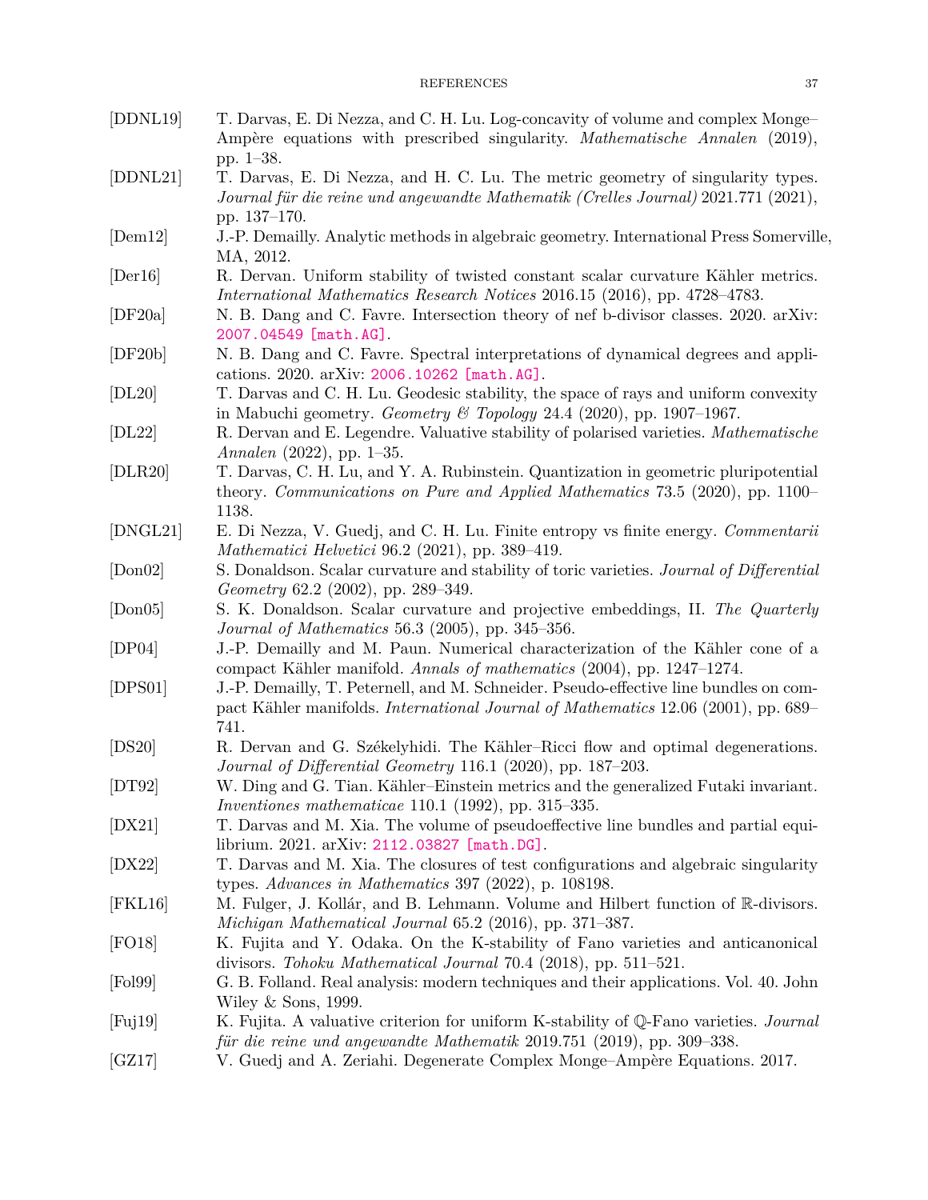[DDNL19] T. Darvas, E. Di Nezza, and C. H. Lu. Log-concavity of volume and complex Monge–Ampère equations with prescribed singularity. *Mathematische Annalen* (2019), pp. 1–38.

[DDNL21] T. Darvas, E. Di Nezza, and H. C. Lu. The metric geometry of singularity types. *Journal für die reine und angewandte Mathematik (Crelles Journal)* 2021.771 (2021), pp. 137–170.

[Dem12] J.-P. Demailly. Analytic methods in algebraic geometry. International Press Somerville, MA, 2012.

[Der16] R. Dervan. Uniform stability of twisted constant scalar curvature Kähler metrics. *International Mathematics Research Notices* 2016.15 (2016), pp. 4728–4783.

[DF20a] N. B. Dang and C. Favre. Intersection theory of nef b-divisor classes. 2020. arXiv: 2007.04549 [math.AG].

[DF20b] N. B. Dang and C. Favre. Spectral interpretations of dynamical degrees and applications. 2020. arXiv: 2006.10262 [math.AG].

[DL20] T. Darvas and C. H. Lu. Geodesic stability, the space of rays and uniform convexity in Mabuchi geometry. *Geometry & Topology* 24.4 (2020), pp. 1907–1967.

[DL22] R. Dervan and E. Legendre. Valuative stability of polarised varieties. *Mathematische Annalen* (2022), pp. 1–35.

[DLR20] T. Darvas, C. H. Lu, and Y. A. Rubinstein. Quantization in geometric pluripotential theory. *Communications on Pure and Applied Mathematics* 73.5 (2020), pp. 1100–1138.

[DNGL21] E. Di Nezza, V. Guedj, and C. H. Lu. Finite entropy vs finite energy. *Commentarii Mathematici Helvetici* 96.2 (2021), pp. 389–419.

[Don02] S. Donaldson. Scalar curvature and stability of toric varieties. *Journal of Differential Geometry* 62.2 (2002), pp. 289–349.

[Don05] S. K. Donaldson. Scalar curvature and projective embeddings, II. *The Quarterly Journal of Mathematics* 56.3 (2005), pp. 345–356.

[DP04] J.-P. Demailly and M. Paun. Numerical characterization of the Kähler cone of a compact Kähler manifold. *Annals of mathematics* (2004), pp. 1247–1274.

[DPS01] J.-P. Demailly, T. Peternell, and M. Schneider. Pseudo-effective line bundles on compact Kähler manifolds. *International Journal of Mathematics* 12.06 (2001), pp. 689–741.

[DS20] R. Dervan and G. Székelyhidi. The Kähler–Ricci flow and optimal degenerations. *Journal of Differential Geometry* 116.1 (2020), pp. 187–203.

[DT92] W. Ding and G. Tian. Kähler–Einstein metrics and the generalized Futaki invariant. *Inventiones mathematicae* 110.1 (1992), pp. 315–335.

[DX21] T. Darvas and M. Xia. The volume of pseudoeffective line bundles and partial equilibrium. 2021. arXiv: 2112.03827 [math.DG].

[DX22] T. Darvas and M. Xia. The closures of test configurations and algebraic singularity types. *Advances in Mathematics* 397 (2022), p. 108198.

[FKL16] M. Fulger, J. Kollár, and B. Lehmann. Volume and Hilbert function of $\mathbb{R}$-divisors. *Michigan Mathematical Journal* 65.2 (2016), pp. 371–387.

[FO18] K. Fujita and Y. Odaka. On the K-stability of Fano varieties and anticanonical divisors. *Tohoku Mathematical Journal* 70.4 (2018), pp. 511–521.

[Fol99] G. B. Folland. Real analysis: modern techniques and their applications. Vol. 40. John Wiley & Sons, 1999.

[Fuj19] K. Fujita. A valuative criterion for uniform K-stability of $\mathbb{Q}$-Fano varieties. *Journal für die reine und angewandte Mathematik* 2019.751 (2019), pp. 309–338.

[GZ17] V. Guedj and A. Zeriahi. Degenerate Complex Monge–Ampère Equations. 2017.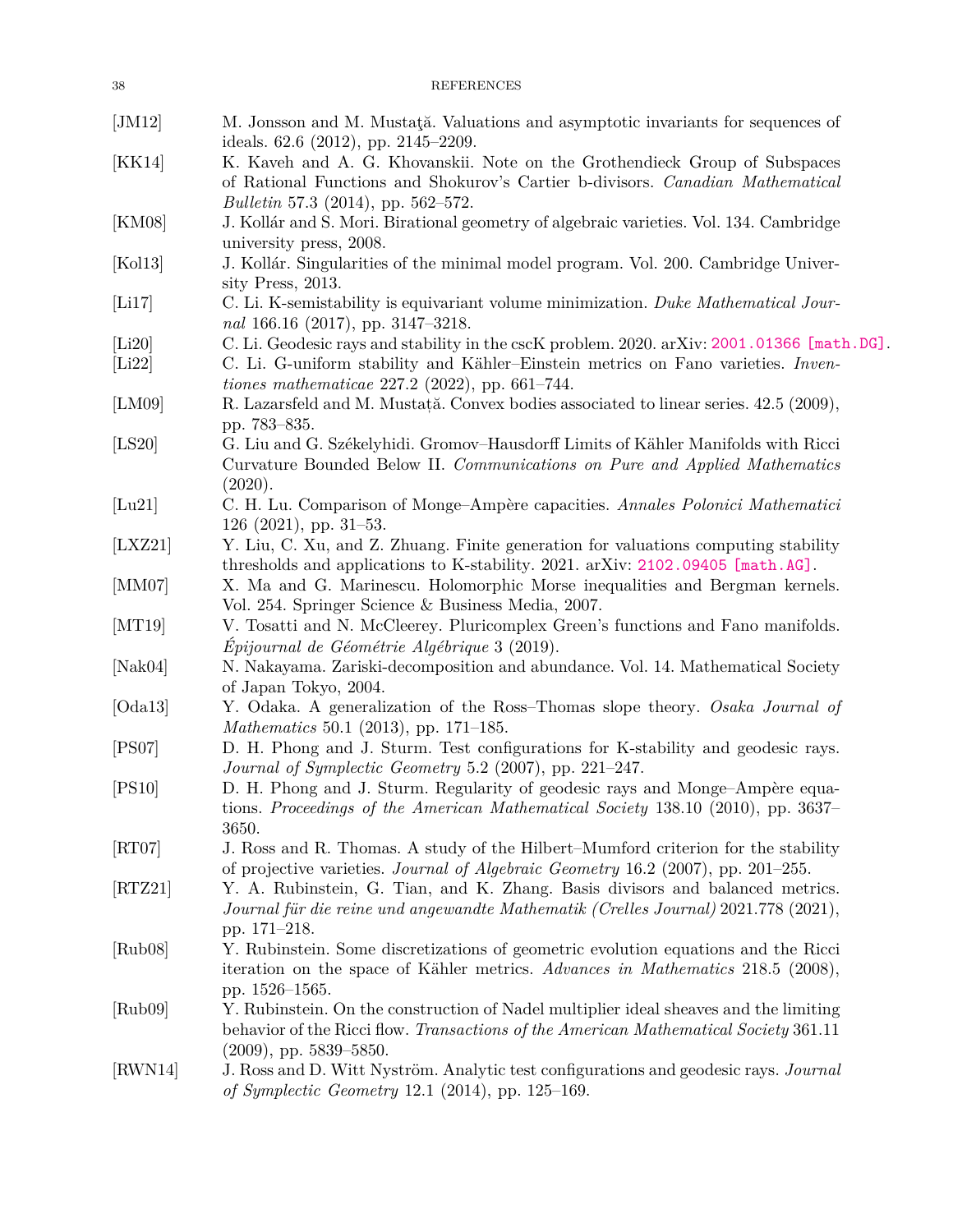[JM12] M. Jonsson and M. Mustaţă. Valuations and asymptotic invariants for sequences of ideals. 62.6 (2012), pp. 2145–2209.

[KK14] K. Kaveh and A. G. Khovanskii. Note on the Grothendieck Group of Subspaces of Rational Functions and Shokurov's Cartier b-divisors. *Canadian Mathematical Bulletin* 57.3 (2014), pp. 562–572.

[KM08] J. Kollár and S. Mori. Birational geometry of algebraic varieties. Vol. 134. Cambridge university press, 2008.

[Kol13] J. Kollár. Singularities of the minimal model program. Vol. 200. Cambridge University Press, 2013.

[Li17] C. Li. K-semistability is equivariant volume minimization. *Duke Mathematical Journal* 166.16 (2017), pp. 3147–3218.

[Li20] C. Li. Geodesic rays and stability in the cscK problem. 2020. arXiv: 2001.01366 [math.DG].

[Li22] C. Li. G-uniform stability and Kähler–Einstein metrics on Fano varieties. *Inventiones mathematicae* 227.2 (2022), pp. 661–744.

[LM09] R. Lazarsfeld and M. Mustață. Convex bodies associated to linear series. 42.5 (2009), pp. 783–835.

[LS20] G. Liu and G. Székelyhidi. Gromov–Hausdorff Limits of Kähler Manifolds with Ricci Curvature Bounded Below II. *Communications on Pure and Applied Mathematics* (2020).

[Lu21] C. H. Lu. Comparison of Monge–Ampère capacities. *Annales Polonici Mathematici* 126 (2021), pp. 31–53.

[LXZ21] Y. Liu, C. Xu, and Z. Zhuang. Finite generation for valuations computing stability thresholds and applications to K-stability. 2021. arXiv: 2102.09405 [math.AG].

[MM07] X. Ma and G. Marinescu. Holomorphic Morse inequalities and Bergman kernels. Vol. 254. Springer Science & Business Media, 2007.

[MT19] V. Tosatti and N. McCleerey. Pluricomplex Green's functions and Fano manifolds. *Épijournal de Géométrie Algébrique* 3 (2019).

[Nak04] N. Nakayama. Zariski-decomposition and abundance. Vol. 14. Mathematical Society of Japan Tokyo, 2004.

[Oda13] Y. Odaka. A generalization of the Ross–Thomas slope theory. *Osaka Journal of Mathematics* 50.1 (2013), pp. 171–185.

[PS07] D. H. Phong and J. Sturm. Test configurations for K-stability and geodesic rays. *Journal of Symplectic Geometry* 5.2 (2007), pp. 221–247.

[PS10] D. H. Phong and J. Sturm. Regularity of geodesic rays and Monge–Ampère equations. *Proceedings of the American Mathematical Society* 138.10 (2010), pp. 3637–3650.

[RT07] J. Ross and R. Thomas. A study of the Hilbert–Mumford criterion for the stability of projective varieties. *Journal of Algebraic Geometry* 16.2 (2007), pp. 201–255.

[RTZ21] Y. A. Rubinstein, G. Tian, and K. Zhang. Basis divisors and balanced metrics. *Journal für die reine und angewandte Mathematik (Crelles Journal)* 2021.778 (2021), pp. 171–218.

[Rub08] Y. Rubinstein. Some discretizations of geometric evolution equations and the Ricci iteration on the space of Kähler metrics. *Advances in Mathematics* 218.5 (2008), pp. 1526–1565.

[Rub09] Y. Rubinstein. On the construction of Nadel multiplier ideal sheaves and the limiting behavior of the Ricci flow. *Transactions of the American Mathematical Society* 361.11 (2009), pp. 5839–5850.

[RWN14] J. Ross and D. Witt Nyström. Analytic test configurations and geodesic rays. *Journal of Symplectic Geometry* 12.1 (2014), pp. 125–169.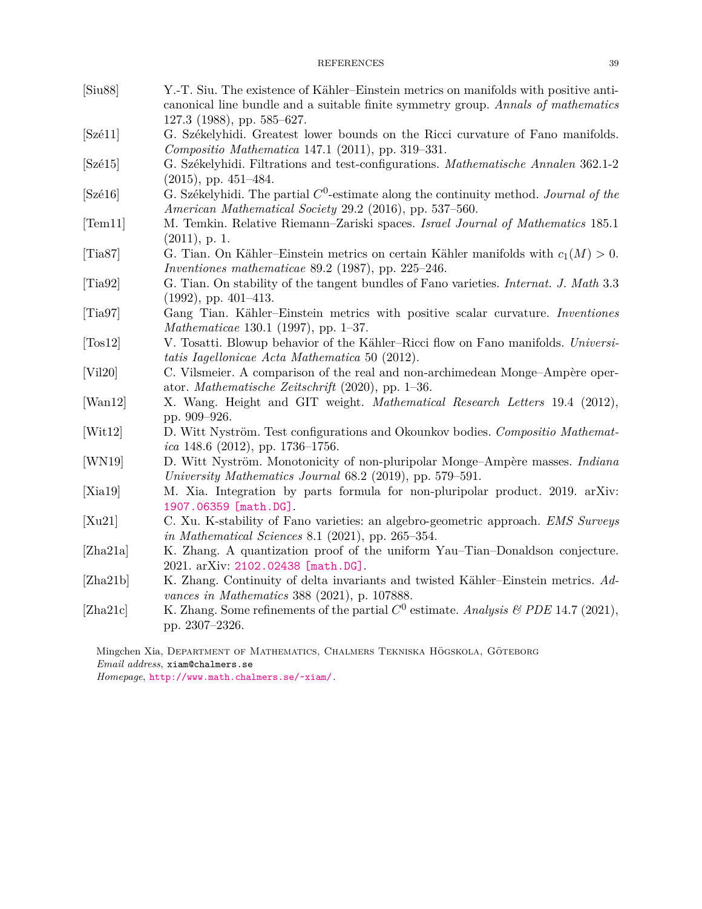[Siu88] Y.-T. Siu. The existence of Kähler–Einstein metrics on manifolds with positive anticanonical line bundle and a suitable finite symmetry group. *Annals of mathematics* 127.3 (1988), pp. 585–627.

[Szé11] G. Székelyhidi. Greatest lower bounds on the Ricci curvature of Fano manifolds. *Compositio Mathematica* 147.1 (2011), pp. 319–331.

[Szé15] G. Székelyhidi. Filtrations and test-configurations. *Mathematische Annalen* 362.1-2 (2015), pp. 451–484.

[Szé16] G. Székelyhidi. The partial $C^0$-estimate along the continuity method. *Journal of the American Mathematical Society* 29.2 (2016), pp. 537–560.

[Tem11] M. Temkin. Relative Riemann–Zariski spaces. *Israel Journal of Mathematics* 185.1 (2011), p. 1.

[Tia87] G. Tian. On Kähler–Einstein metrics on certain Kähler manifolds with $c_1(M) > 0$. *Inventiones mathematicae* 89.2 (1987), pp. 225–246.

[Tia92] G. Tian. On stability of the tangent bundles of Fano varieties. *Internat. J. Math* 3.3 (1992), pp. 401–413.

[Tia97] Gang Tian. Kähler–Einstein metrics with positive scalar curvature. *Inventiones Mathematicae* 130.1 (1997), pp. 1–37.

[Tos12] V. Tosatti. Blowup behavior of the Kähler–Ricci flow on Fano manifolds. *Universitatis Iagellonicae Acta Mathematica* 50 (2012).

[Vil20] C. Vilsmeier. A comparison of the real and non-archimedean Monge–Ampère operator. *Mathematische Zeitschrift* (2020), pp. 1–36.

[Wan12] X. Wang. Height and GIT weight. *Mathematical Research Letters* 19.4 (2012), pp. 909–926.

[Wit12] D. Witt Nyström. Test configurations and Okounkov bodies. *Compositio Mathematica* 148.6 (2012), pp. 1736–1756.

[WN19] D. Witt Nyström. Monotonicity of non-pluripolar Monge–Ampère masses. *Indiana University Mathematics Journal* 68.2 (2019), pp. 579–591.

[Xia19] M. Xia. Integration by parts formula for non-pluripolar product. 2019. arXiv: 1907.06359 [math.DG].

[Xu21] C. Xu. K-stability of Fano varieties: an algebro-geometric approach. *EMS Surveys in Mathematical Sciences* 8.1 (2021), pp. 265–354.

[Zha21a] K. Zhang. A quantization proof of the uniform Yau–Tian–Donaldson conjecture. 2021. arXiv: 2102.02438 [math.DG].

[Zha21b] K. Zhang. Continuity of delta invariants and twisted Kähler–Einstein metrics. *Advances in Mathematics* 388 (2021), p. 107888.

[Zha21c] K. Zhang. Some refinements of the partial $C^0$ estimate. *Analysis & PDE* 14.7 (2021), pp. 2307–2326.

Mingchen Xia, Department of Mathematics, Chalmers Tekniska Högskola, Göteborg
*Email address*, xiam@chalmers.se
*Homepage*, http://www.math.chalmers.se/~xiam/.